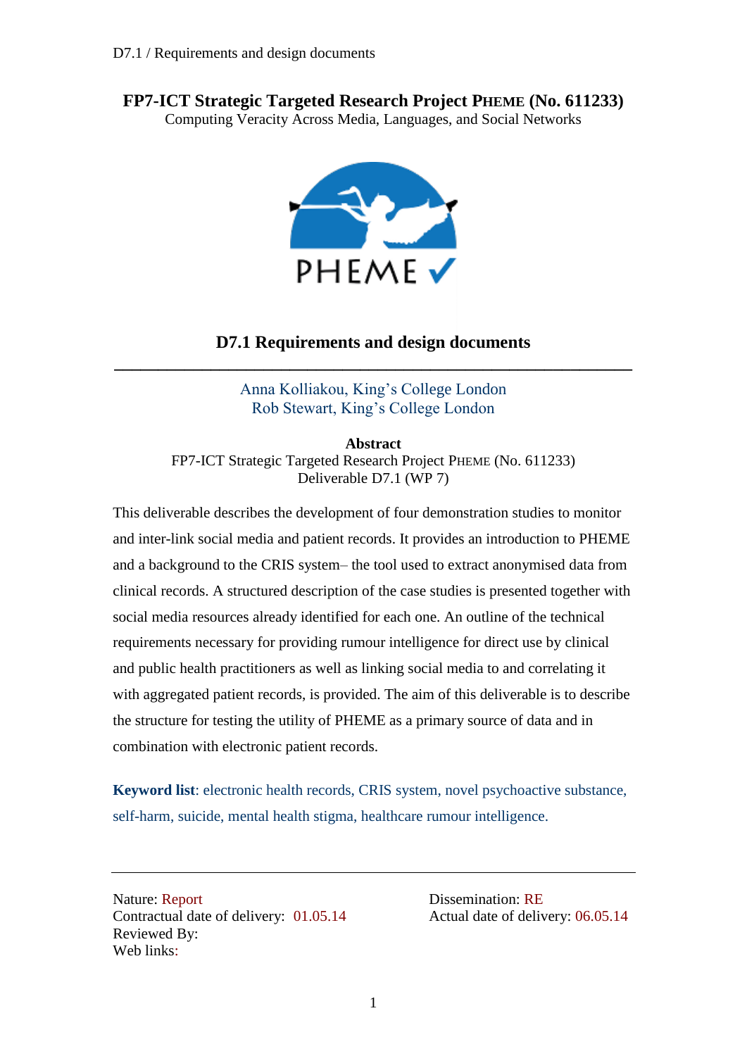**FP7-ICT Strategic Targeted Research Project PHEME (No. 611233)**
Computing Veracity Across Media, Languages, and Social Networks

# D7.1 Requirements and design documents

---

Anna Kolliakou, King's College London
Rob Stewart, King's College London

**Abstract**
FP7-ICT Strategic Targeted Research Project PHEME (No. 611233)
Deliverable D7.1 (WP 7)

This deliverable describes the development of four demonstration studies to monitor and inter-link social media and patient records. It provides an introduction to PHEME and a background to the CRIS system– the tool used to extract anonymised data from clinical records. A structured description of the case studies is presented together with social media resources already identified for each one. An outline of the technical requirements necessary for providing rumour intelligence for direct use by clinical and public health practitioners as well as linking social media to and correlating it with aggregated patient records, is provided. The aim of this deliverable is to describe the structure for testing the utility of PHEME as a primary source of data and in combination with electronic patient records.

**Keyword list**: electronic health records, CRIS system, novel psychoactive substance, self-harm, suicide, mental health stigma, healthcare rumour intelligence.

---

Nature: Report
Contractual date of delivery: 01.05.14
Reviewed By:
Web links:

Dissemination: RE
Actual date of delivery: 06.05.14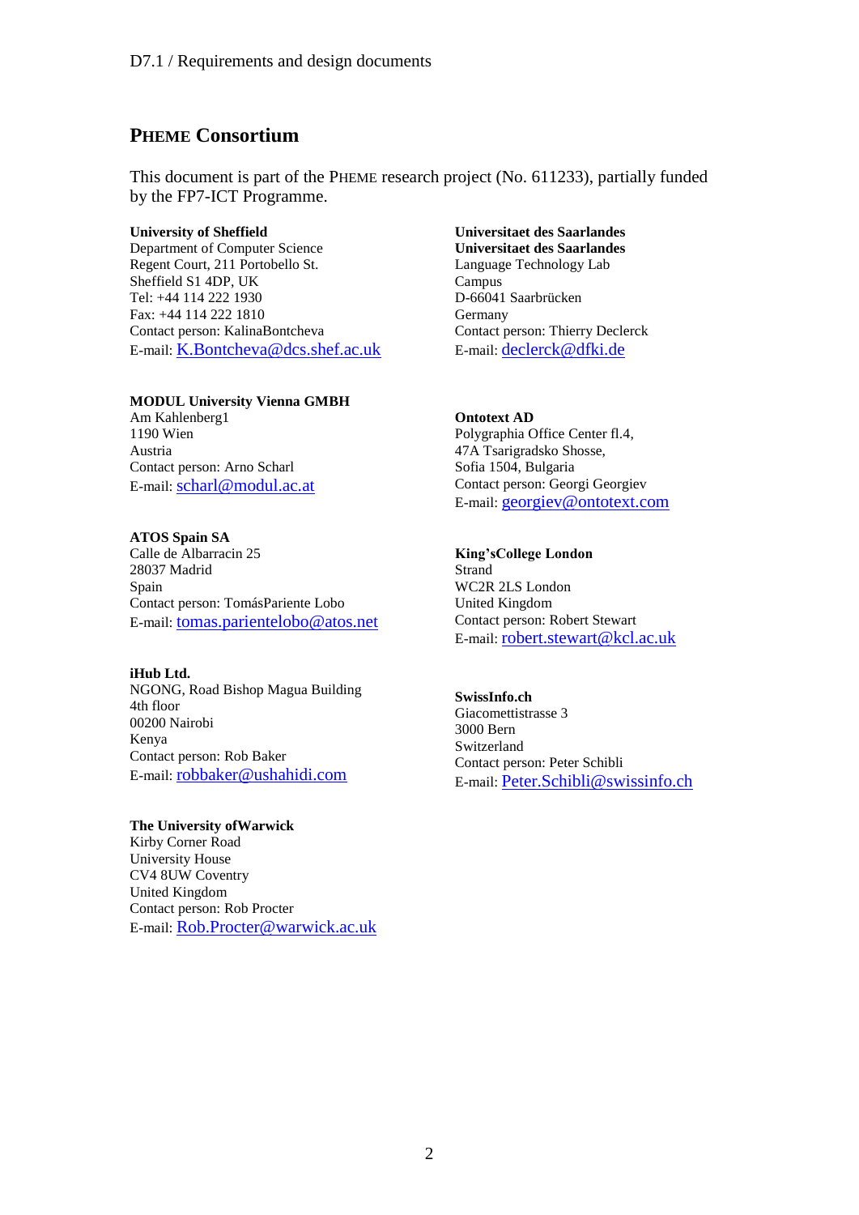## PHEME Consortium

This document is part of the PHEME research project (No. 611233), partially funded by the FP7-ICT Programme.

**University of Sheffield**
Department of Computer Science
Regent Court, 211 Portobello St.
Sheffield S1 4DP, UK
Tel: +44 114 222 1930
Fax: +44 114 222 1810
Contact person: KalinaBontcheva
E-mail: K.Bontcheva@dcs.shef.ac.uk

**Universitaet des Saarlandes**
**Universitaet des Saarlandes**
Language Technology Lab
Campus
D-66041 Saarbrücken
Germany
Contact person: Thierry Declerck
E-mail: declerck@dfki.de

**MODUL University Vienna GMBH**
Am Kahlenberg1
1190 Wien
Austria
Contact person: Arno Scharl
E-mail: scharl@modul.ac.at

**Ontotext AD**
Polygraphia Office Center fl.4,
47A Tsarigradsko Shosse,
Sofia 1504, Bulgaria
Contact person: Georgi Georgiev
E-mail: georgiev@ontotext.com

**ATOS Spain SA**
Calle de Albarracin 25
28037 Madrid
Spain
Contact person: TomásPariente Lobo
E-mail: tomas.parientelobo@atos.net

**King'sCollege London**
Strand
WC2R 2LS London
United Kingdom
Contact person: Robert Stewart
E-mail: robert.stewart@kcl.ac.uk

**iHub Ltd.**
NGONG, Road Bishop Magua Building
4th floor
00200 Nairobi
Kenya
Contact person: Rob Baker
E-mail: robbaker@ushahidi.com

**SwissInfo.ch**
Giacomettistrasse 3
3000 Bern
Switzerland
Contact person: Peter Schibli
E-mail: Peter.Schibli@swissinfo.ch

**The University ofWarwick**
Kirby Corner Road
University House
CV4 8UW Coventry
United Kingdom
Contact person: Rob Procter
E-mail: Rob.Procter@warwick.ac.uk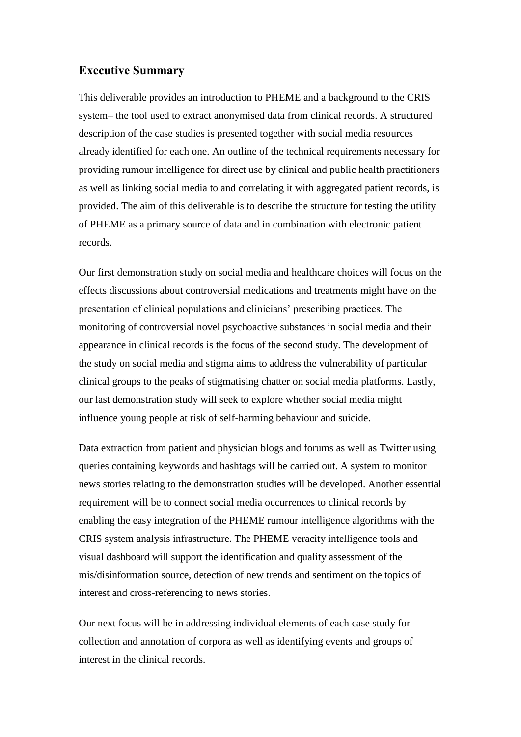## Executive Summary

This deliverable provides an introduction to PHEME and a background to the CRIS system– the tool used to extract anonymised data from clinical records. A structured description of the case studies is presented together with social media resources already identified for each one. An outline of the technical requirements necessary for providing rumour intelligence for direct use by clinical and public health practitioners as well as linking social media to and correlating it with aggregated patient records, is provided. The aim of this deliverable is to describe the structure for testing the utility of PHEME as a primary source of data and in combination with electronic patient records.

Our first demonstration study on social media and healthcare choices will focus on the effects discussions about controversial medications and treatments might have on the presentation of clinical populations and clinicians' prescribing practices. The monitoring of controversial novel psychoactive substances in social media and their appearance in clinical records is the focus of the second study. The development of the study on social media and stigma aims to address the vulnerability of particular clinical groups to the peaks of stigmatising chatter on social media platforms. Lastly, our last demonstration study will seek to explore whether social media might influence young people at risk of self-harming behaviour and suicide.

Data extraction from patient and physician blogs and forums as well as Twitter using queries containing keywords and hashtags will be carried out. A system to monitor news stories relating to the demonstration studies will be developed. Another essential requirement will be to connect social media occurrences to clinical records by enabling the easy integration of the PHEME rumour intelligence algorithms with the CRIS system analysis infrastructure. The PHEME veracity intelligence tools and visual dashboard will support the identification and quality assessment of the mis/disinformation source, detection of new trends and sentiment on the topics of interest and cross-referencing to news stories.

Our next focus will be in addressing individual elements of each case study for collection and annotation of corpora as well as identifying events and groups of interest in the clinical records.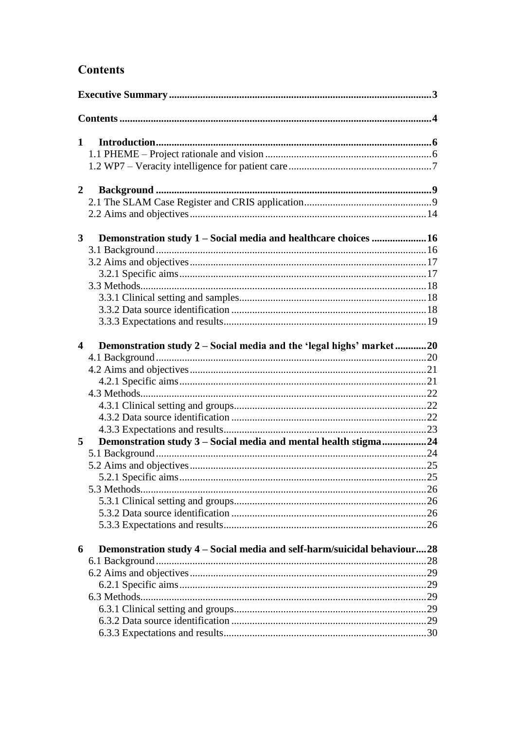# Contents

**Executive Summary** .......... 3

**Contents** .......... 4

**1 Introduction** .......... 6
- 1.1 PHEME – Project rationale and vision .......... 6
- 1.2 WP7 – Veracity intelligence for patient care .......... 7

**2 Background** .......... 9
- 2.1 The SLAM Case Register and CRIS application .......... 9
- 2.2 Aims and objectives .......... 14

**3 Demonstration study 1 – Social media and healthcare choices** .......... 16
- 3.1 Background .......... 16
- 3.2 Aims and objectives .......... 17
  - 3.2.1 Specific aims .......... 17
- 3.3 Methods .......... 18
  - 3.3.1 Clinical setting and samples .......... 18
  - 3.3.2 Data source identification .......... 18
  - 3.3.3 Expectations and results .......... 19

**4 Demonstration study 2 – Social media and the 'legal highs' market** .......... 20
- 4.1 Background .......... 20
- 4.2 Aims and objectives .......... 21
  - 4.2.1 Specific aims .......... 21
- 4.3 Methods .......... 22
  - 4.3.1 Clinical setting and groups .......... 22
  - 4.3.2 Data source identification .......... 22
  - 4.3.3 Expectations and results .......... 23

**5 Demonstration study 3 – Social media and mental health stigma** .......... 24
- 5.1 Background .......... 24
- 5.2 Aims and objectives .......... 25
  - 5.2.1 Specific aims .......... 25
- 5.3 Methods .......... 26
  - 5.3.1 Clinical setting and groups .......... 26
  - 5.3.2 Data source identification .......... 26
  - 5.3.3 Expectations and results .......... 26

**6 Demonstration study 4 – Social media and self-harm/suicidal behaviour** .......... 28
- 6.1 Background .......... 28
- 6.2 Aims and objectives .......... 29
  - 6.2.1 Specific aims .......... 29
- 6.3 Methods .......... 29
  - 6.3.1 Clinical setting and groups .......... 29
  - 6.3.2 Data source identification .......... 29
  - 6.3.3 Expectations and results .......... 30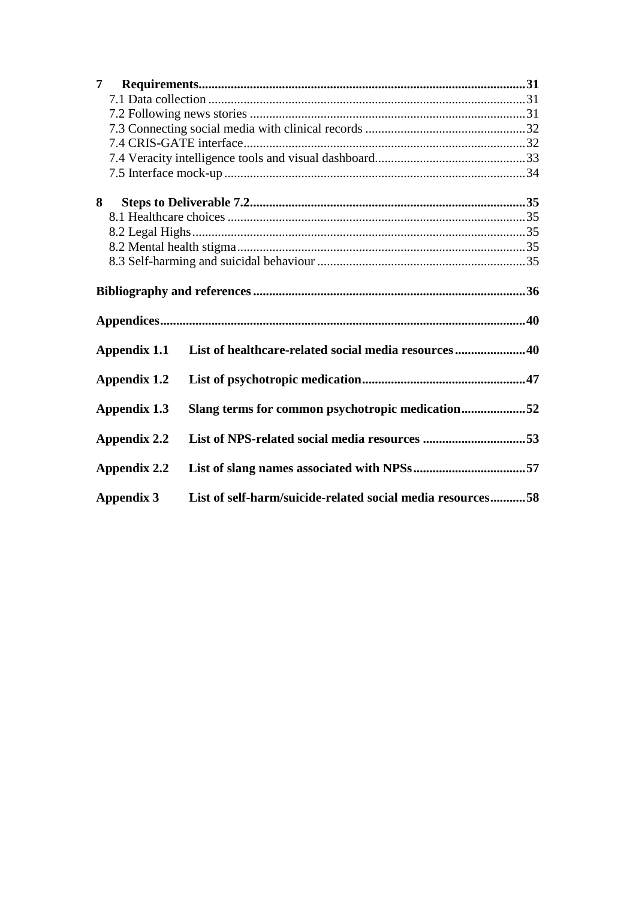**7 Requirements** .......... **31**

7.1 Data collection .......... 31

7.2 Following news stories .......... 31

7.3 Connecting social media with clinical records .......... 32

7.4 CRIS-GATE interface .......... 32

7.4 Veracity intelligence tools and visual dashboard .......... 33

7.5 Interface mock-up .......... 34

**8 Steps to Deliverable 7.2** .......... **35**

8.1 Healthcare choices .......... 35

8.2 Legal Highs .......... 35

8.2 Mental health stigma .......... 35

8.3 Self-harming and suicidal behaviour .......... 35

**Bibliography and references** .......... **36**

**Appendices** .......... **40**

**Appendix 1.1 List of healthcare-related social media resources** .......... **40**

**Appendix 1.2 List of psychotropic medication** .......... **47**

**Appendix 1.3 Slang terms for common psychotropic medication** .......... **52**

**Appendix 2.2 List of NPS-related social media resources** .......... **53**

**Appendix 2.2 List of slang names associated with NPSs** .......... **57**

**Appendix 3 List of self-harm/suicide-related social media resources** .......... **58**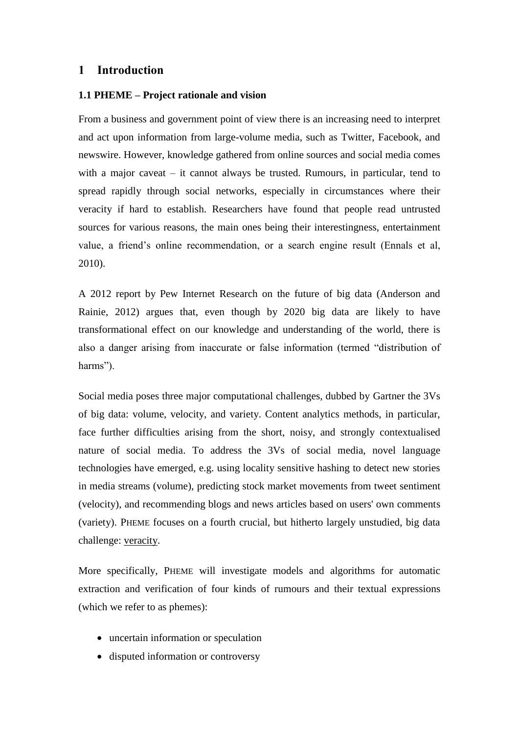# 1 Introduction

## 1.1 PHEME – Project rationale and vision

From a business and government point of view there is an increasing need to interpret and act upon information from large-volume media, such as Twitter, Facebook, and newswire. However, knowledge gathered from online sources and social media comes with a major caveat – it cannot always be trusted. Rumours, in particular, tend to spread rapidly through social networks, especially in circumstances where their veracity if hard to establish. Researchers have found that people read untrusted sources for various reasons, the main ones being their interestingness, entertainment value, a friend's online recommendation, or a search engine result (Ennals et al, 2010).

A 2012 report by Pew Internet Research on the future of big data (Anderson and Rainie, 2012) argues that, even though by 2020 big data are likely to have transformational effect on our knowledge and understanding of the world, there is also a danger arising from inaccurate or false information (termed "distribution of harms").

Social media poses three major computational challenges, dubbed by Gartner the 3Vs of big data: volume, velocity, and variety. Content analytics methods, in particular, face further difficulties arising from the short, noisy, and strongly contextualised nature of social media. To address the 3Vs of social media, novel language technologies have emerged, e.g. using locality sensitive hashing to detect new stories in media streams (volume), predicting stock market movements from tweet sentiment (velocity), and recommending blogs and news articles based on users' own comments (variety). PHEME focuses on a fourth crucial, but hitherto largely unstudied, big data challenge: veracity.

More specifically, PHEME will investigate models and algorithms for automatic extraction and verification of four kinds of rumours and their textual expressions (which we refer to as phemes):

- uncertain information or speculation
- disputed information or controversy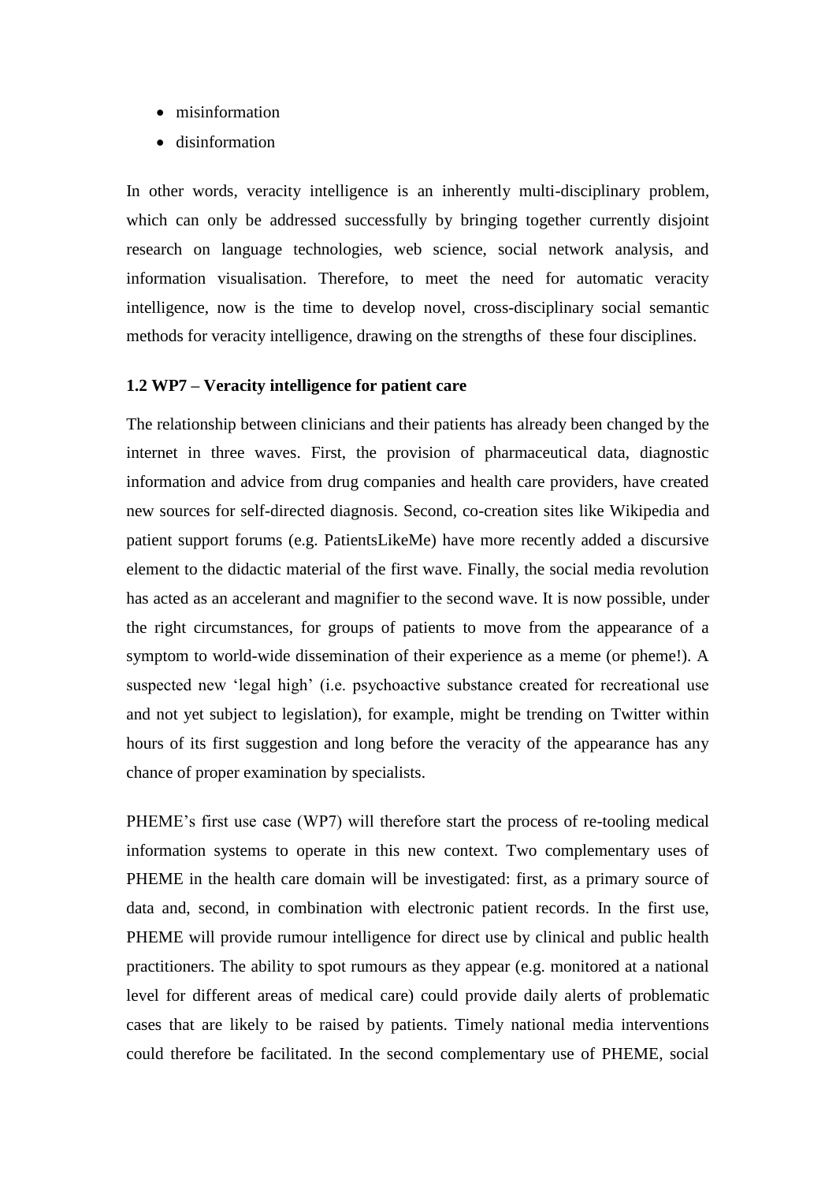- misinformation
- disinformation

In other words, veracity intelligence is an inherently multi-disciplinary problem, which can only be addressed successfully by bringing together currently disjoint research on language technologies, web science, social network analysis, and information visualisation. Therefore, to meet the need for automatic veracity intelligence, now is the time to develop novel, cross-disciplinary social semantic methods for veracity intelligence, drawing on the strengths of these four disciplines.

### 1.2 WP7 – Veracity intelligence for patient care

The relationship between clinicians and their patients has already been changed by the internet in three waves. First, the provision of pharmaceutical data, diagnostic information and advice from drug companies and health care providers, have created new sources for self-directed diagnosis. Second, co-creation sites like Wikipedia and patient support forums (e.g. PatientsLikeMe) have more recently added a discursive element to the didactic material of the first wave. Finally, the social media revolution has acted as an accelerant and magnifier to the second wave. It is now possible, under the right circumstances, for groups of patients to move from the appearance of a symptom to world-wide dissemination of their experience as a meme (or pheme!). A suspected new 'legal high' (i.e. psychoactive substance created for recreational use and not yet subject to legislation), for example, might be trending on Twitter within hours of its first suggestion and long before the veracity of the appearance has any chance of proper examination by specialists.

PHEME's first use case (WP7) will therefore start the process of re-tooling medical information systems to operate in this new context. Two complementary uses of PHEME in the health care domain will be investigated: first, as a primary source of data and, second, in combination with electronic patient records. In the first use, PHEME will provide rumour intelligence for direct use by clinical and public health practitioners. The ability to spot rumours as they appear (e.g. monitored at a national level for different areas of medical care) could provide daily alerts of problematic cases that are likely to be raised by patients. Timely national media interventions could therefore be facilitated. In the second complementary use of PHEME, social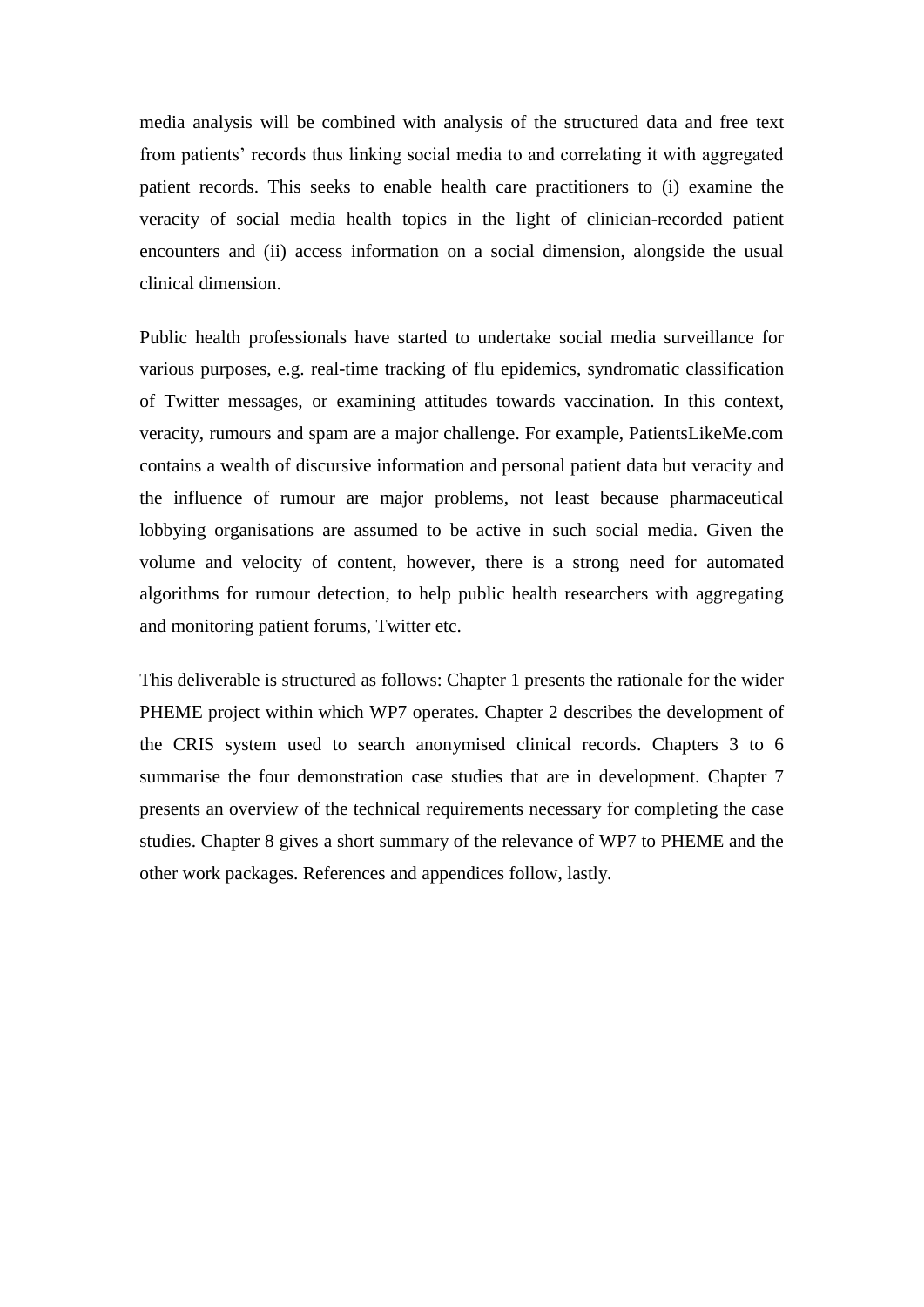media analysis will be combined with analysis of the structured data and free text from patients' records thus linking social media to and correlating it with aggregated patient records. This seeks to enable health care practitioners to (i) examine the veracity of social media health topics in the light of clinician-recorded patient encounters and (ii) access information on a social dimension, alongside the usual clinical dimension.

Public health professionals have started to undertake social media surveillance for various purposes, e.g. real-time tracking of flu epidemics, syndromatic classification of Twitter messages, or examining attitudes towards vaccination. In this context, veracity, rumours and spam are a major challenge. For example, PatientsLikeMe.com contains a wealth of discursive information and personal patient data but veracity and the influence of rumour are major problems, not least because pharmaceutical lobbying organisations are assumed to be active in such social media. Given the volume and velocity of content, however, there is a strong need for automated algorithms for rumour detection, to help public health researchers with aggregating and monitoring patient forums, Twitter etc.

This deliverable is structured as follows: Chapter 1 presents the rationale for the wider PHEME project within which WP7 operates. Chapter 2 describes the development of the CRIS system used to search anonymised clinical records. Chapters 3 to 6 summarise the four demonstration case studies that are in development. Chapter 7 presents an overview of the technical requirements necessary for completing the case studies. Chapter 8 gives a short summary of the relevance of WP7 to PHEME and the other work packages. References and appendices follow, lastly.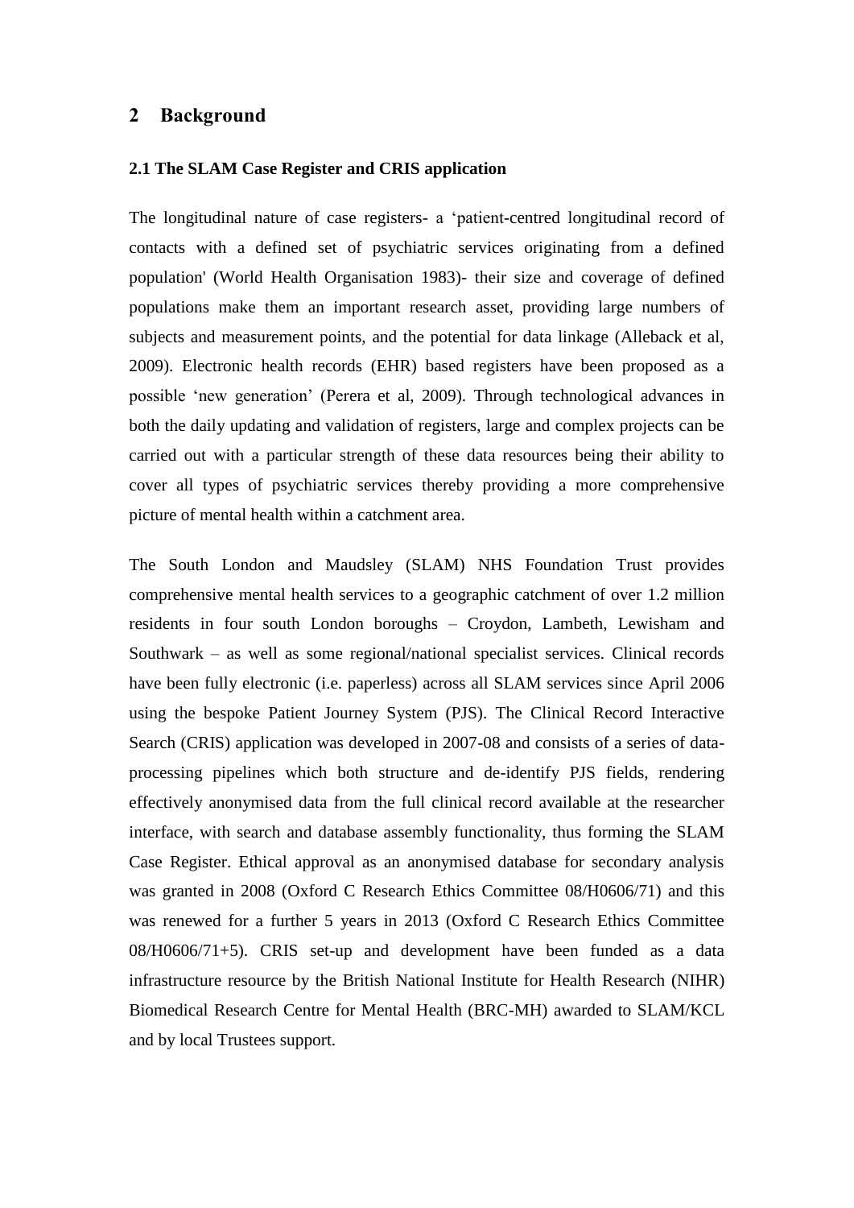## 2 Background

### 2.1 The SLAM Case Register and CRIS application

The longitudinal nature of case registers- a 'patient-centred longitudinal record of contacts with a defined set of psychiatric services originating from a defined population' (World Health Organisation 1983)- their size and coverage of defined populations make them an important research asset, providing large numbers of subjects and measurement points, and the potential for data linkage (Alleback et al, 2009). Electronic health records (EHR) based registers have been proposed as a possible 'new generation' (Perera et al, 2009). Through technological advances in both the daily updating and validation of registers, large and complex projects can be carried out with a particular strength of these data resources being their ability to cover all types of psychiatric services thereby providing a more comprehensive picture of mental health within a catchment area.

The South London and Maudsley (SLAM) NHS Foundation Trust provides comprehensive mental health services to a geographic catchment of over 1.2 million residents in four south London boroughs – Croydon, Lambeth, Lewisham and Southwark – as well as some regional/national specialist services. Clinical records have been fully electronic (i.e. paperless) across all SLAM services since April 2006 using the bespoke Patient Journey System (PJS). The Clinical Record Interactive Search (CRIS) application was developed in 2007-08 and consists of a series of data-processing pipelines which both structure and de-identify PJS fields, rendering effectively anonymised data from the full clinical record available at the researcher interface, with search and database assembly functionality, thus forming the SLAM Case Register. Ethical approval as an anonymised database for secondary analysis was granted in 2008 (Oxford C Research Ethics Committee 08/H0606/71) and this was renewed for a further 5 years in 2013 (Oxford C Research Ethics Committee 08/H0606/71+5). CRIS set-up and development have been funded as a data infrastructure resource by the British National Institute for Health Research (NIHR) Biomedical Research Centre for Mental Health (BRC-MH) awarded to SLAM/KCL and by local Trustees support.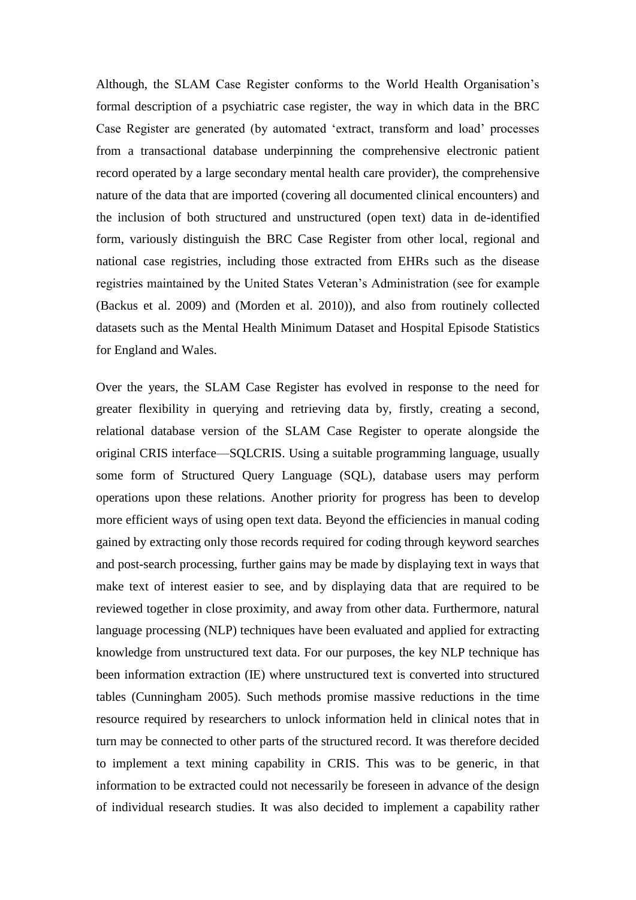Although, the SLAM Case Register conforms to the World Health Organisation's formal description of a psychiatric case register, the way in which data in the BRC Case Register are generated (by automated 'extract, transform and load' processes from a transactional database underpinning the comprehensive electronic patient record operated by a large secondary mental health care provider), the comprehensive nature of the data that are imported (covering all documented clinical encounters) and the inclusion of both structured and unstructured (open text) data in de-identified form, variously distinguish the BRC Case Register from other local, regional and national case registries, including those extracted from EHRs such as the disease registries maintained by the United States Veteran's Administration (see for example (Backus et al. 2009) and (Morden et al. 2010)), and also from routinely collected datasets such as the Mental Health Minimum Dataset and Hospital Episode Statistics for England and Wales.

Over the years, the SLAM Case Register has evolved in response to the need for greater flexibility in querying and retrieving data by, firstly, creating a second, relational database version of the SLAM Case Register to operate alongside the original CRIS interface—SQLCRIS. Using a suitable programming language, usually some form of Structured Query Language (SQL), database users may perform operations upon these relations. Another priority for progress has been to develop more efficient ways of using open text data. Beyond the efficiencies in manual coding gained by extracting only those records required for coding through keyword searches and post-search processing, further gains may be made by displaying text in ways that make text of interest easier to see, and by displaying data that are required to be reviewed together in close proximity, and away from other data. Furthermore, natural language processing (NLP) techniques have been evaluated and applied for extracting knowledge from unstructured text data. For our purposes, the key NLP technique has been information extraction (IE) where unstructured text is converted into structured tables (Cunningham 2005). Such methods promise massive reductions in the time resource required by researchers to unlock information held in clinical notes that in turn may be connected to other parts of the structured record. It was therefore decided to implement a text mining capability in CRIS. This was to be generic, in that information to be extracted could not necessarily be foreseen in advance of the design of individual research studies. It was also decided to implement a capability rather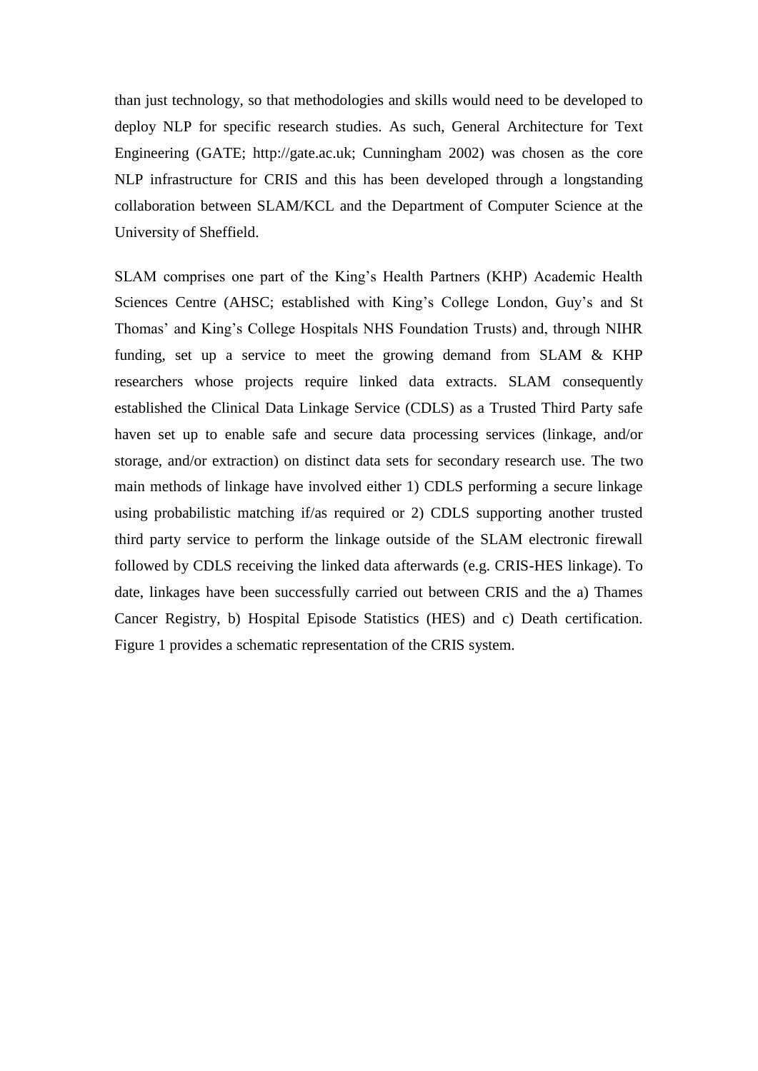than just technology, so that methodologies and skills would need to be developed to deploy NLP for specific research studies. As such, General Architecture for Text Engineering (GATE; http://gate.ac.uk; Cunningham 2002) was chosen as the core NLP infrastructure for CRIS and this has been developed through a longstanding collaboration between SLAM/KCL and the Department of Computer Science at the University of Sheffield.

SLAM comprises one part of the King's Health Partners (KHP) Academic Health Sciences Centre (AHSC; established with King's College London, Guy's and St Thomas' and King's College Hospitals NHS Foundation Trusts) and, through NIHR funding, set up a service to meet the growing demand from SLAM & KHP researchers whose projects require linked data extracts. SLAM consequently established the Clinical Data Linkage Service (CDLS) as a Trusted Third Party safe haven set up to enable safe and secure data processing services (linkage, and/or storage, and/or extraction) on distinct data sets for secondary research use. The two main methods of linkage have involved either 1) CDLS performing a secure linkage using probabilistic matching if/as required or 2) CDLS supporting another trusted third party service to perform the linkage outside of the SLAM electronic firewall followed by CDLS receiving the linked data afterwards (e.g. CRIS-HES linkage). To date, linkages have been successfully carried out between CRIS and the a) Thames Cancer Registry, b) Hospital Episode Statistics (HES) and c) Death certification. Figure 1 provides a schematic representation of the CRIS system.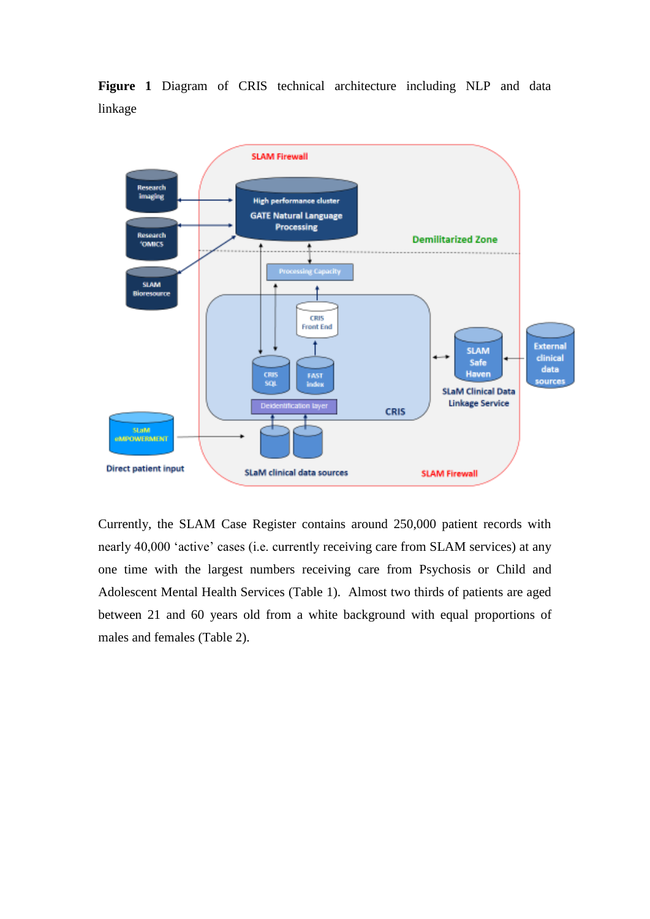**Figure 1** Diagram of CRIS technical architecture including NLP and data linkage

Currently, the SLAM Case Register contains around 250,000 patient records with nearly 40,000 'active' cases (i.e. currently receiving care from SLAM services) at any one time with the largest numbers receiving care from Psychosis or Child and Adolescent Mental Health Services (Table 1). Almost two thirds of patients are aged between 21 and 60 years old from a white background with equal proportions of males and females (Table 2).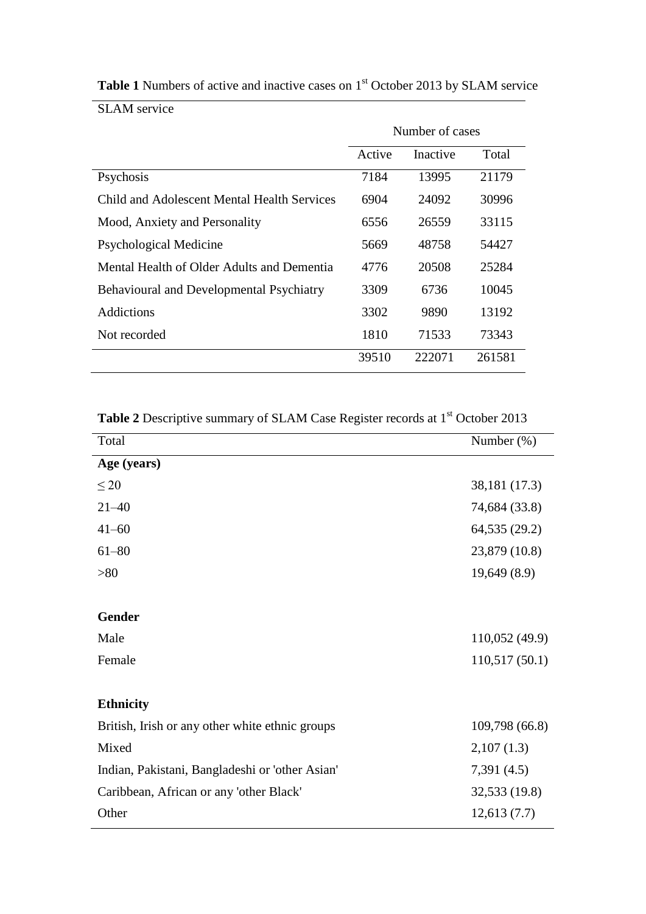**Table 1** Numbers of active and inactive cases on 1st October 2013 by SLAM service

| SLAM service | Number of cases | | |
|---|---|---|---|
| | Active | Inactive | Total |
| Psychosis | 7184 | 13995 | 21179 |
| Child and Adolescent Mental Health Services | 6904 | 24092 | 30996 |
| Mood, Anxiety and Personality | 6556 | 26559 | 33115 |
| Psychological Medicine | 5669 | 48758 | 54427 |
| Mental Health of Older Adults and Dementia | 4776 | 20508 | 25284 |
| Behavioural and Developmental Psychiatry | 3309 | 6736 | 10045 |
| Addictions | 3302 | 9890 | 13192 |
| Not recorded | 1810 | 71533 | 73343 |
| | 39510 | 222071 | 261581 |

**Table 2** Descriptive summary of SLAM Case Register records at 1st October 2013

| Total | Number (%) |
|---|---|
| **Age (years)** | |
| ≤ 20 | 38,181 (17.3) |
| 21–40 | 74,684 (33.8) |
| 41–60 | 64,535 (29.2) |
| 61–80 | 23,879 (10.8) |
| >80 | 19,649 (8.9) |
| | |
| **Gender** | |
| Male | 110,052 (49.9) |
| Female | 110,517 (50.1) |
| | |
| **Ethnicity** | |
| British, Irish or any other white ethnic groups | 109,798 (66.8) |
| Mixed | 2,107 (1.3) |
| Indian, Pakistani, Bangladeshi or 'other Asian' | 7,391 (4.5) |
| Caribbean, African or any 'other Black' | 32,533 (19.8) |
| Other | 12,613 (7.7) |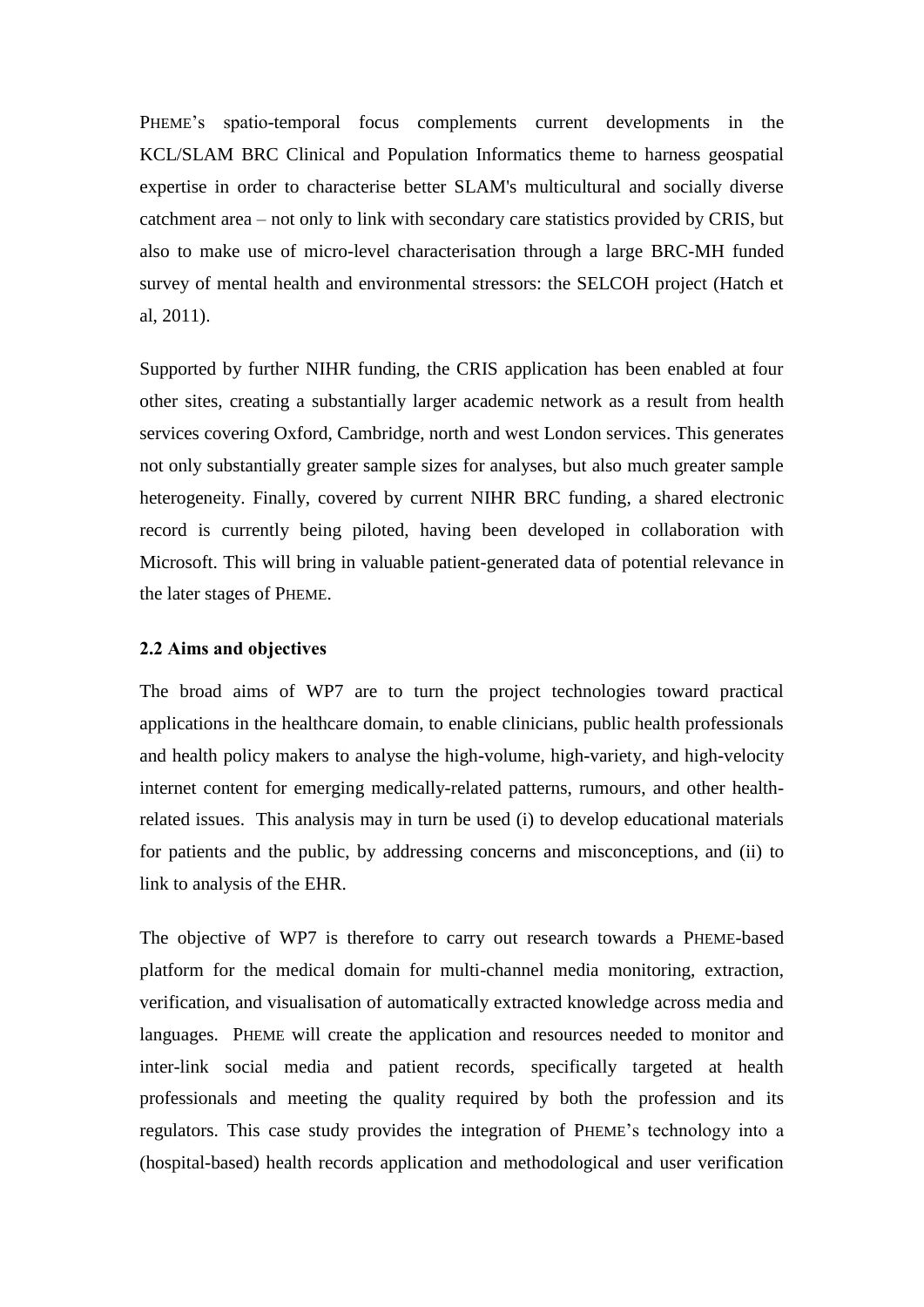PHEME's spatio-temporal focus complements current developments in the KCL/SLAM BRC Clinical and Population Informatics theme to harness geospatial expertise in order to characterise better SLAM's multicultural and socially diverse catchment area – not only to link with secondary care statistics provided by CRIS, but also to make use of micro-level characterisation through a large BRC-MH funded survey of mental health and environmental stressors: the SELCOH project (Hatch et al, 2011).

Supported by further NIHR funding, the CRIS application has been enabled at four other sites, creating a substantially larger academic network as a result from health services covering Oxford, Cambridge, north and west London services. This generates not only substantially greater sample sizes for analyses, but also much greater sample heterogeneity. Finally, covered by current NIHR BRC funding, a shared electronic record is currently being piloted, having been developed in collaboration with Microsoft. This will bring in valuable patient-generated data of potential relevance in the later stages of PHEME.

**2.2 Aims and objectives**

The broad aims of WP7 are to turn the project technologies toward practical applications in the healthcare domain, to enable clinicians, public health professionals and health policy makers to analyse the high-volume, high-variety, and high-velocity internet content for emerging medically-related patterns, rumours, and other health-related issues. This analysis may in turn be used (i) to develop educational materials for patients and the public, by addressing concerns and misconceptions, and (ii) to link to analysis of the EHR.

The objective of WP7 is therefore to carry out research towards a PHEME-based platform for the medical domain for multi-channel media monitoring, extraction, verification, and visualisation of automatically extracted knowledge across media and languages. PHEME will create the application and resources needed to monitor and inter-link social media and patient records, specifically targeted at health professionals and meeting the quality required by both the profession and its regulators. This case study provides the integration of PHEME's technology into a (hospital-based) health records application and methodological and user verification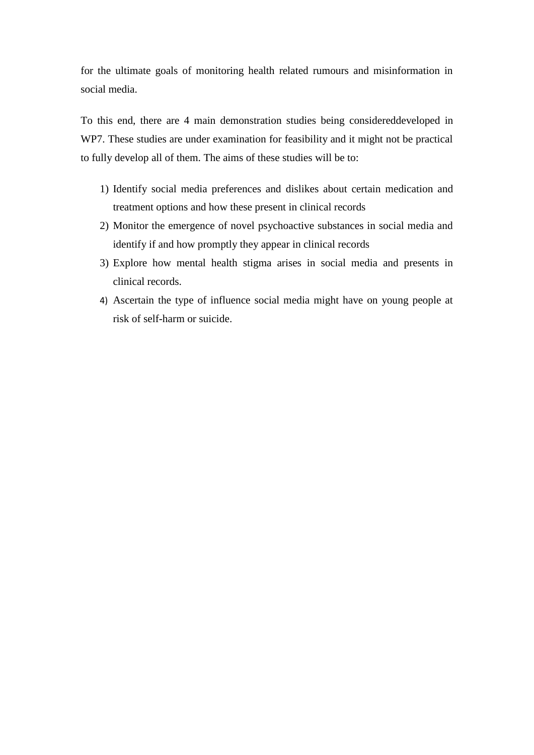for the ultimate goals of monitoring health related rumours and misinformation in social media.

To this end, there are 4 main demonstration studies being considereddeveloped in WP7. These studies are under examination for feasibility and it might not be practical to fully develop all of them. The aims of these studies will be to:

1) Identify social media preferences and dislikes about certain medication and treatment options and how these present in clinical records
2) Monitor the emergence of novel psychoactive substances in social media and identify if and how promptly they appear in clinical records
3) Explore how mental health stigma arises in social media and presents in clinical records.
4) Ascertain the type of influence social media might have on young people at risk of self-harm or suicide.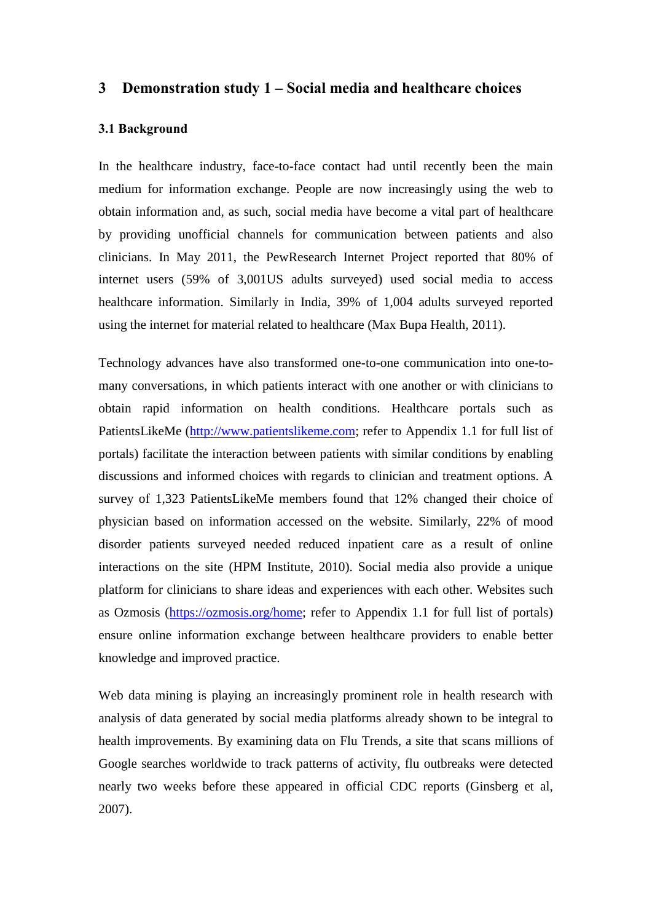# 3 Demonstration study 1 – Social media and healthcare choices

## 3.1 Background

In the healthcare industry, face-to-face contact had until recently been the main medium for information exchange. People are now increasingly using the web to obtain information and, as such, social media have become a vital part of healthcare by providing unofficial channels for communication between patients and also clinicians. In May 2011, the PewResearch Internet Project reported that 80% of internet users (59% of 3,001US adults surveyed) used social media to access healthcare information. Similarly in India, 39% of 1,004 adults surveyed reported using the internet for material related to healthcare (Max Bupa Health, 2011).

Technology advances have also transformed one-to-one communication into one-to-many conversations, in which patients interact with one another or with clinicians to obtain rapid information on health conditions. Healthcare portals such as PatientsLikeMe (http://www.patientslikeme.com; refer to Appendix 1.1 for full list of portals) facilitate the interaction between patients with similar conditions by enabling discussions and informed choices with regards to clinician and treatment options. A survey of 1,323 PatientsLikeMe members found that 12% changed their choice of physician based on information accessed on the website. Similarly, 22% of mood disorder patients surveyed needed reduced inpatient care as a result of online interactions on the site (HPM Institute, 2010). Social media also provide a unique platform for clinicians to share ideas and experiences with each other. Websites such as Ozmosis (https://ozmosis.org/home; refer to Appendix 1.1 for full list of portals) ensure online information exchange between healthcare providers to enable better knowledge and improved practice.

Web data mining is playing an increasingly prominent role in health research with analysis of data generated by social media platforms already shown to be integral to health improvements. By examining data on Flu Trends, a site that scans millions of Google searches worldwide to track patterns of activity, flu outbreaks were detected nearly two weeks before these appeared in official CDC reports (Ginsberg et al, 2007).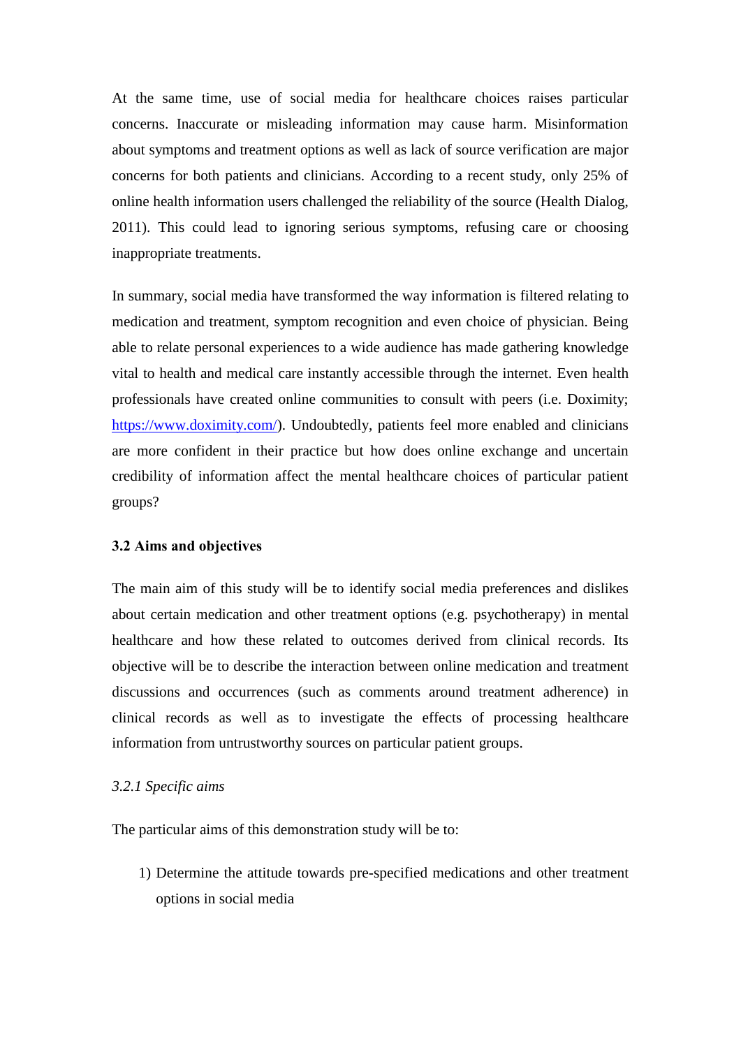At the same time, use of social media for healthcare choices raises particular concerns. Inaccurate or misleading information may cause harm. Misinformation about symptoms and treatment options as well as lack of source verification are major concerns for both patients and clinicians. According to a recent study, only 25% of online health information users challenged the reliability of the source (Health Dialog, 2011). This could lead to ignoring serious symptoms, refusing care or choosing inappropriate treatments.

In summary, social media have transformed the way information is filtered relating to medication and treatment, symptom recognition and even choice of physician. Being able to relate personal experiences to a wide audience has made gathering knowledge vital to health and medical care instantly accessible through the internet. Even health professionals have created online communities to consult with peers (i.e. Doximity; [https://www.doximity.com/](https://www.doximity.com/)). Undoubtedly, patients feel more enabled and clinicians are more confident in their practice but how does online exchange and uncertain credibility of information affect the mental healthcare choices of particular patient groups?

### 3.2 Aims and objectives

The main aim of this study will be to identify social media preferences and dislikes about certain medication and other treatment options (e.g. psychotherapy) in mental healthcare and how these related to outcomes derived from clinical records. Its objective will be to describe the interaction between online medication and treatment discussions and occurrences (such as comments around treatment adherence) in clinical records as well as to investigate the effects of processing healthcare information from untrustworthy sources on particular patient groups.

#### *3.2.1 Specific aims*

The particular aims of this demonstration study will be to:

1) Determine the attitude towards pre-specified medications and other treatment options in social media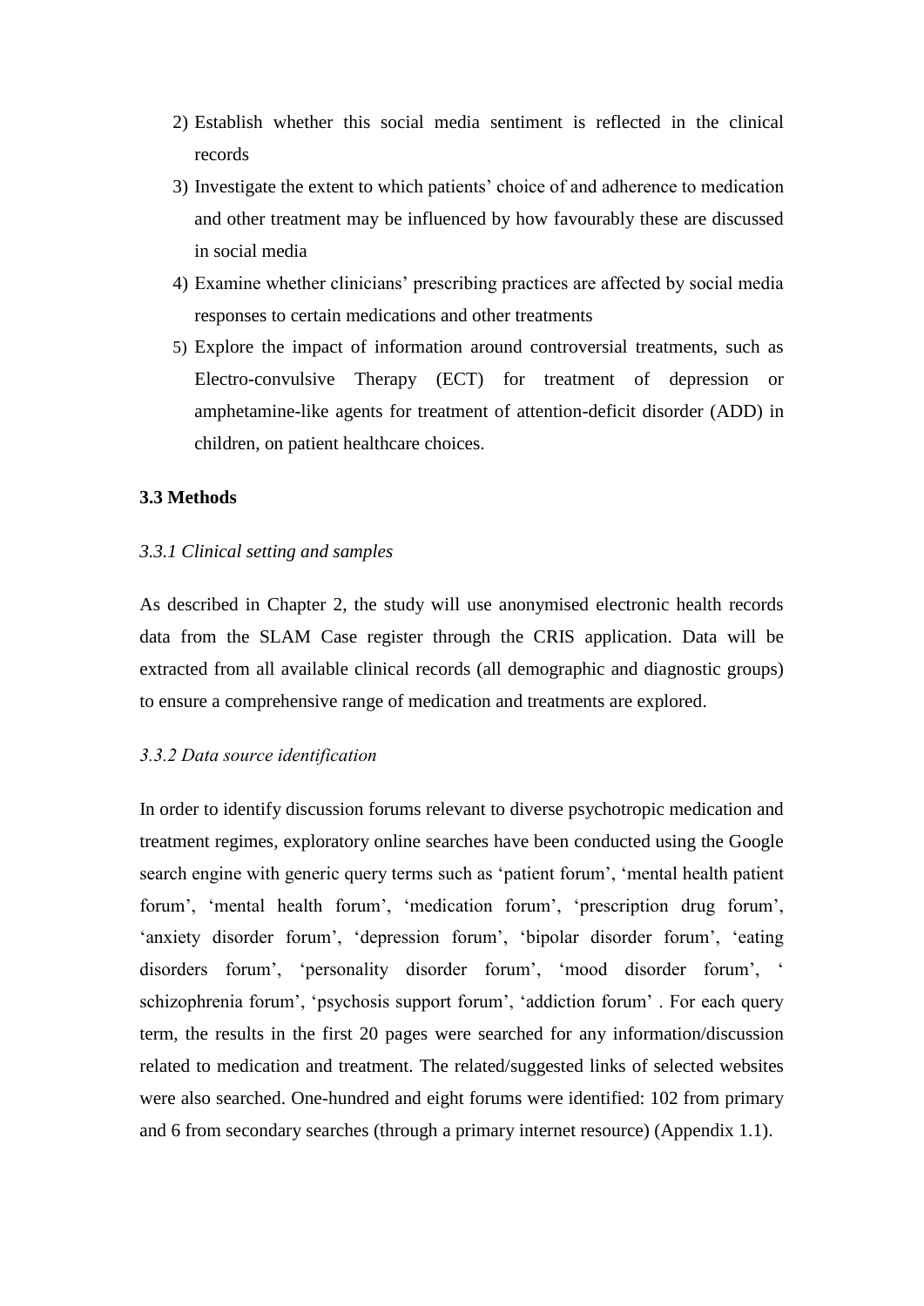2) Establish whether this social media sentiment is reflected in the clinical records
3) Investigate the extent to which patients' choice of and adherence to medication and other treatment may be influenced by how favourably these are discussed in social media
4) Examine whether clinicians' prescribing practices are affected by social media responses to certain medications and other treatments
5) Explore the impact of information around controversial treatments, such as Electro-convulsive Therapy (ECT) for treatment of depression or amphetamine-like agents for treatment of attention-deficit disorder (ADD) in children, on patient healthcare choices.

### 3.3 Methods

#### *3.3.1 Clinical setting and samples*

As described in Chapter 2, the study will use anonymised electronic health records data from the SLAM Case register through the CRIS application. Data will be extracted from all available clinical records (all demographic and diagnostic groups) to ensure a comprehensive range of medication and treatments are explored.

#### *3.3.2 Data source identification*

In order to identify discussion forums relevant to diverse psychotropic medication and treatment regimes, exploratory online searches have been conducted using the Google search engine with generic query terms such as 'patient forum', 'mental health patient forum', 'mental health forum', 'medication forum', 'prescription drug forum', 'anxiety disorder forum', 'depression forum', 'bipolar disorder forum', 'eating disorders forum', 'personality disorder forum', 'mood disorder forum', ' schizophrenia forum', 'psychosis support forum', 'addiction forum' . For each query term, the results in the first 20 pages were searched for any information/discussion related to medication and treatment. The related/suggested links of selected websites were also searched. One-hundred and eight forums were identified: 102 from primary and 6 from secondary searches (through a primary internet resource) (Appendix 1.1).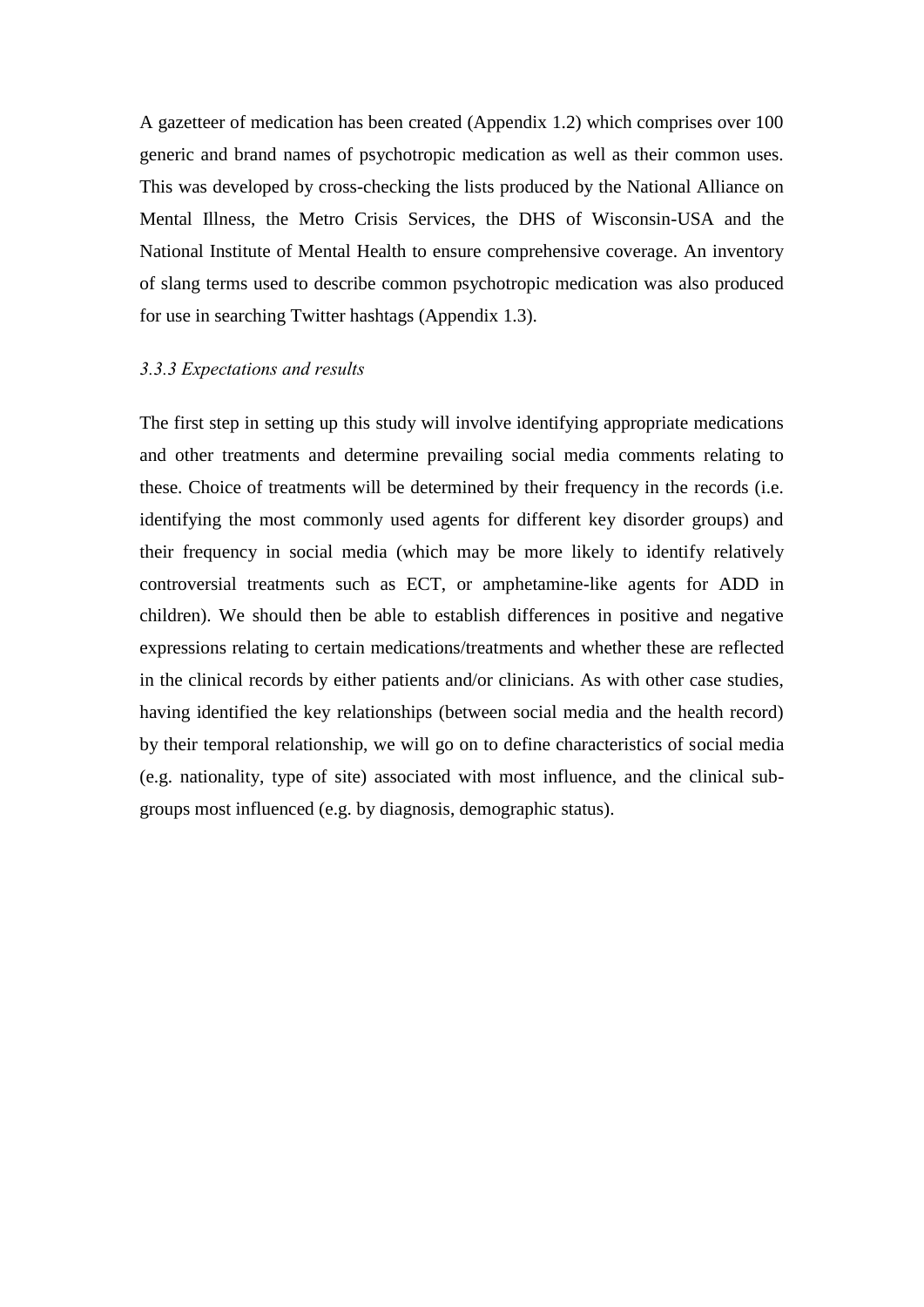A gazetteer of medication has been created (Appendix 1.2) which comprises over 100 generic and brand names of psychotropic medication as well as their common uses. This was developed by cross-checking the lists produced by the National Alliance on Mental Illness, the Metro Crisis Services, the DHS of Wisconsin-USA and the National Institute of Mental Health to ensure comprehensive coverage. An inventory of slang terms used to describe common psychotropic medication was also produced for use in searching Twitter hashtags (Appendix 1.3).

### *3.3.3 Expectations and results*

The first step in setting up this study will involve identifying appropriate medications and other treatments and determine prevailing social media comments relating to these. Choice of treatments will be determined by their frequency in the records (i.e. identifying the most commonly used agents for different key disorder groups) and their frequency in social media (which may be more likely to identify relatively controversial treatments such as ECT, or amphetamine-like agents for ADD in children). We should then be able to establish differences in positive and negative expressions relating to certain medications/treatments and whether these are reflected in the clinical records by either patients and/or clinicians. As with other case studies, having identified the key relationships (between social media and the health record) by their temporal relationship, we will go on to define characteristics of social media (e.g. nationality, type of site) associated with most influence, and the clinical sub-groups most influenced (e.g. by diagnosis, demographic status).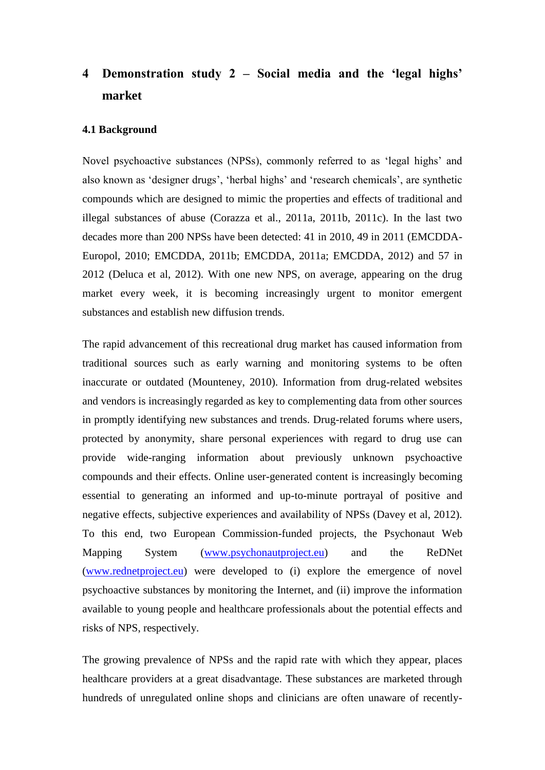# 4 Demonstration study 2 – Social media and the 'legal highs' market

### 4.1 Background

Novel psychoactive substances (NPSs), commonly referred to as 'legal highs' and also known as 'designer drugs', 'herbal highs' and 'research chemicals', are synthetic compounds which are designed to mimic the properties and effects of traditional and illegal substances of abuse (Corazza et al., 2011a, 2011b, 2011c). In the last two decades more than 200 NPSs have been detected: 41 in 2010, 49 in 2011 (EMCDDA-Europol, 2010; EMCDDA, 2011b; EMCDDA, 2011a; EMCDDA, 2012) and 57 in 2012 (Deluca et al, 2012). With one new NPS, on average, appearing on the drug market every week, it is becoming increasingly urgent to monitor emergent substances and establish new diffusion trends.

The rapid advancement of this recreational drug market has caused information from traditional sources such as early warning and monitoring systems to be often inaccurate or outdated (Mounteney, 2010). Information from drug-related websites and vendors is increasingly regarded as key to complementing data from other sources in promptly identifying new substances and trends. Drug-related forums where users, protected by anonymity, share personal experiences with regard to drug use can provide wide-ranging information about previously unknown psychoactive compounds and their effects. Online user-generated content is increasingly becoming essential to generating an informed and up-to-minute portrayal of positive and negative effects, subjective experiences and availability of NPSs (Davey et al, 2012). To this end, two European Commission-funded projects, the Psychonaut Web Mapping System (www.psychonautproject.eu) and the ReDNet (www.rednetproject.eu) were developed to (i) explore the emergence of novel psychoactive substances by monitoring the Internet, and (ii) improve the information available to young people and healthcare professionals about the potential effects and risks of NPS, respectively.

The growing prevalence of NPSs and the rapid rate with which they appear, places healthcare providers at a great disadvantage. These substances are marketed through hundreds of unregulated online shops and clinicians are often unaware of recently-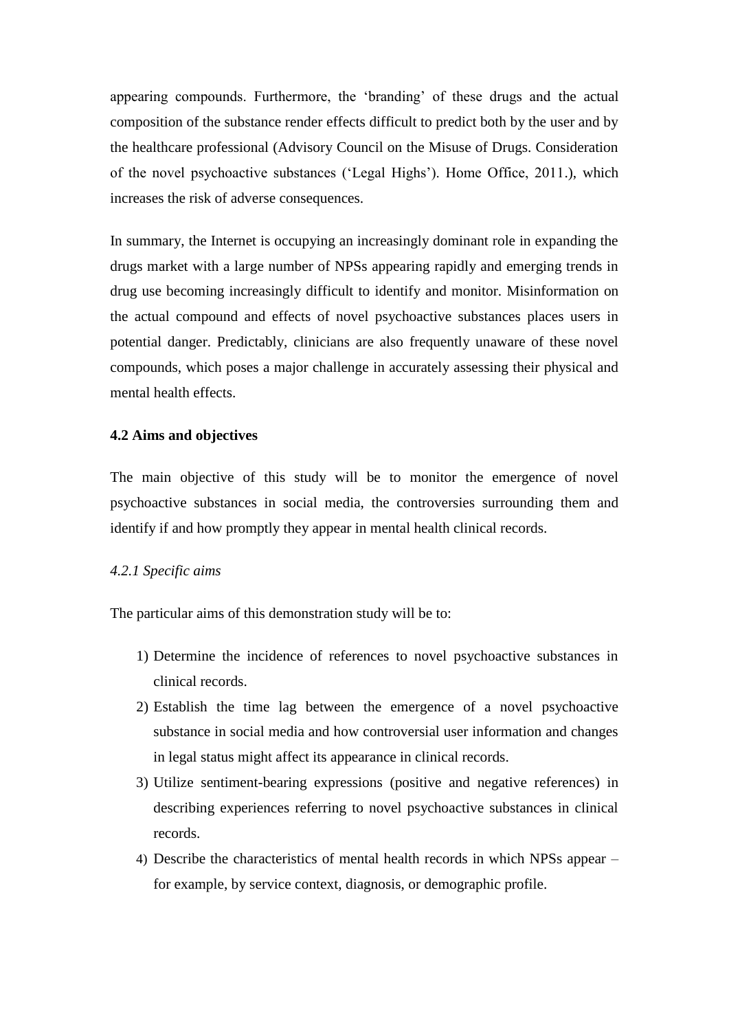appearing compounds. Furthermore, the 'branding' of these drugs and the actual composition of the substance render effects difficult to predict both by the user and by the healthcare professional (Advisory Council on the Misuse of Drugs. Consideration of the novel psychoactive substances ('Legal Highs'). Home Office, 2011.), which increases the risk of adverse consequences.

In summary, the Internet is occupying an increasingly dominant role in expanding the drugs market with a large number of NPSs appearing rapidly and emerging trends in drug use becoming increasingly difficult to identify and monitor. Misinformation on the actual compound and effects of novel psychoactive substances places users in potential danger. Predictably, clinicians are also frequently unaware of these novel compounds, which poses a major challenge in accurately assessing their physical and mental health effects.

### 4.2 Aims and objectives

The main objective of this study will be to monitor the emergence of novel psychoactive substances in social media, the controversies surrounding them and identify if and how promptly they appear in mental health clinical records.

#### *4.2.1 Specific aims*

The particular aims of this demonstration study will be to:

1) Determine the incidence of references to novel psychoactive substances in clinical records.
2) Establish the time lag between the emergence of a novel psychoactive substance in social media and how controversial user information and changes in legal status might affect its appearance in clinical records.
3) Utilize sentiment-bearing expressions (positive and negative references) in describing experiences referring to novel psychoactive substances in clinical records.
4) Describe the characteristics of mental health records in which NPSs appear – for example, by service context, diagnosis, or demographic profile.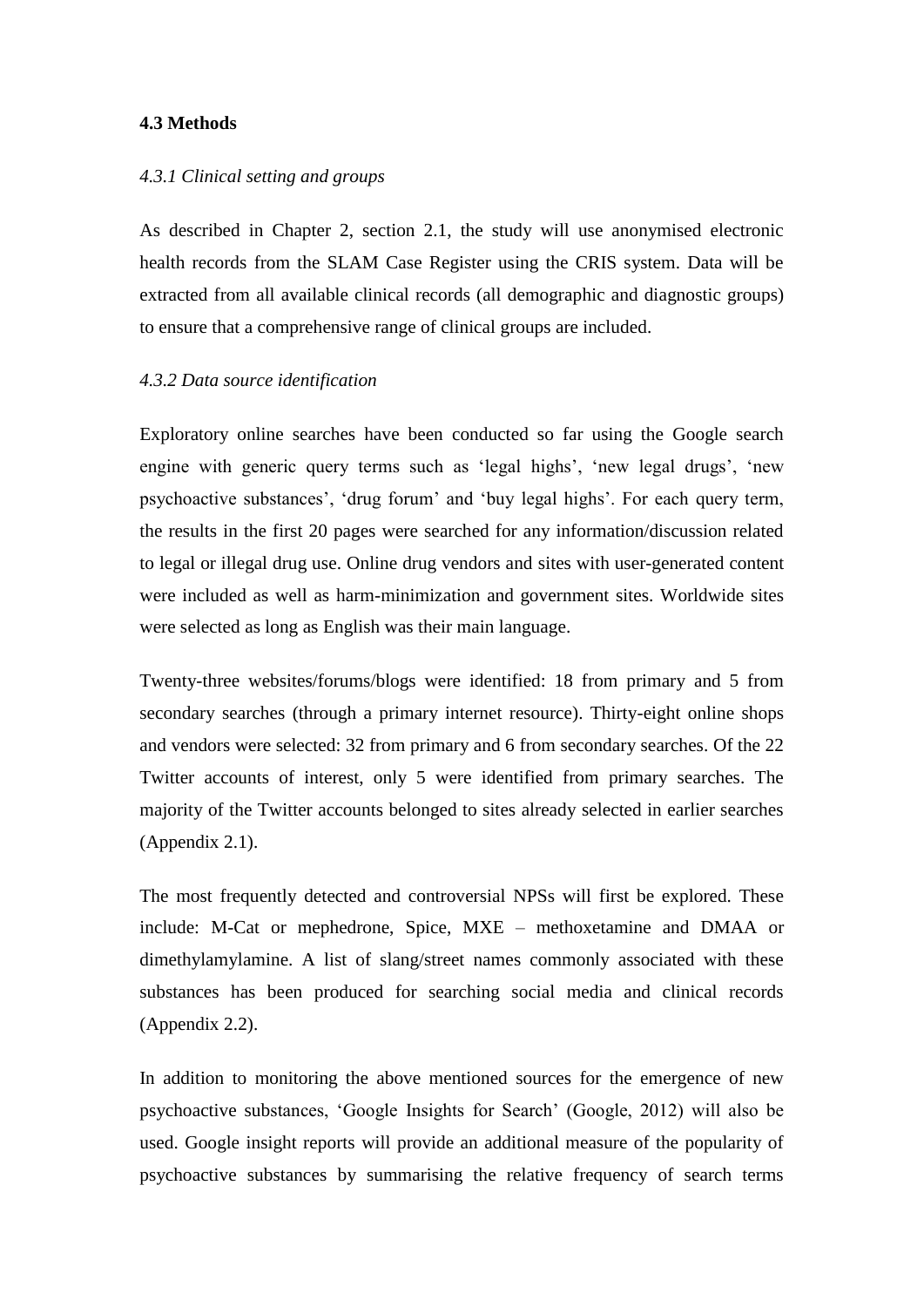**4.3 Methods**

*4.3.1 Clinical setting and groups*

As described in Chapter 2, section 2.1, the study will use anonymised electronic health records from the SLAM Case Register using the CRIS system. Data will be extracted from all available clinical records (all demographic and diagnostic groups) to ensure that a comprehensive range of clinical groups are included.

*4.3.2 Data source identification*

Exploratory online searches have been conducted so far using the Google search engine with generic query terms such as ‘legal highs’, ‘new legal drugs’, ‘new psychoactive substances’, ‘drug forum’ and ‘buy legal highs’. For each query term, the results in the first 20 pages were searched for any information/discussion related to legal or illegal drug use. Online drug vendors and sites with user-generated content were included as well as harm-minimization and government sites. Worldwide sites were selected as long as English was their main language.

Twenty-three websites/forums/blogs were identified: 18 from primary and 5 from secondary searches (through a primary internet resource). Thirty-eight online shops and vendors were selected: 32 from primary and 6 from secondary searches. Of the 22 Twitter accounts of interest, only 5 were identified from primary searches. The majority of the Twitter accounts belonged to sites already selected in earlier searches (Appendix 2.1).

The most frequently detected and controversial NPSs will first be explored. These include: M-Cat or mephedrone, Spice, MXE – methoxetamine and DMAA or dimethylamylamine. A list of slang/street names commonly associated with these substances has been produced for searching social media and clinical records (Appendix 2.2).

In addition to monitoring the above mentioned sources for the emergence of new psychoactive substances, ‘Google Insights for Search’ (Google, 2012) will also be used. Google insight reports will provide an additional measure of the popularity of psychoactive substances by summarising the relative frequency of search terms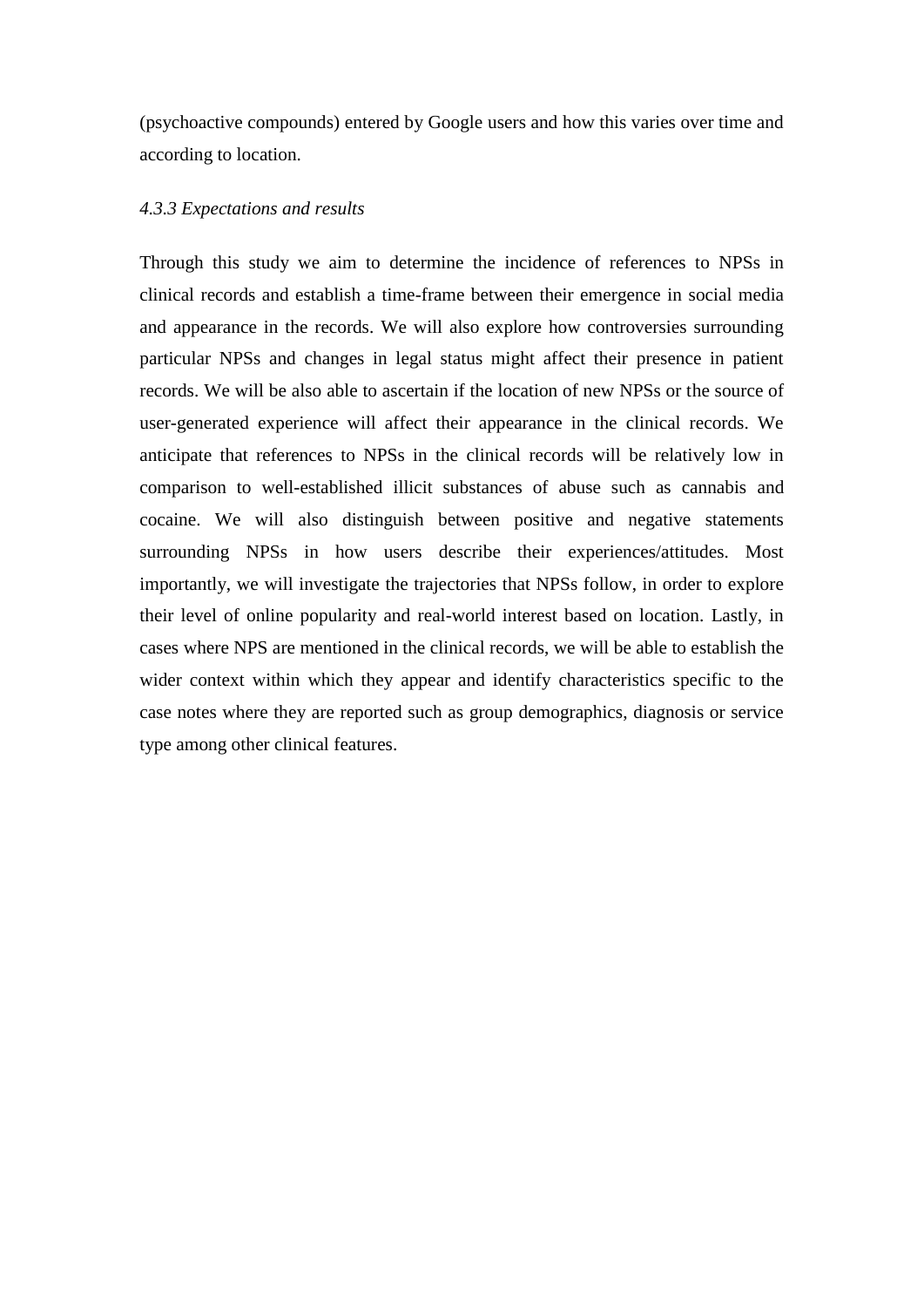(psychoactive compounds) entered by Google users and how this varies over time and according to location.

#### *4.3.3 Expectations and results*

Through this study we aim to determine the incidence of references to NPSs in clinical records and establish a time-frame between their emergence in social media and appearance in the records. We will also explore how controversies surrounding particular NPSs and changes in legal status might affect their presence in patient records. We will be also able to ascertain if the location of new NPSs or the source of user-generated experience will affect their appearance in the clinical records. We anticipate that references to NPSs in the clinical records will be relatively low in comparison to well-established illicit substances of abuse such as cannabis and cocaine. We will also distinguish between positive and negative statements surrounding NPSs in how users describe their experiences/attitudes. Most importantly, we will investigate the trajectories that NPSs follow, in order to explore their level of online popularity and real-world interest based on location. Lastly, in cases where NPS are mentioned in the clinical records, we will be able to establish the wider context within which they appear and identify characteristics specific to the case notes where they are reported such as group demographics, diagnosis or service type among other clinical features.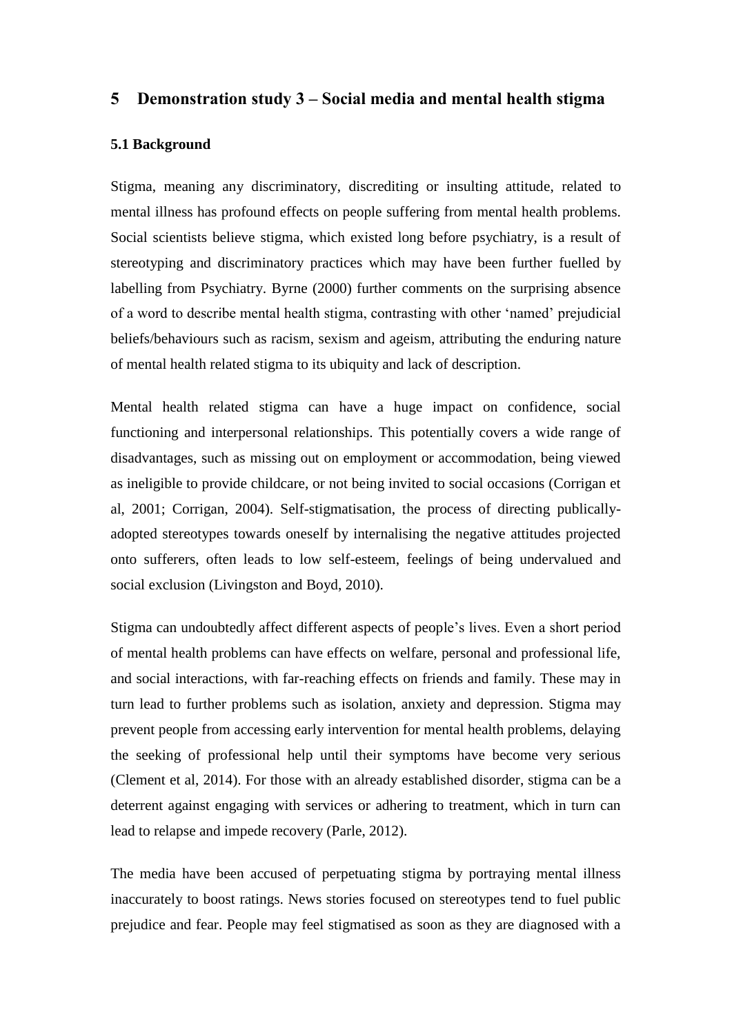# 5 Demonstration study 3 – Social media and mental health stigma

## 5.1 Background

Stigma, meaning any discriminatory, discrediting or insulting attitude, related to mental illness has profound effects on people suffering from mental health problems. Social scientists believe stigma, which existed long before psychiatry, is a result of stereotyping and discriminatory practices which may have been further fuelled by labelling from Psychiatry. Byrne (2000) further comments on the surprising absence of a word to describe mental health stigma, contrasting with other 'named' prejudicial beliefs/behaviours such as racism, sexism and ageism, attributing the enduring nature of mental health related stigma to its ubiquity and lack of description.

Mental health related stigma can have a huge impact on confidence, social functioning and interpersonal relationships. This potentially covers a wide range of disadvantages, such as missing out on employment or accommodation, being viewed as ineligible to provide childcare, or not being invited to social occasions (Corrigan et al, 2001; Corrigan, 2004). Self-stigmatisation, the process of directing publically-adopted stereotypes towards oneself by internalising the negative attitudes projected onto sufferers, often leads to low self-esteem, feelings of being undervalued and social exclusion (Livingston and Boyd, 2010).

Stigma can undoubtedly affect different aspects of people's lives. Even a short period of mental health problems can have effects on welfare, personal and professional life, and social interactions, with far-reaching effects on friends and family. These may in turn lead to further problems such as isolation, anxiety and depression. Stigma may prevent people from accessing early intervention for mental health problems, delaying the seeking of professional help until their symptoms have become very serious (Clement et al, 2014). For those with an already established disorder, stigma can be a deterrent against engaging with services or adhering to treatment, which in turn can lead to relapse and impede recovery (Parle, 2012).

The media have been accused of perpetuating stigma by portraying mental illness inaccurately to boost ratings. News stories focused on stereotypes tend to fuel public prejudice and fear. People may feel stigmatised as soon as they are diagnosed with a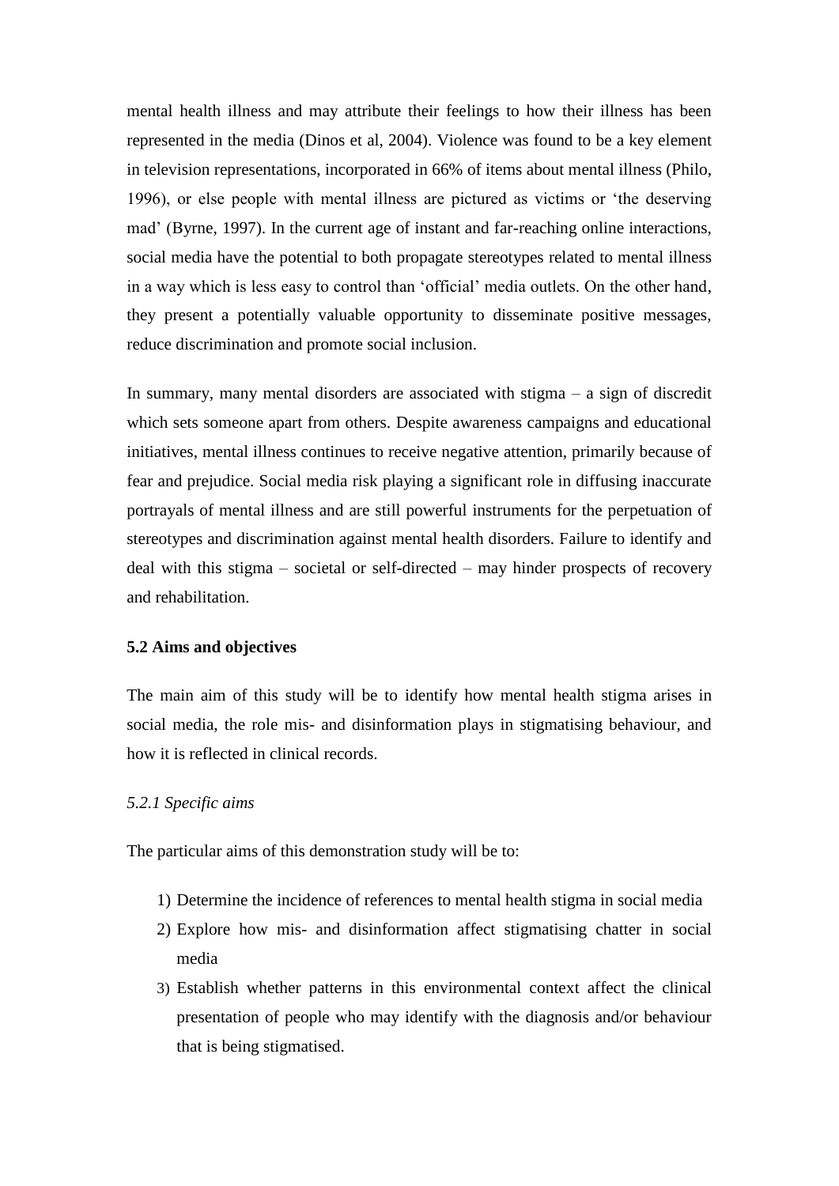mental health illness and may attribute their feelings to how their illness has been represented in the media (Dinos et al, 2004). Violence was found to be a key element in television representations, incorporated in 66% of items about mental illness (Philo, 1996), or else people with mental illness are pictured as victims or 'the deserving mad' (Byrne, 1997). In the current age of instant and far-reaching online interactions, social media have the potential to both propagate stereotypes related to mental illness in a way which is less easy to control than 'official' media outlets. On the other hand, they present a potentially valuable opportunity to disseminate positive messages, reduce discrimination and promote social inclusion.

In summary, many mental disorders are associated with stigma – a sign of discredit which sets someone apart from others. Despite awareness campaigns and educational initiatives, mental illness continues to receive negative attention, primarily because of fear and prejudice. Social media risk playing a significant role in diffusing inaccurate portrayals of mental illness and are still powerful instruments for the perpetuation of stereotypes and discrimination against mental health disorders. Failure to identify and deal with this stigma – societal or self-directed – may hinder prospects of recovery and rehabilitation.

### 5.2 Aims and objectives

The main aim of this study will be to identify how mental health stigma arises in social media, the role mis- and disinformation plays in stigmatising behaviour, and how it is reflected in clinical records.

#### *5.2.1 Specific aims*

The particular aims of this demonstration study will be to:

1) Determine the incidence of references to mental health stigma in social media
2) Explore how mis- and disinformation affect stigmatising chatter in social media
3) Establish whether patterns in this environmental context affect the clinical presentation of people who may identify with the diagnosis and/or behaviour that is being stigmatised.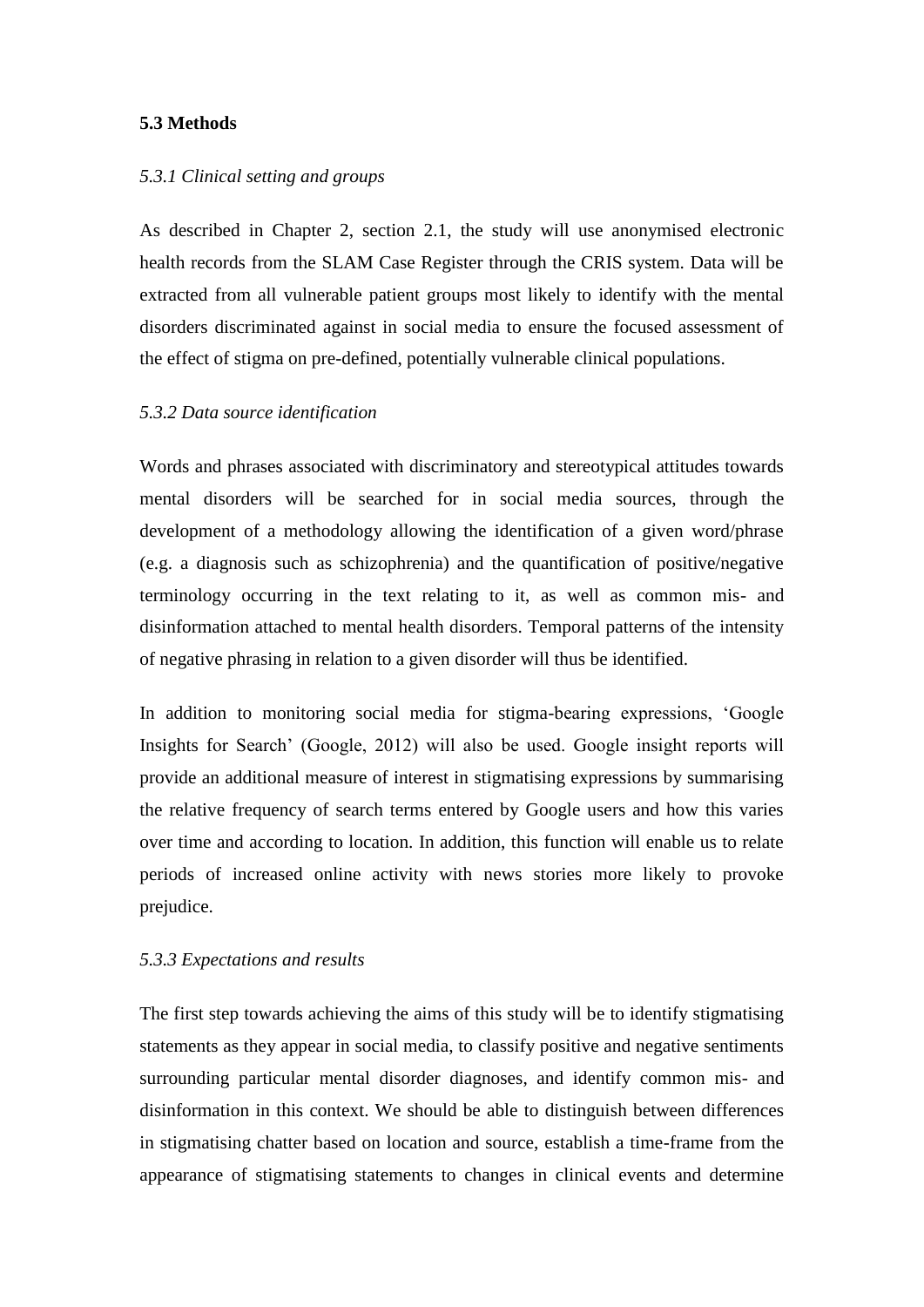### 5.3 Methods

#### *5.3.1 Clinical setting and groups*

As described in Chapter 2, section 2.1, the study will use anonymised electronic health records from the SLAM Case Register through the CRIS system. Data will be extracted from all vulnerable patient groups most likely to identify with the mental disorders discriminated against in social media to ensure the focused assessment of the effect of stigma on pre-defined, potentially vulnerable clinical populations.

#### *5.3.2 Data source identification*

Words and phrases associated with discriminatory and stereotypical attitudes towards mental disorders will be searched for in social media sources, through the development of a methodology allowing the identification of a given word/phrase (e.g. a diagnosis such as schizophrenia) and the quantification of positive/negative terminology occurring in the text relating to it, as well as common mis- and disinformation attached to mental health disorders. Temporal patterns of the intensity of negative phrasing in relation to a given disorder will thus be identified.

In addition to monitoring social media for stigma-bearing expressions, 'Google Insights for Search' (Google, 2012) will also be used. Google insight reports will provide an additional measure of interest in stigmatising expressions by summarising the relative frequency of search terms entered by Google users and how this varies over time and according to location. In addition, this function will enable us to relate periods of increased online activity with news stories more likely to provoke prejudice.

#### *5.3.3 Expectations and results*

The first step towards achieving the aims of this study will be to identify stigmatising statements as they appear in social media, to classify positive and negative sentiments surrounding particular mental disorder diagnoses, and identify common mis- and disinformation in this context. We should be able to distinguish between differences in stigmatising chatter based on location and source, establish a time-frame from the appearance of stigmatising statements to changes in clinical events and determine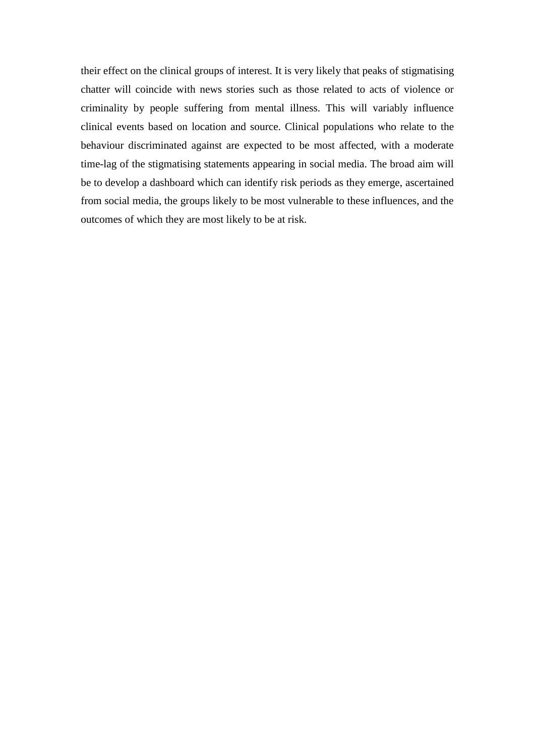their effect on the clinical groups of interest. It is very likely that peaks of stigmatising chatter will coincide with news stories such as those related to acts of violence or criminality by people suffering from mental illness. This will variably influence clinical events based on location and source. Clinical populations who relate to the behaviour discriminated against are expected to be most affected, with a moderate time-lag of the stigmatising statements appearing in social media. The broad aim will be to develop a dashboard which can identify risk periods as they emerge, ascertained from social media, the groups likely to be most vulnerable to these influences, and the outcomes of which they are most likely to be at risk.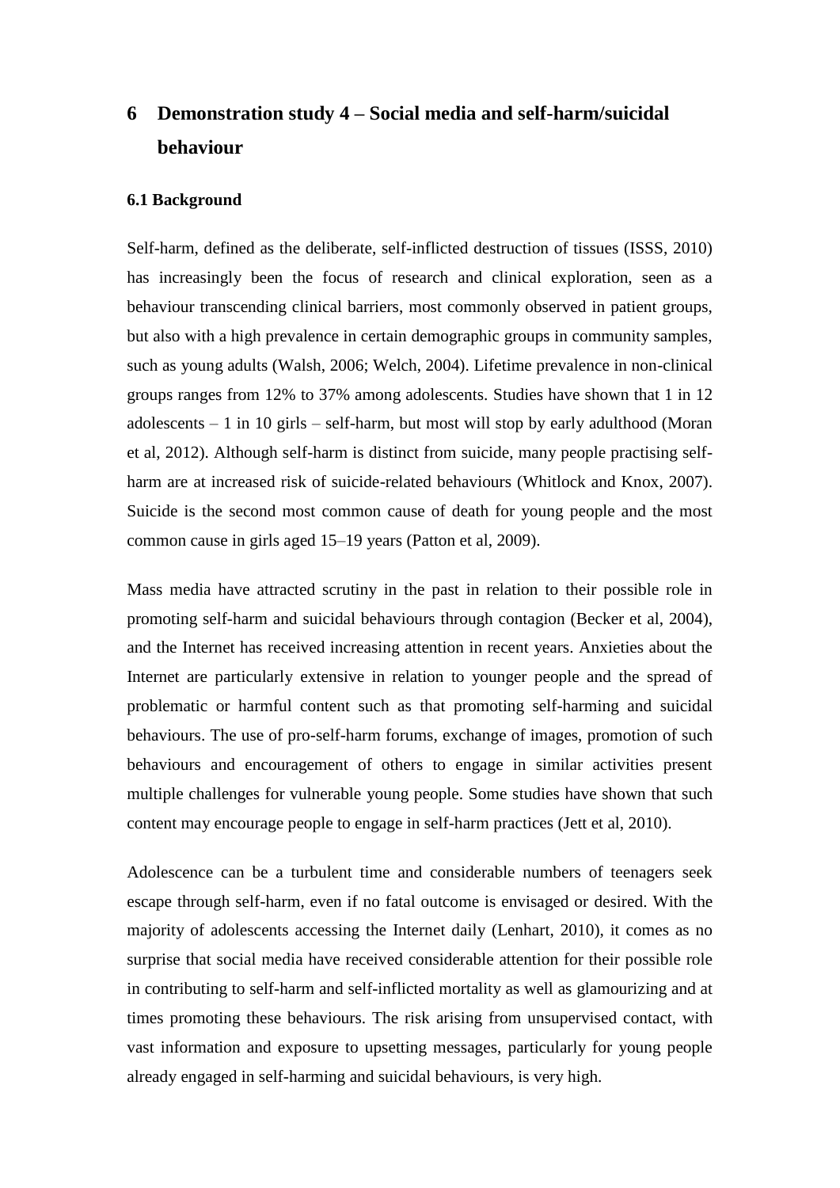# 6 Demonstration study 4 – Social media and self-harm/suicidal behaviour

### 6.1 Background

Self-harm, defined as the deliberate, self-inflicted destruction of tissues (ISSS, 2010) has increasingly been the focus of research and clinical exploration, seen as a behaviour transcending clinical barriers, most commonly observed in patient groups, but also with a high prevalence in certain demographic groups in community samples, such as young adults (Walsh, 2006; Welch, 2004). Lifetime prevalence in non-clinical groups ranges from 12% to 37% among adolescents. Studies have shown that 1 in 12 adolescents – 1 in 10 girls – self-harm, but most will stop by early adulthood (Moran et al, 2012). Although self-harm is distinct from suicide, many people practising self-harm are at increased risk of suicide-related behaviours (Whitlock and Knox, 2007). Suicide is the second most common cause of death for young people and the most common cause in girls aged 15–19 years (Patton et al, 2009).

Mass media have attracted scrutiny in the past in relation to their possible role in promoting self-harm and suicidal behaviours through contagion (Becker et al, 2004), and the Internet has received increasing attention in recent years. Anxieties about the Internet are particularly extensive in relation to younger people and the spread of problematic or harmful content such as that promoting self-harming and suicidal behaviours. The use of pro-self-harm forums, exchange of images, promotion of such behaviours and encouragement of others to engage in similar activities present multiple challenges for vulnerable young people. Some studies have shown that such content may encourage people to engage in self-harm practices (Jett et al, 2010).

Adolescence can be a turbulent time and considerable numbers of teenagers seek escape through self-harm, even if no fatal outcome is envisaged or desired. With the majority of adolescents accessing the Internet daily (Lenhart, 2010), it comes as no surprise that social media have received considerable attention for their possible role in contributing to self-harm and self-inflicted mortality as well as glamourizing and at times promoting these behaviours. The risk arising from unsupervised contact, with vast information and exposure to upsetting messages, particularly for young people already engaged in self-harming and suicidal behaviours, is very high.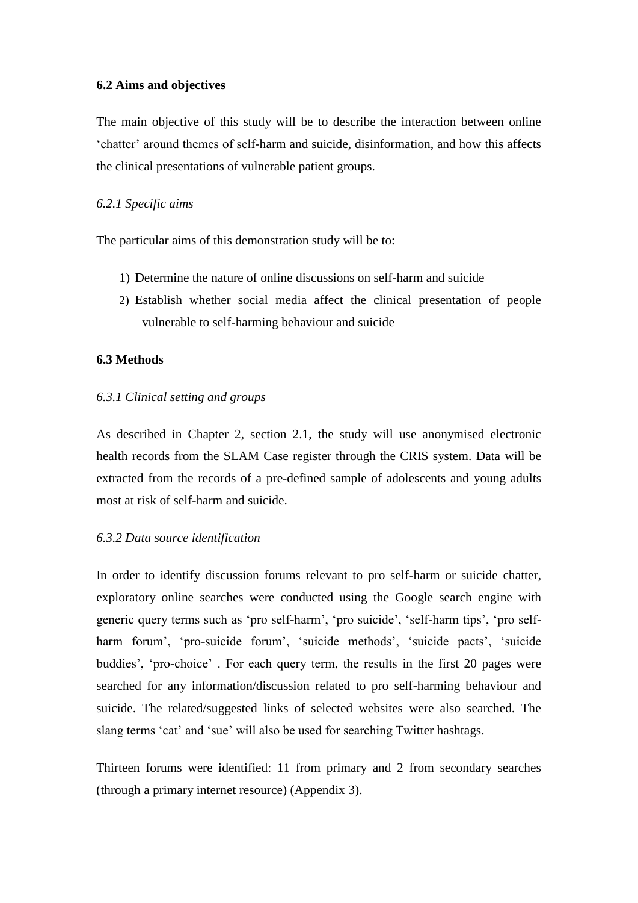## 6.2 Aims and objectives

The main objective of this study will be to describe the interaction between online 'chatter' around themes of self-harm and suicide, disinformation, and how this affects the clinical presentations of vulnerable patient groups.

### *6.2.1 Specific aims*

The particular aims of this demonstration study will be to:

1) Determine the nature of online discussions on self-harm and suicide
2) Establish whether social media affect the clinical presentation of people vulnerable to self-harming behaviour and suicide

## 6.3 Methods

### *6.3.1 Clinical setting and groups*

As described in Chapter 2, section 2.1, the study will use anonymised electronic health records from the SLAM Case register through the CRIS system. Data will be extracted from the records of a pre-defined sample of adolescents and young adults most at risk of self-harm and suicide.

### *6.3.2 Data source identification*

In order to identify discussion forums relevant to pro self-harm or suicide chatter, exploratory online searches were conducted using the Google search engine with generic query terms such as 'pro self-harm', 'pro suicide', 'self-harm tips', 'pro self-harm forum', 'pro-suicide forum', 'suicide methods', 'suicide pacts', 'suicide buddies', 'pro-choice' . For each query term, the results in the first 20 pages were searched for any information/discussion related to pro self-harming behaviour and suicide. The related/suggested links of selected websites were also searched. The slang terms 'cat' and 'sue' will also be used for searching Twitter hashtags.

Thirteen forums were identified: 11 from primary and 2 from secondary searches (through a primary internet resource) (Appendix 3).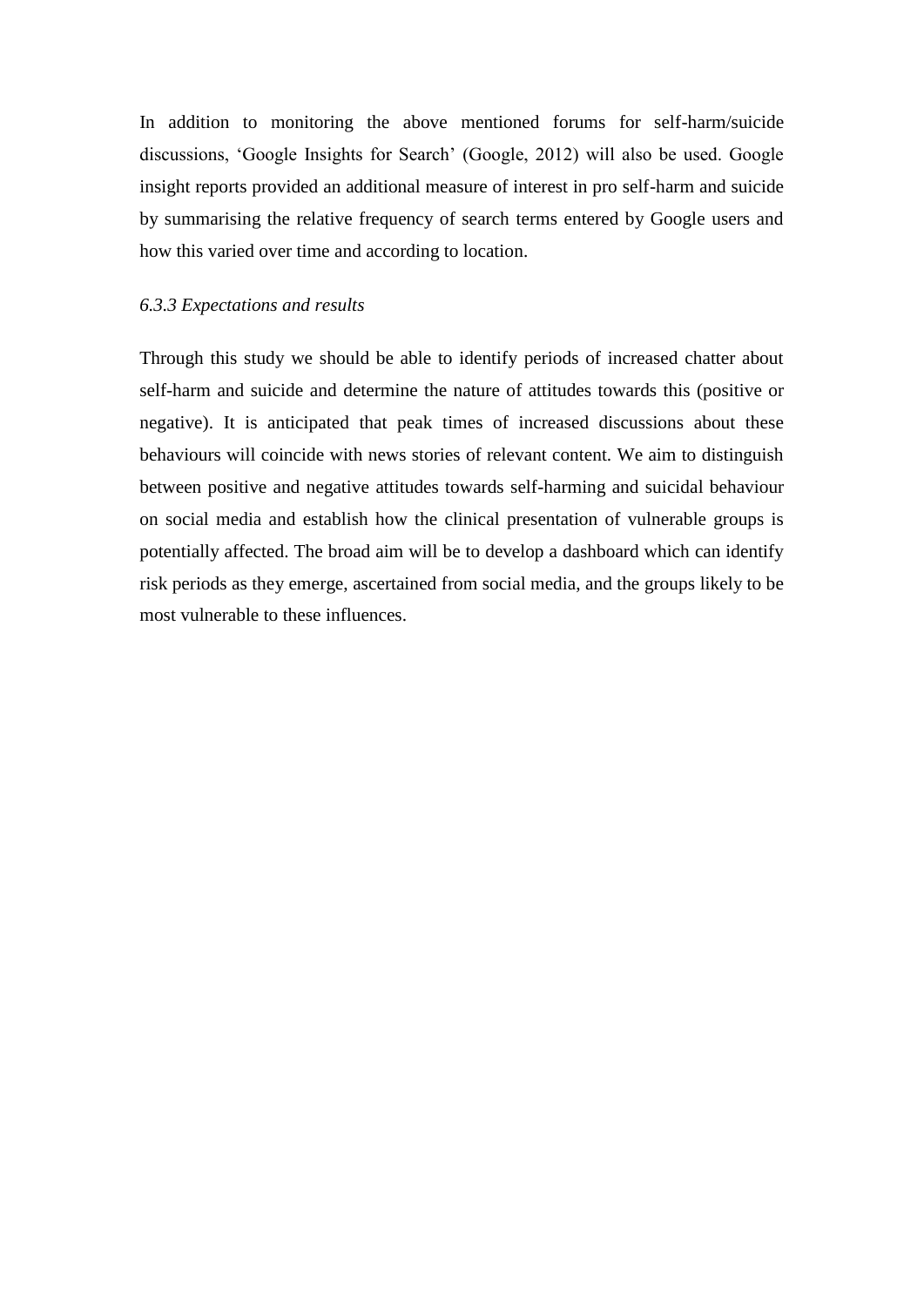In addition to monitoring the above mentioned forums for self-harm/suicide discussions, 'Google Insights for Search' (Google, 2012) will also be used. Google insight reports provided an additional measure of interest in pro self-harm and suicide by summarising the relative frequency of search terms entered by Google users and how this varied over time and according to location.

*6.3.3 Expectations and results*

Through this study we should be able to identify periods of increased chatter about self-harm and suicide and determine the nature of attitudes towards this (positive or negative). It is anticipated that peak times of increased discussions about these behaviours will coincide with news stories of relevant content. We aim to distinguish between positive and negative attitudes towards self-harming and suicidal behaviour on social media and establish how the clinical presentation of vulnerable groups is potentially affected. The broad aim will be to develop a dashboard which can identify risk periods as they emerge, ascertained from social media, and the groups likely to be most vulnerable to these influences.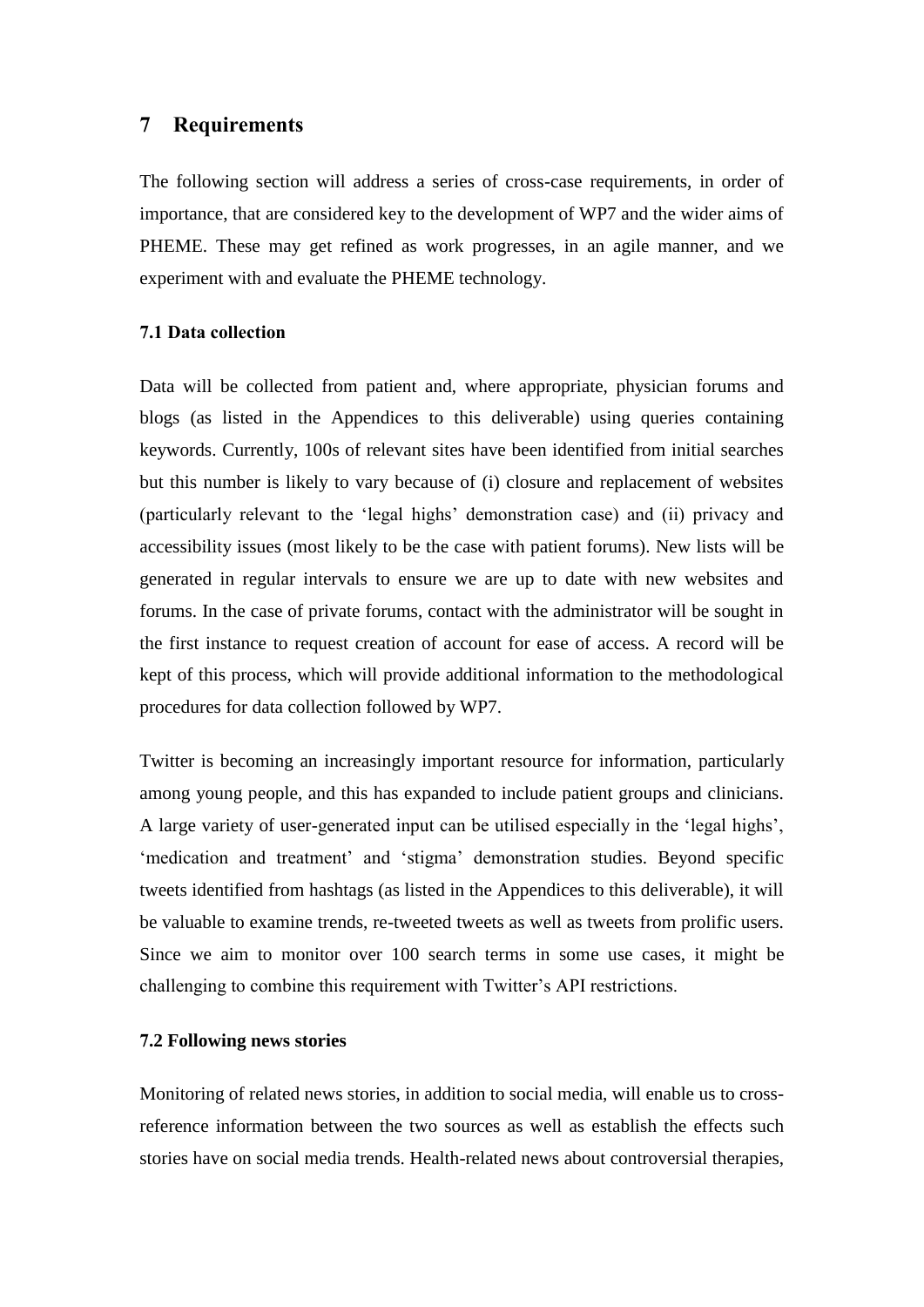# 7 Requirements

The following section will address a series of cross-case requirements, in order of importance, that are considered key to the development of WP7 and the wider aims of PHEME. These may get refined as work progresses, in an agile manner, and we experiment with and evaluate the PHEME technology.

### 7.1 Data collection

Data will be collected from patient and, where appropriate, physician forums and blogs (as listed in the Appendices to this deliverable) using queries containing keywords. Currently, 100s of relevant sites have been identified from initial searches but this number is likely to vary because of (i) closure and replacement of websites (particularly relevant to the 'legal highs' demonstration case) and (ii) privacy and accessibility issues (most likely to be the case with patient forums). New lists will be generated in regular intervals to ensure we are up to date with new websites and forums. In the case of private forums, contact with the administrator will be sought in the first instance to request creation of account for ease of access. A record will be kept of this process, which will provide additional information to the methodological procedures for data collection followed by WP7.

Twitter is becoming an increasingly important resource for information, particularly among young people, and this has expanded to include patient groups and clinicians. A large variety of user-generated input can be utilised especially in the 'legal highs', 'medication and treatment' and 'stigma' demonstration studies. Beyond specific tweets identified from hashtags (as listed in the Appendices to this deliverable), it will be valuable to examine trends, re-tweeted tweets as well as tweets from prolific users. Since we aim to monitor over 100 search terms in some use cases, it might be challenging to combine this requirement with Twitter's API restrictions.

### 7.2 Following news stories

Monitoring of related news stories, in addition to social media, will enable us to cross-reference information between the two sources as well as establish the effects such stories have on social media trends. Health-related news about controversial therapies,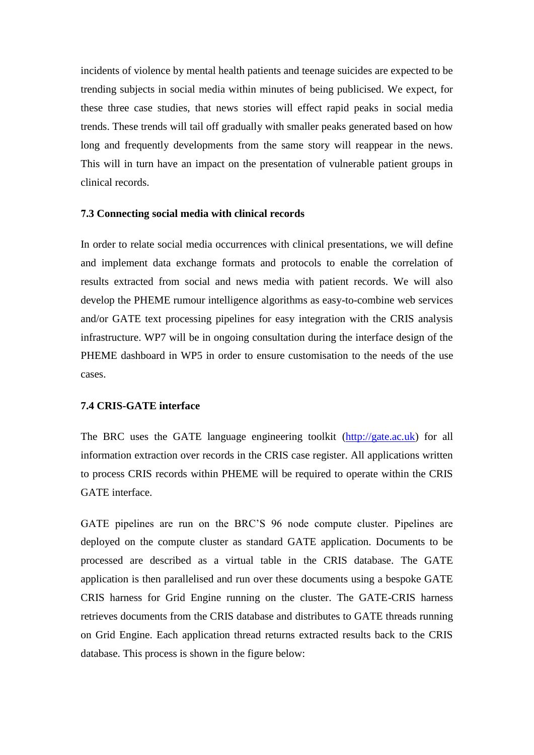incidents of violence by mental health patients and teenage suicides are expected to be trending subjects in social media within minutes of being publicised. We expect, for these three case studies, that news stories will effect rapid peaks in social media trends. These trends will tail off gradually with smaller peaks generated based on how long and frequently developments from the same story will reappear in the news. This will in turn have an impact on the presentation of vulnerable patient groups in clinical records.

### 7.3 Connecting social media with clinical records

In order to relate social media occurrences with clinical presentations, we will define and implement data exchange formats and protocols to enable the correlation of results extracted from social and news media with patient records. We will also develop the PHEME rumour intelligence algorithms as easy-to-combine web services and/or GATE text processing pipelines for easy integration with the CRIS analysis infrastructure. WP7 will be in ongoing consultation during the interface design of the PHEME dashboard in WP5 in order to ensure customisation to the needs of the use cases.

### 7.4 CRIS-GATE interface

The BRC uses the GATE language engineering toolkit ([http://gate.ac.uk](http://gate.ac.uk)) for all information extraction over records in the CRIS case register. All applications written to process CRIS records within PHEME will be required to operate within the CRIS GATE interface.

GATE pipelines are run on the BRC'S 96 node compute cluster. Pipelines are deployed on the compute cluster as standard GATE application. Documents to be processed are described as a virtual table in the CRIS database. The GATE application is then parallelised and run over these documents using a bespoke GATE CRIS harness for Grid Engine running on the cluster. The GATE-CRIS harness retrieves documents from the CRIS database and distributes to GATE threads running on Grid Engine. Each application thread returns extracted results back to the CRIS database. This process is shown in the figure below: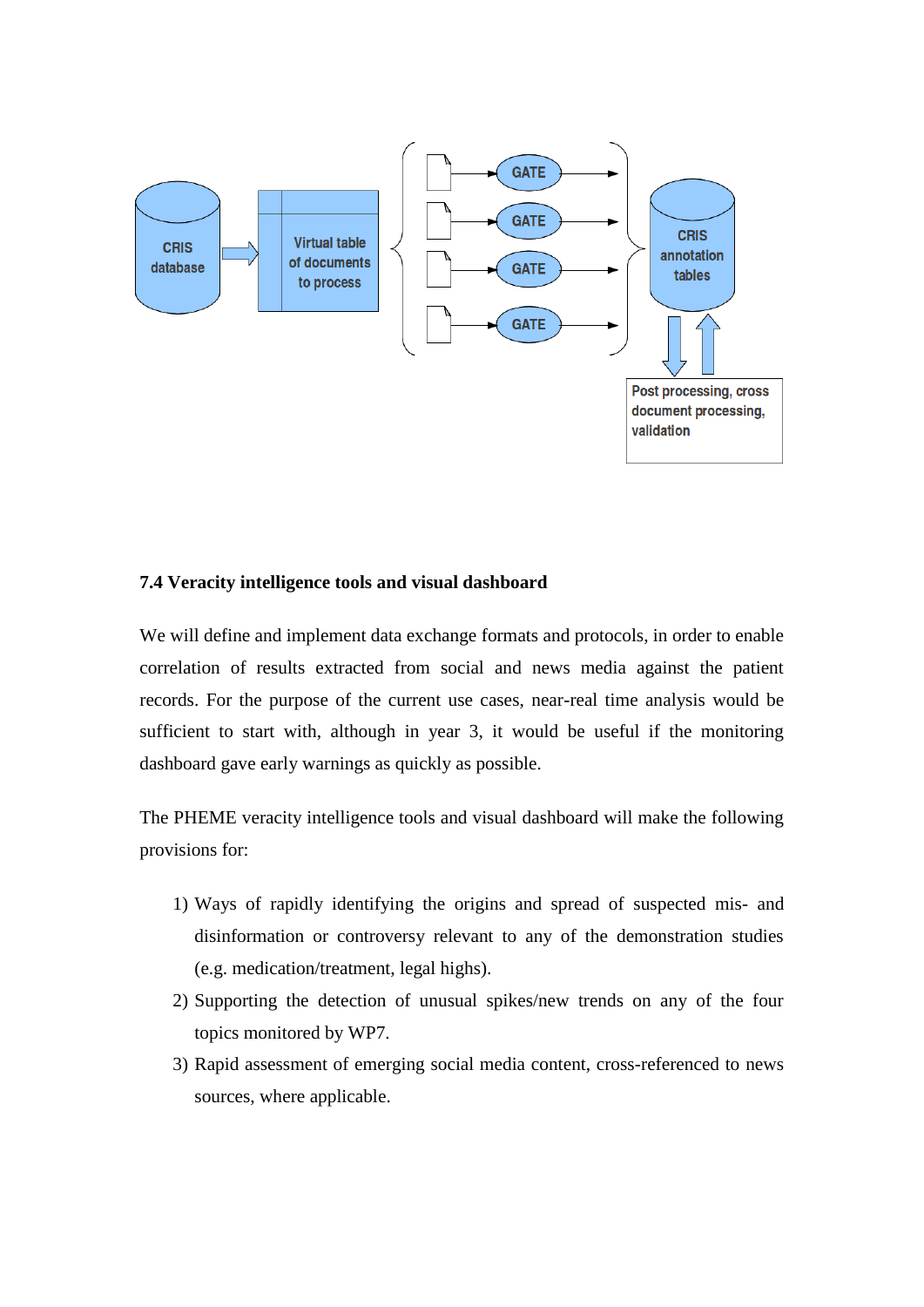## 7.4 Veracity intelligence tools and visual dashboard

We will define and implement data exchange formats and protocols, in order to enable correlation of results extracted from social and news media against the patient records. For the purpose of the current use cases, near-real time analysis would be sufficient to start with, although in year 3, it would be useful if the monitoring dashboard gave early warnings as quickly as possible.

The PHEME veracity intelligence tools and visual dashboard will make the following provisions for:

1) Ways of rapidly identifying the origins and spread of suspected mis- and disinformation or controversy relevant to any of the demonstration studies (e.g. medication/treatment, legal highs).
2) Supporting the detection of unusual spikes/new trends on any of the four topics monitored by WP7.
3) Rapid assessment of emerging social media content, cross-referenced to news sources, where applicable.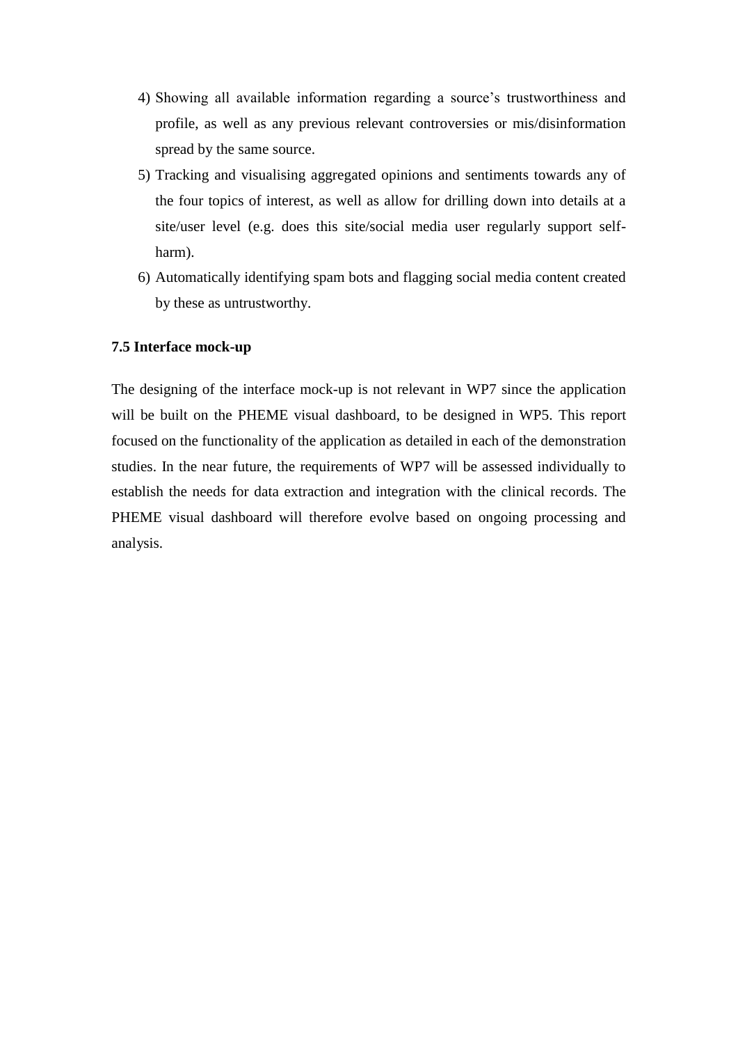4) Showing all available information regarding a source's trustworthiness and profile, as well as any previous relevant controversies or mis/disinformation spread by the same source.
5) Tracking and visualising aggregated opinions and sentiments towards any of the four topics of interest, as well as allow for drilling down into details at a site/user level (e.g. does this site/social media user regularly support self-harm).
6) Automatically identifying spam bots and flagging social media content created by these as untrustworthy.

### 7.5 Interface mock-up

The designing of the interface mock-up is not relevant in WP7 since the application will be built on the PHEME visual dashboard, to be designed in WP5. This report focused on the functionality of the application as detailed in each of the demonstration studies. In the near future, the requirements of WP7 will be assessed individually to establish the needs for data extraction and integration with the clinical records. The PHEME visual dashboard will therefore evolve based on ongoing processing and analysis.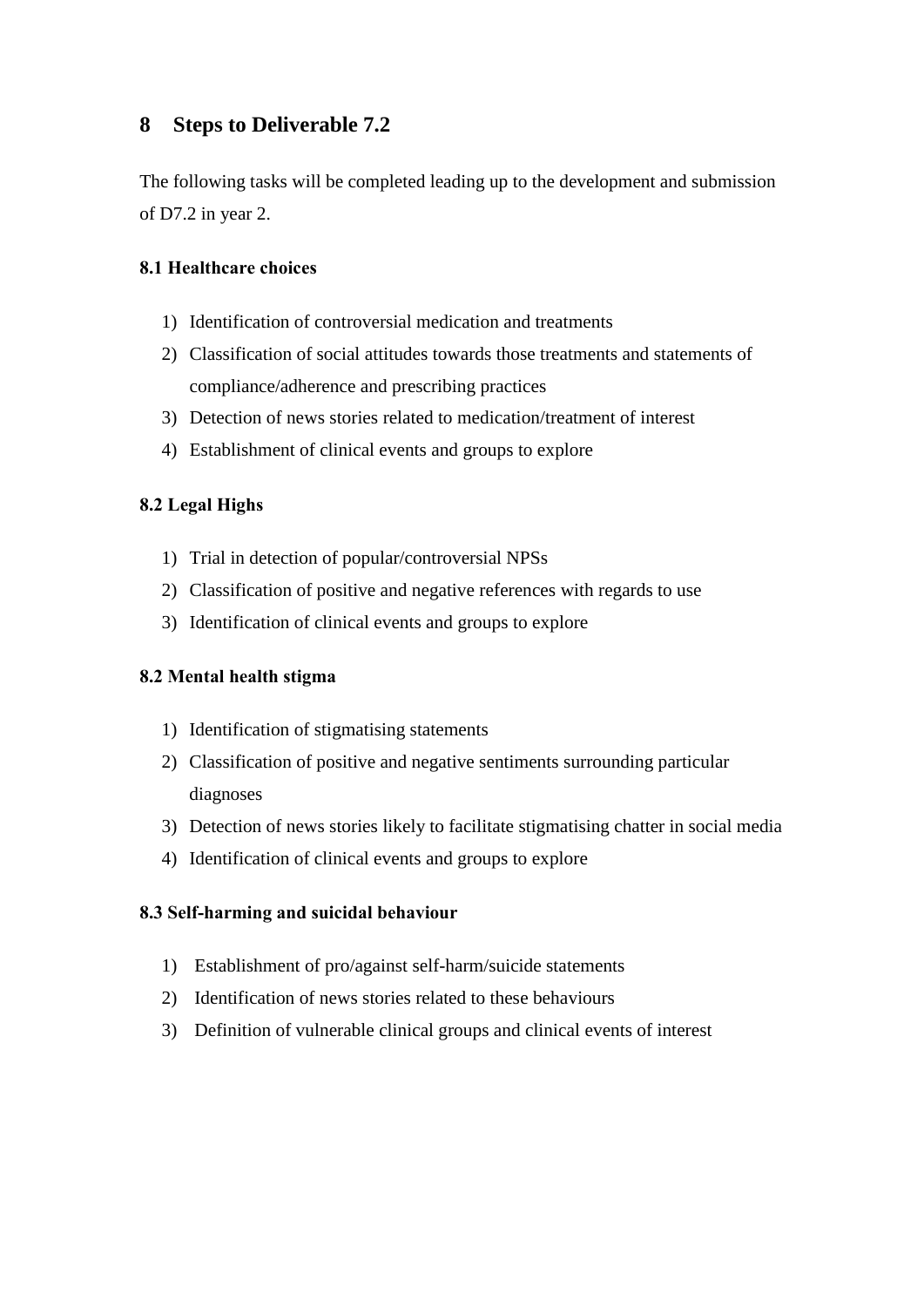# 8 Steps to Deliverable 7.2

The following tasks will be completed leading up to the development and submission of D7.2 in year 2.

### 8.1 Healthcare choices

1) Identification of controversial medication and treatments
2) Classification of social attitudes towards those treatments and statements of compliance/adherence and prescribing practices
3) Detection of news stories related to medication/treatment of interest
4) Establishment of clinical events and groups to explore

### 8.2 Legal Highs

1) Trial in detection of popular/controversial NPSs
2) Classification of positive and negative references with regards to use
3) Identification of clinical events and groups to explore

### 8.2 Mental health stigma

1) Identification of stigmatising statements
2) Classification of positive and negative sentiments surrounding particular diagnoses
3) Detection of news stories likely to facilitate stigmatising chatter in social media
4) Identification of clinical events and groups to explore

### 8.3 Self-harming and suicidal behaviour

1) Establishment of pro/against self-harm/suicide statements
2) Identification of news stories related to these behaviours
3) Definition of vulnerable clinical groups and clinical events of interest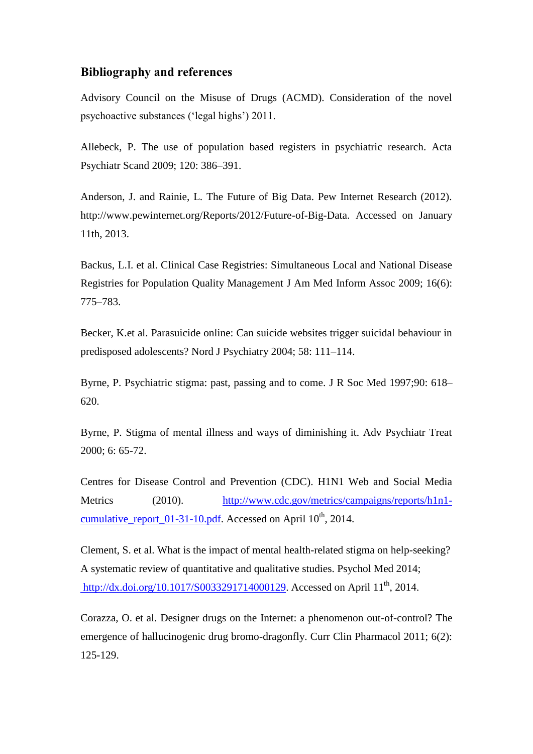### Bibliography and references

Advisory Council on the Misuse of Drugs (ACMD). Consideration of the novel psychoactive substances ('legal highs') 2011.

Allebeck, P. The use of population based registers in psychiatric research. Acta Psychiatr Scand 2009; 120: 386–391.

Anderson, J. and Rainie, L. The Future of Big Data. Pew Internet Research (2012). http://www.pewinternet.org/Reports/2012/Future-of-Big-Data. Accessed on January 11th, 2013.

Backus, L.I. et al. Clinical Case Registries: Simultaneous Local and National Disease Registries for Population Quality Management J Am Med Inform Assoc 2009; 16(6): 775–783.

Becker, K.et al. Parasuicide online: Can suicide websites trigger suicidal behaviour in predisposed adolescents? Nord J Psychiatry 2004; 58: 111–114.

Byrne, P. Psychiatric stigma: past, passing and to come. J R Soc Med 1997;90: 618–620.

Byrne, P. Stigma of mental illness and ways of diminishing it. Adv Psychiatr Treat 2000; 6: 65-72.

Centres for Disease Control and Prevention (CDC). H1N1 Web and Social Media Metrics (2010). http://www.cdc.gov/metrics/campaigns/reports/h1n1-cumulative_report_01-31-10.pdf. Accessed on April 10th, 2014.

Clement, S. et al. What is the impact of mental health-related stigma on help-seeking? A systematic review of quantitative and qualitative studies. Psychol Med 2014; http://dx.doi.org/10.1017/S0033291714000129. Accessed on April 11th, 2014.

Corazza, O. et al. Designer drugs on the Internet: a phenomenon out-of-control? The emergence of hallucinogenic drug bromo-dragonfly. Curr Clin Pharmacol 2011; 6(2): 125-129.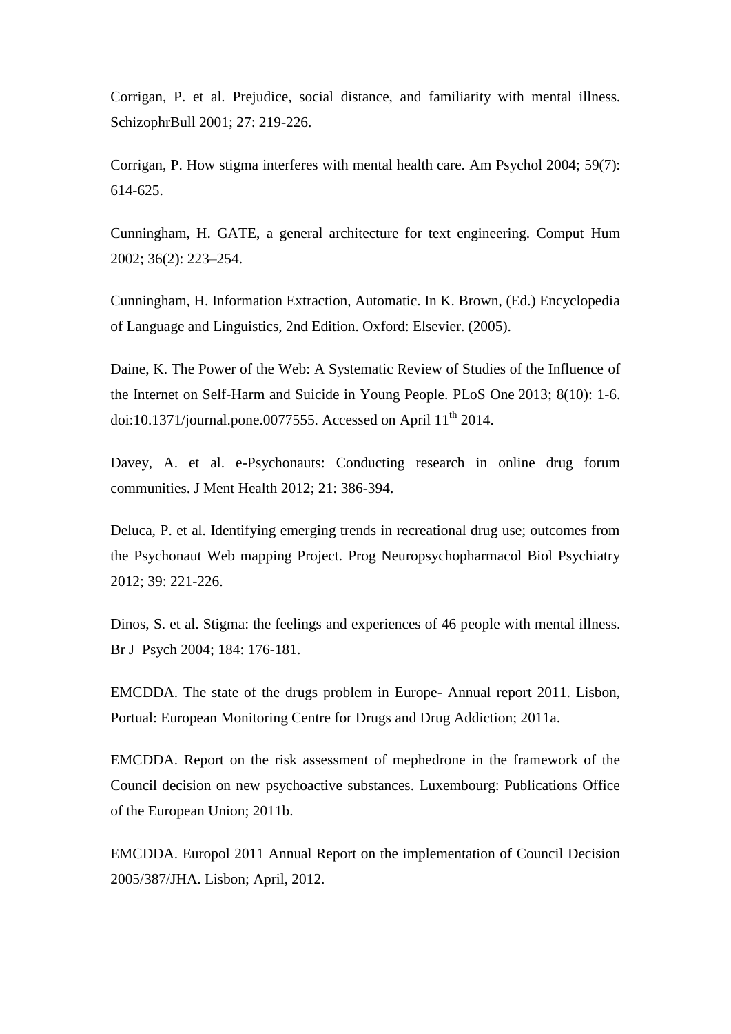Corrigan, P. et al. Prejudice, social distance, and familiarity with mental illness. SchizophrBull 2001; 27: 219-226.

Corrigan, P. How stigma interferes with mental health care. Am Psychol 2004; 59(7): 614-625.

Cunningham, H. GATE, a general architecture for text engineering. Comput Hum 2002; 36(2): 223–254.

Cunningham, H. Information Extraction, Automatic. In K. Brown, (Ed.) Encyclopedia of Language and Linguistics, 2nd Edition. Oxford: Elsevier. (2005).

Daine, K. The Power of the Web: A Systematic Review of Studies of the Influence of the Internet on Self-Harm and Suicide in Young People. PLoS One 2013; 8(10): 1-6. doi:10.1371/journal.pone.0077555. Accessed on April 11th 2014.

Davey, A. et al. e-Psychonauts: Conducting research in online drug forum communities. J Ment Health 2012; 21: 386-394.

Deluca, P. et al. Identifying emerging trends in recreational drug use; outcomes from the Psychonaut Web mapping Project. Prog Neuropsychopharmacol Biol Psychiatry 2012; 39: 221-226.

Dinos, S. et al. Stigma: the feelings and experiences of 46 people with mental illness. Br J Psych 2004; 184: 176-181.

EMCDDA. The state of the drugs problem in Europe- Annual report 2011. Lisbon, Portual: European Monitoring Centre for Drugs and Drug Addiction; 2011a.

EMCDDA. Report on the risk assessment of mephedrone in the framework of the Council decision on new psychoactive substances. Luxembourg: Publications Office of the European Union; 2011b.

EMCDDA. Europol 2011 Annual Report on the implementation of Council Decision 2005/387/JHA. Lisbon; April, 2012.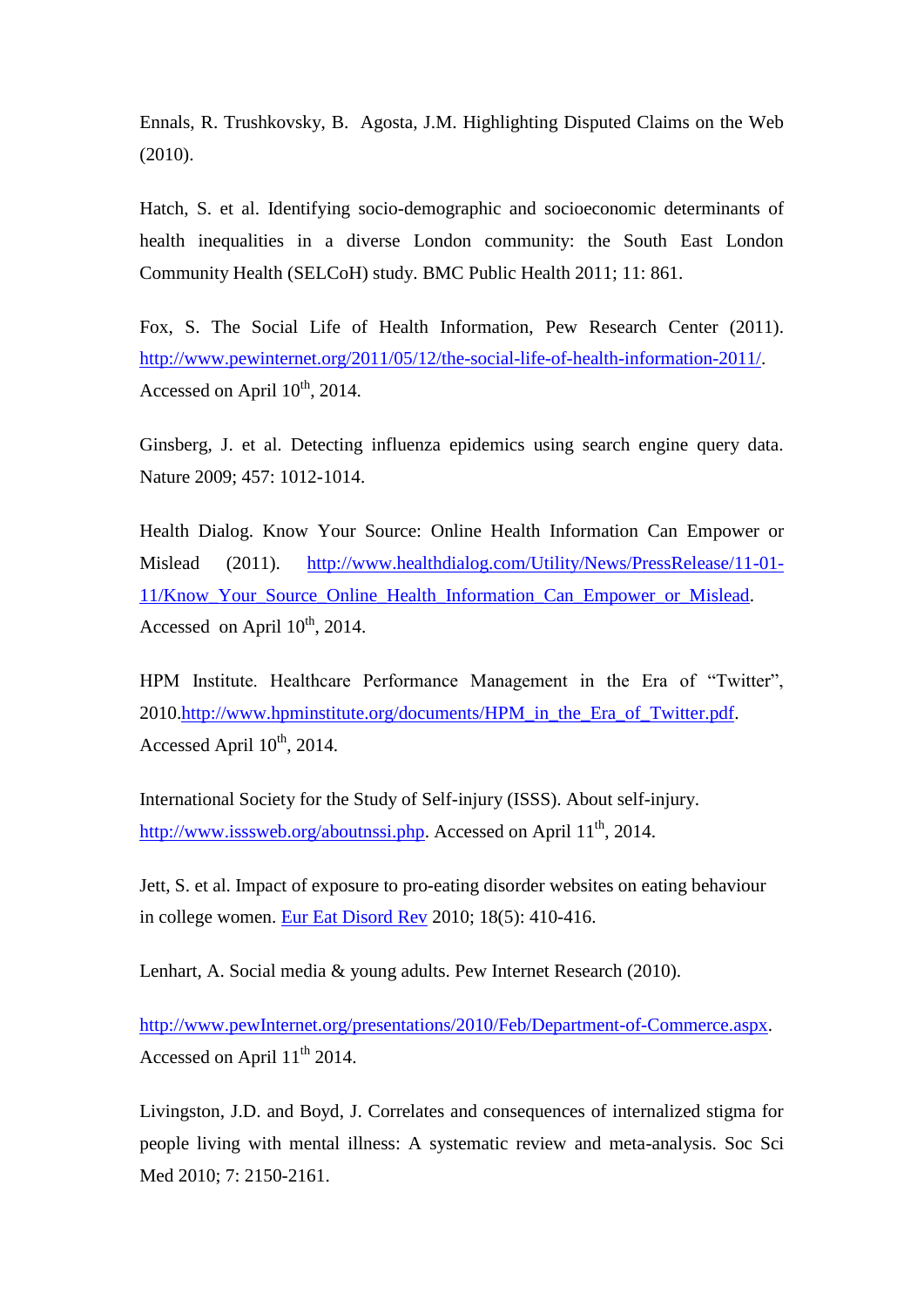Ennals, R. Trushkovsky, B. Agosta, J.M. Highlighting Disputed Claims on the Web (2010).

Hatch, S. et al. Identifying socio-demographic and socioeconomic determinants of health inequalities in a diverse London community: the South East London Community Health (SELCoH) study. BMC Public Health 2011; 11: 861.

Fox, S. The Social Life of Health Information, Pew Research Center (2011). http://www.pewinternet.org/2011/05/12/the-social-life-of-health-information-2011/. Accessed on April 10th, 2014.

Ginsberg, J. et al. Detecting influenza epidemics using search engine query data. Nature 2009; 457: 1012-1014.

Health Dialog. Know Your Source: Online Health Information Can Empower or Mislead (2011). http://www.healthdialog.com/Utility/News/PressRelease/11-01-11/Know_Your_Source_Online_Health_Information_Can_Empower_or_Mislead. Accessed on April 10th, 2014.

HPM Institute. Healthcare Performance Management in the Era of "Twitter", 2010.http://www.hpminstitute.org/documents/HPM_in_the_Era_of_Twitter.pdf. Accessed April 10th, 2014.

International Society for the Study of Self-injury (ISSS). About self-injury. http://www.isssweb.org/aboutnssi.php. Accessed on April 11th, 2014.

Jett, S. et al. Impact of exposure to pro-eating disorder websites on eating behaviour in college women. Eur Eat Disord Rev 2010; 18(5): 410-416.

Lenhart, A. Social media & young adults. Pew Internet Research (2010).

http://www.pewInternet.org/presentations/2010/Feb/Department-of-Commerce.aspx. Accessed on April 11th 2014.

Livingston, J.D. and Boyd, J. Correlates and consequences of internalized stigma for people living with mental illness: A systematic review and meta-analysis. Soc Sci Med 2010; 7: 2150-2161.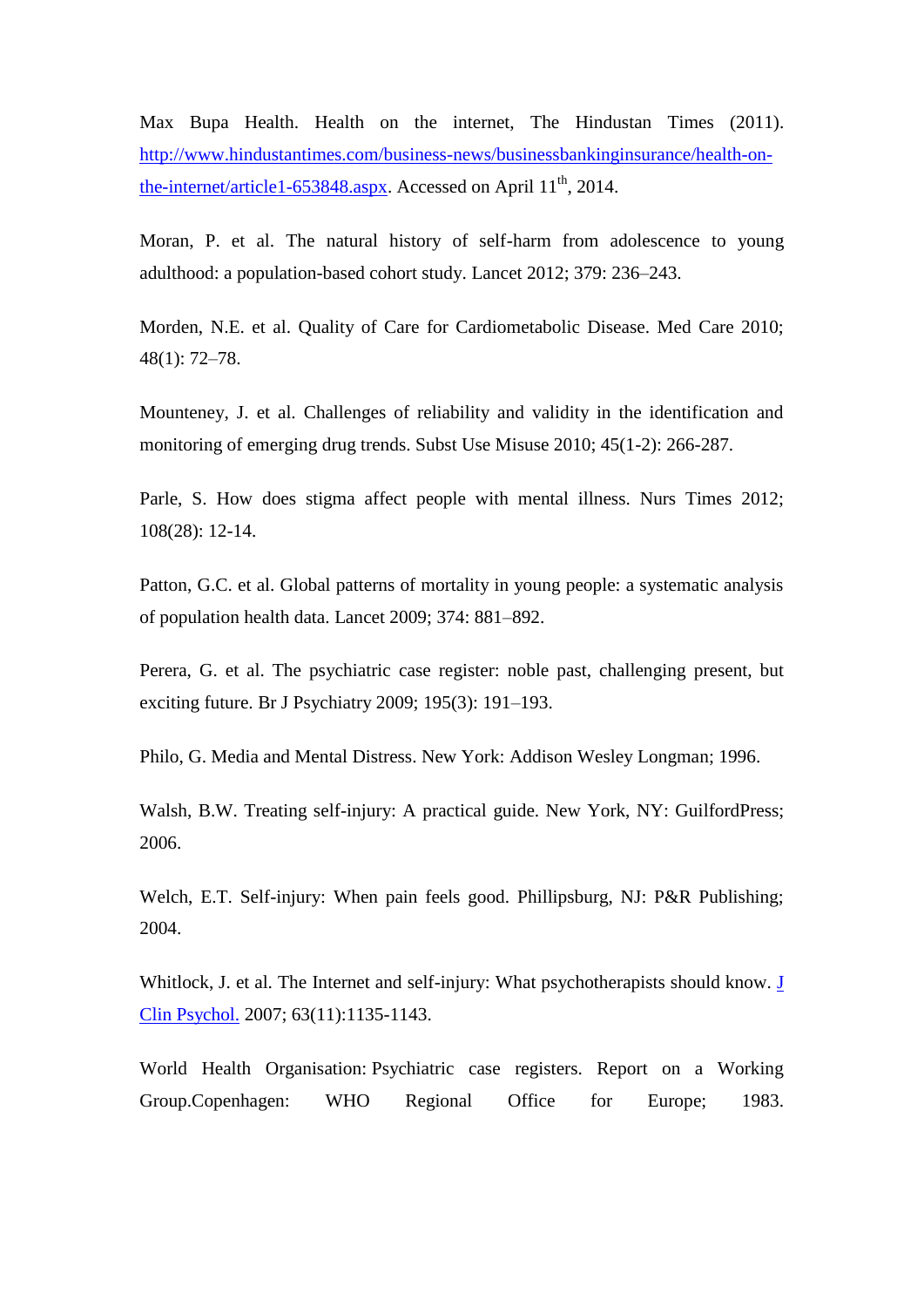Max Bupa Health. Health on the internet, The Hindustan Times (2011). [http://www.hindustantimes.com/business-news/businessbankinginsurance/health-on-the-internet/article1-653848.aspx](http://www.hindustantimes.com/business-news/businessbankinginsurance/health-on-the-internet/article1-653848.aspx). Accessed on April 11th, 2014.

Moran, P. et al. The natural history of self-harm from adolescence to young adulthood: a population-based cohort study. Lancet 2012; 379: 236–243.

Morden, N.E. et al. Quality of Care for Cardiometabolic Disease. Med Care 2010; 48(1): 72–78.

Mounteney, J. et al. Challenges of reliability and validity in the identification and monitoring of emerging drug trends. Subst Use Misuse 2010; 45(1-2): 266-287.

Parle, S. How does stigma affect people with mental illness. Nurs Times 2012; 108(28): 12-14.

Patton, G.C. et al. Global patterns of mortality in young people: a systematic analysis of population health data. Lancet 2009; 374: 881–892.

Perera, G. et al. The psychiatric case register: noble past, challenging present, but exciting future. Br J Psychiatry 2009; 195(3): 191–193.

Philo, G. Media and Mental Distress. New York: Addison Wesley Longman; 1996.

Walsh, B.W. Treating self-injury: A practical guide. New York, NY: GuilfordPress; 2006.

Welch, E.T. Self-injury: When pain feels good. Phillipsburg, NJ: P&R Publishing; 2004.

Whitlock, J. et al. The Internet and self-injury: What psychotherapists should know. J Clin Psychol. 2007; 63(11):1135-1143.

World Health Organisation: Psychiatric case registers. Report on a Working Group.Copenhagen: WHO Regional Office for Europe; 1983.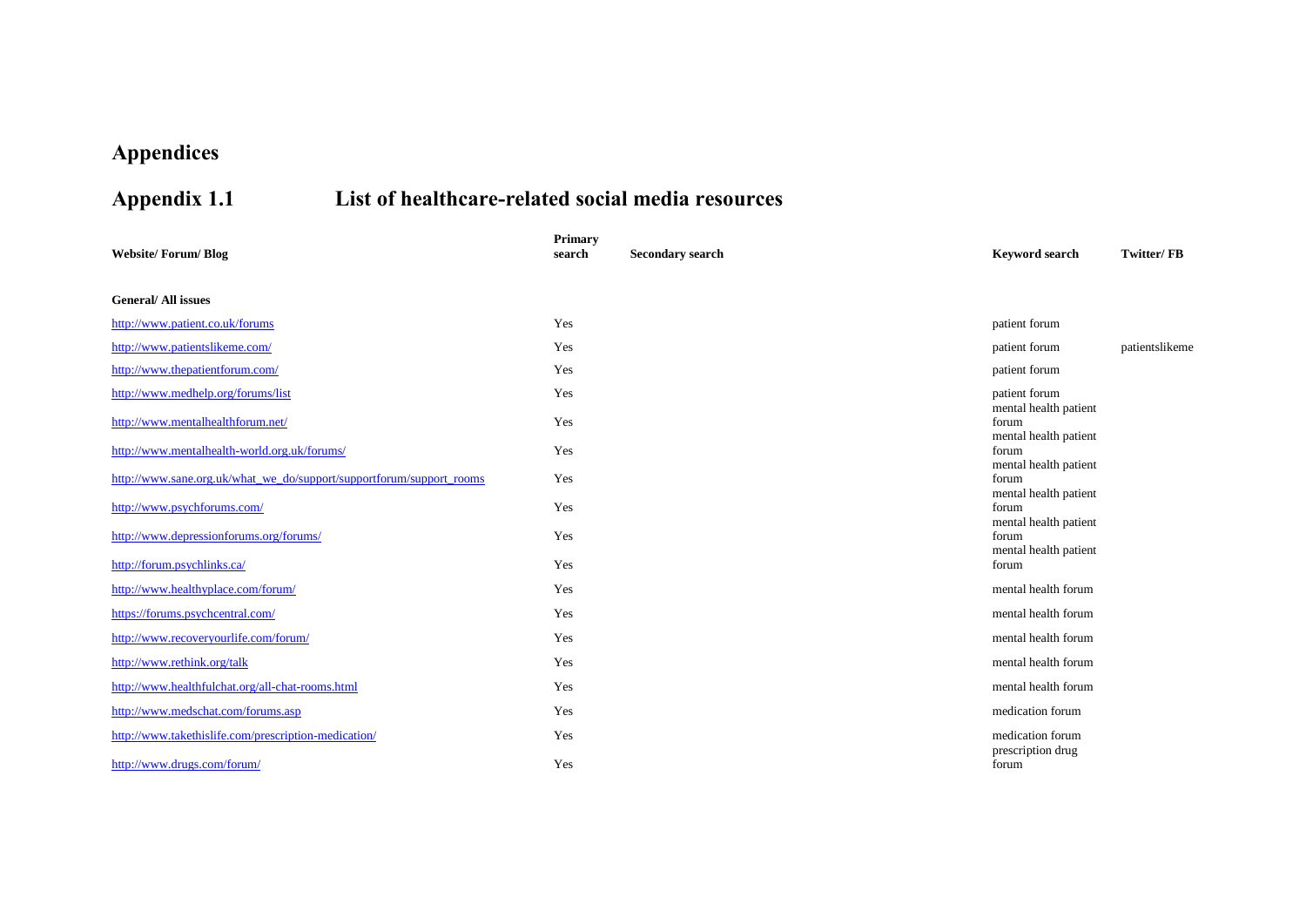# Appendices

## Appendix 1.1 List of healthcare-related social media resources

| Website/ Forum/ Blog | Primary search | Secondary search | Keyword search | Twitter/ FB |
|---|---|---|---|---|
| **General/ All issues** | | | | |
| http://www.patient.co.uk/forums | Yes | | patient forum | |
| http://www.patientslikeme.com/ | Yes | | patient forum | patientslikeme |
| http://www.thepatientforum.com/ | Yes | | patient forum | |
| http://www.medhelp.org/forums/list | Yes | | patient forum | |
| http://www.mentalhealthforum.net/ | Yes | | mental health patient forum | |
| http://www.mentalhealth-world.org.uk/forums/ | Yes | | mental health patient forum | |
| http://www.sane.org.uk/what_we_do/support/supportforum/support_rooms | Yes | | mental health patient forum | |
| http://www.psychforums.com/ | Yes | | mental health patient forum | |
| http://www.depressionforums.org/forums/ | Yes | | mental health patient forum | |
| http://forum.psychlinks.ca/ | Yes | | mental health patient forum | |
| http://www.healthyplace.com/forum/ | Yes | | mental health forum | |
| https://forums.psychcentral.com/ | Yes | | mental health forum | |
| http://www.recoveryourlife.com/forum/ | Yes | | mental health forum | |
| http://www.rethink.org/talk | Yes | | mental health forum | |
| http://www.healthfulchat.org/all-chat-rooms.html | Yes | | mental health forum | |
| http://www.medschat.com/forums.asp | Yes | | medication forum | |
| http://www.takethislife.com/prescription-medication/ | Yes | | medication forum | |
| http://www.drugs.com/forum/ | Yes | | prescription drug forum | |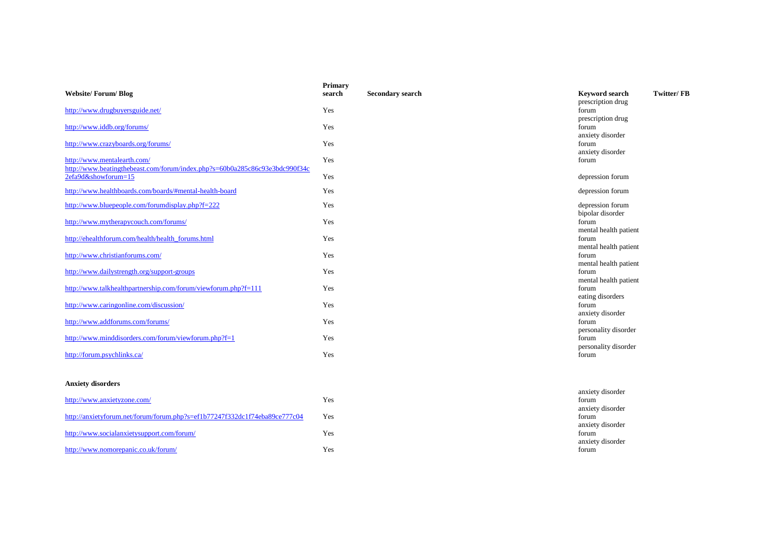| Website/ Forum/ Blog | Primary search | Secondary search | Keyword search | Twitter/ FB |
|---|---|---|---|---|
| http://www.drugbuyersguide.net/ | Yes | | prescription drug forum | |
| http://www.iddb.org/forums/ | Yes | | prescription drug forum | |
| http://www.crazyboards.org/forums/ | Yes | | anxiety disorder forum | |
| http://www.mentalearth.com/ | Yes | | anxiety disorder forum | |
| http://www.beatingthebeast.com/forum/index.php?s=60b0a285c86c93e3bdc990f34c2efa9d&showforum=15 | Yes | | depression forum | |
| http://www.healthboards.com/boards/#mental-health-board | Yes | | depression forum | |
| http://www.bluepeople.com/forumdisplay.php?f=222 | Yes | | depression forum | |
| http://www.mytherapycouch.com/forums/ | Yes | | bipolar disorder forum | |
| http://ehealthforum.com/health/health_forums.html | Yes | | mental health patient forum | |
| http://www.christianforums.com/ | Yes | | mental health patient forum | |
| http://www.dailystrength.org/support-groups | Yes | | mental health patient forum | |
| http://www.talkhealthpartnership.com/forum/viewforum.php?f=111 | Yes | | mental health patient forum | |
| http://www.caringonline.com/discussion/ | Yes | | eating disorders forum | |
| http://www.addforums.com/forums/ | Yes | | anxiety disorder forum | |
| http://www.minddisorders.com/forum/viewforum.php?f=1 | Yes | | personality disorder forum | |
| http://forum.psychlinks.ca/ | Yes | | personality disorder forum | |
| **Anxiety disorders** | | | | |
| http://www.anxietyzone.com/ | Yes | | anxiety disorder forum | |
| http://anxietyforum.net/forum/forum.php?s=ef1b77247f332dc1f74eba89ce777c04 | Yes | | anxiety disorder forum | |
| http://www.socialanxietysupport.com/forum/ | Yes | | anxiety disorder forum | |
| http://www.nomorepanic.co.uk/forum/ | Yes | | anxiety disorder forum | |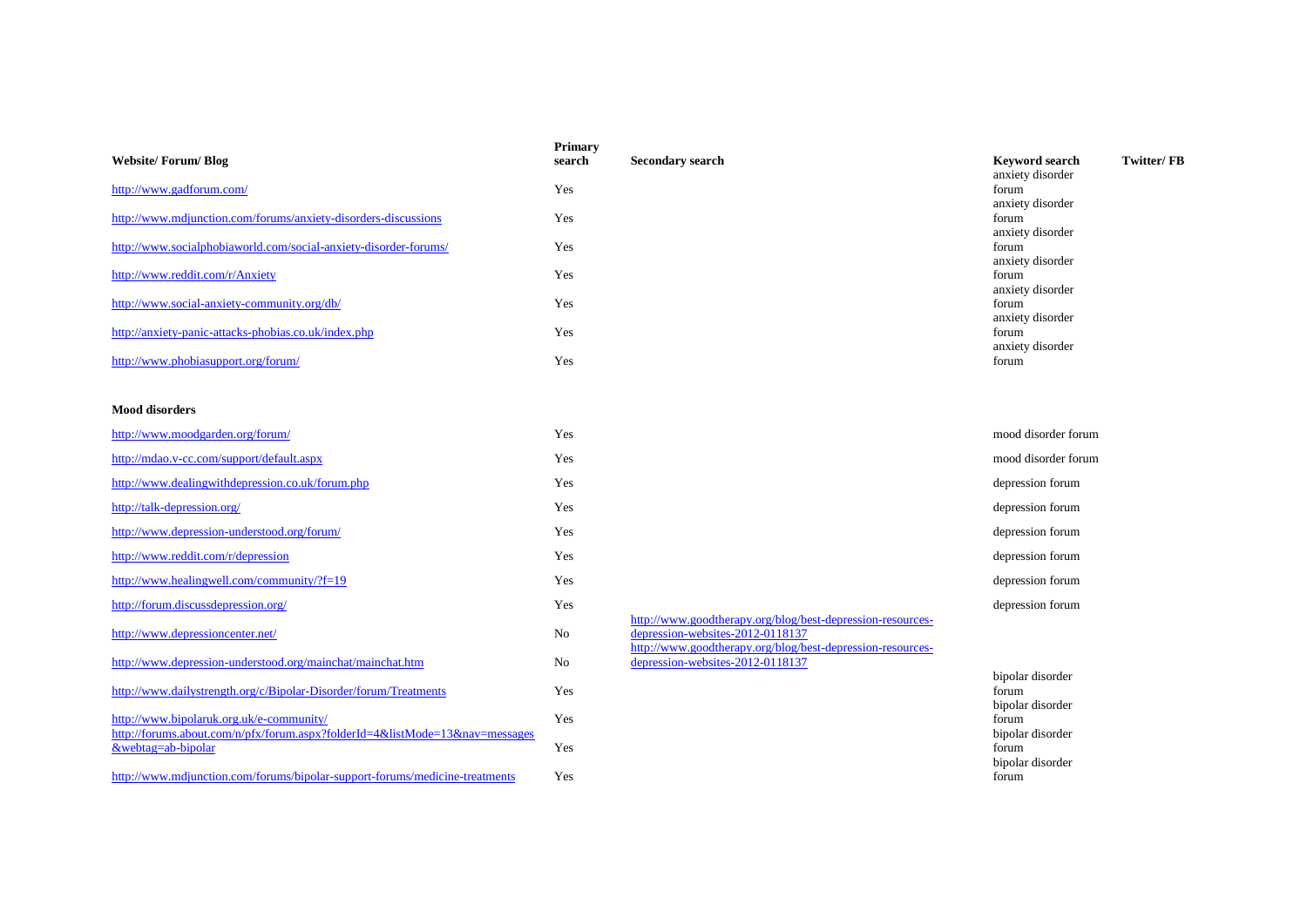| Website/ Forum/ Blog | Primary search | Secondary search | Keyword search | Twitter/ FB |
|---|---|---|---|---|
| http://www.gadforum.com/ | Yes | | anxiety disorder forum | |
| http://www.mdjunction.com/forums/anxiety-disorders-discussions | Yes | | anxiety disorder forum | |
| http://www.socialphobiaworld.com/social-anxiety-disorder-forums/ | Yes | | anxiety disorder forum | |
| http://www.reddit.com/r/Anxiety | Yes | | anxiety disorder forum | |
| http://www.social-anxiety-community.org/db/ | Yes | | anxiety disorder forum | |
| http://anxiety-panic-attacks-phobias.co.uk/index.php | Yes | | anxiety disorder forum | |
| http://www.phobiasupport.org/forum/ | Yes | | anxiety disorder forum | |
| **Mood disorders** | | | | |
| http://www.moodgarden.org/forum/ | Yes | | mood disorder forum | |
| http://mdao.v-cc.com/support/default.aspx | Yes | | mood disorder forum | |
| http://www.dealingwithdepression.co.uk/forum.php | Yes | | depression forum | |
| http://talk-depression.org/ | Yes | | depression forum | |
| http://www.depression-understood.org/forum/ | Yes | | depression forum | |
| http://www.reddit.com/r/depression | Yes | | depression forum | |
| http://www.healingwell.com/community/?f=19 | Yes | | depression forum | |
| http://forum.discussdepression.org/ | Yes | | depression forum | |
| http://www.depressioncenter.net/ | No | http://www.goodtherapy.org/blog/best-depression-resources-depression-websites-2012-0118137 | | |
| http://www.depression-understood.org/mainchat/mainchat.htm | No | http://www.goodtherapy.org/blog/best-depression-resources-depression-websites-2012-0118137 | | |
| http://www.dailystrength.org/c/Bipolar-Disorder/forum/Treatments | Yes | | bipolar disorder forum | |
| http://www.bipolaruk.org.uk/e-community/ | Yes | | bipolar disorder forum | |
| http://forums.about.com/n/pfx/forum.aspx?folderId=4&listMode=13&nav=messages&webtag=ab-bipolar | Yes | | bipolar disorder forum | |
| http://www.mdjunction.com/forums/bipolar-support-forums/medicine-treatments | Yes | | bipolar disorder forum | |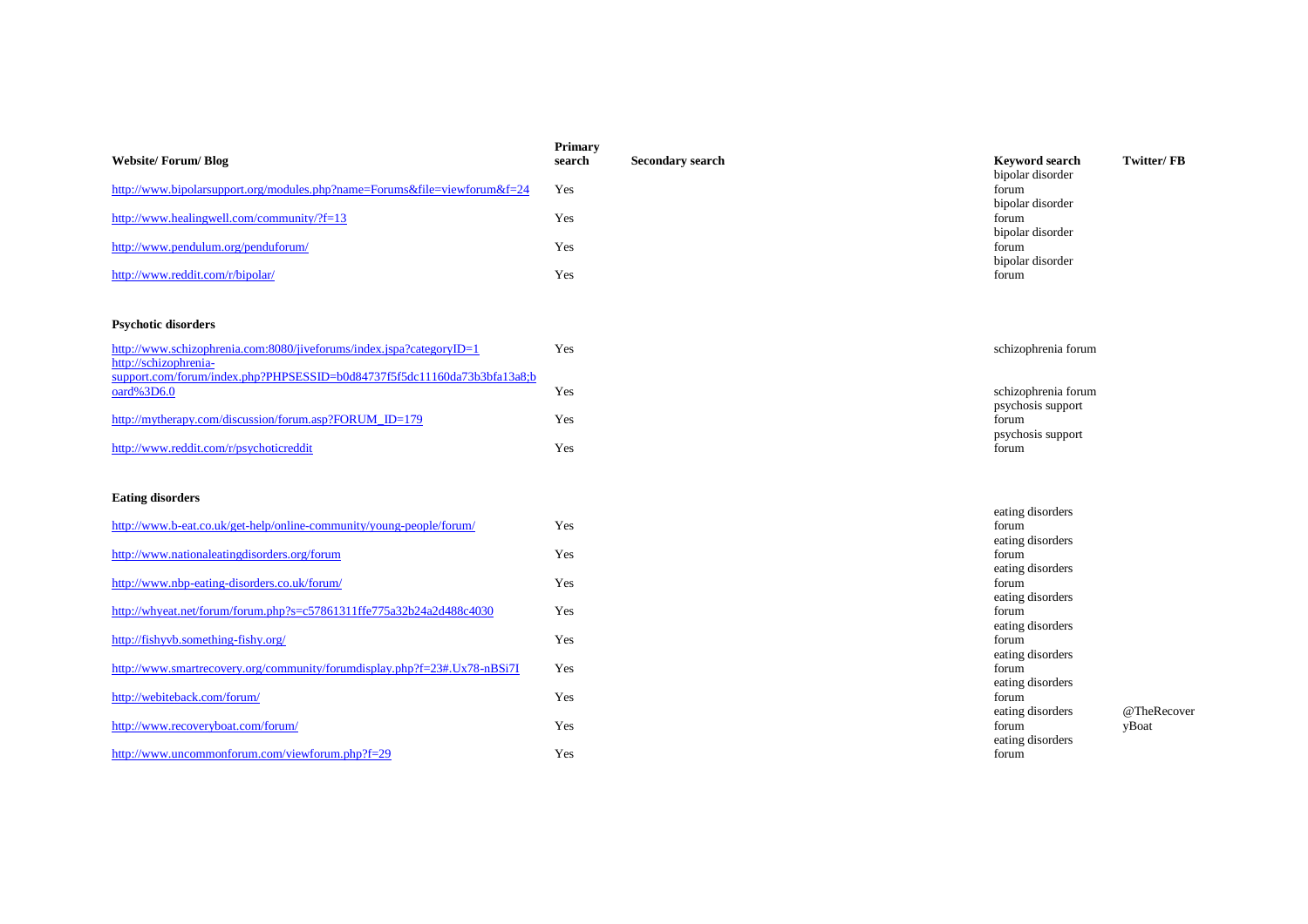| Website/ Forum/ Blog | Primary search | Secondary search | Keyword search | Twitter/ FB |
|---|---|---|---|---|
| http://www.bipolarsupport.org/modules.php?name=Forums&file=viewforum&f=24 | Yes | | bipolar disorder forum | |
| http://www.healingwell.com/community/?f=13 | Yes | | bipolar disorder forum | |
| http://www.pendulum.org/penduforum/ | Yes | | bipolar disorder forum | |
| http://www.reddit.com/r/bipolar/ | Yes | | bipolar disorder forum | |
| **Psychotic disorders** | | | | |
| http://www.schizophrenia.com:8080/jiveforums/index.jspa?categoryID=1 | Yes | | schizophrenia forum | |
| http://schizophrenia-support.com/forum/index.php?PHPSESSID=b0d84737f5f5dc11160da73b3bfa13a8;board%3D6.0 | Yes | | schizophrenia forum | |
| http://mytherapy.com/discussion/forum.asp?FORUM_ID=179 | Yes | | psychosis support forum | |
| http://www.reddit.com/r/psychoticreddit | Yes | | psychosis support forum | |
| **Eating disorders** | | | | |
| http://www.b-eat.co.uk/get-help/online-community/young-people/forum/ | Yes | | eating disorders forum | |
| http://www.nationaleatingdisorders.org/forum | Yes | | eating disorders forum | |
| http://www.nbp-eating-disorders.co.uk/forum/ | Yes | | eating disorders forum | |
| http://whyeat.net/forum/forum.php?s=c57861311ffe775a32b24a2d488c4030 | Yes | | eating disorders forum | |
| http://fishyvb.something-fishy.org/ | Yes | | eating disorders forum | |
| http://www.smartrecovery.org/community/forumdisplay.php?f=23#.Ux78-nBSi7I | Yes | | eating disorders forum | |
| http://webiteback.com/forum/ | Yes | | eating disorders forum | |
| http://www.recoveryboat.com/forum/ | Yes | | eating disorders forum | @TheRecoveryBoat |
| http://www.uncommonforum.com/viewforum.php?f=29 | Yes | | eating disorders forum | |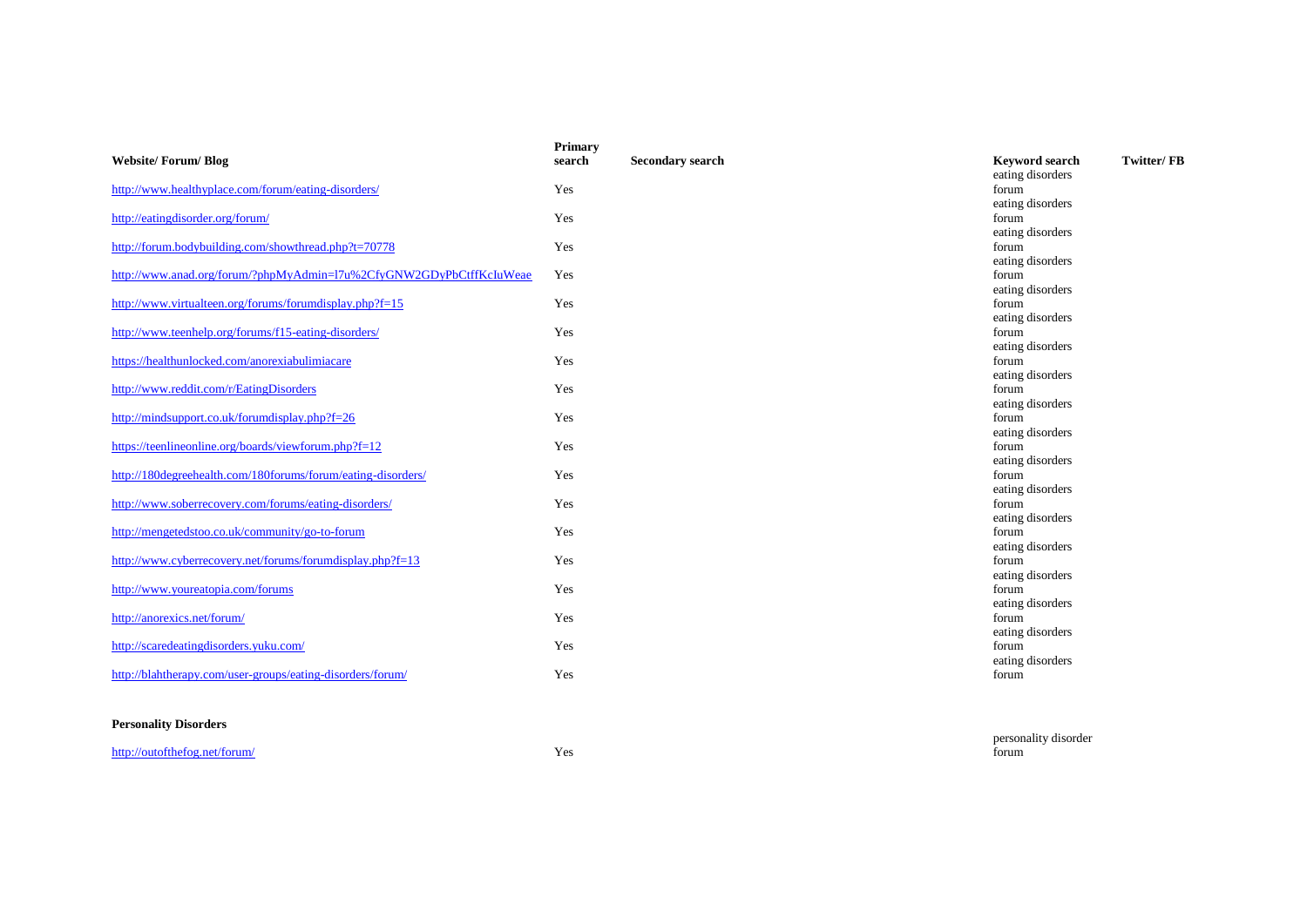| Website/ Forum/ Blog | Primary search | Secondary search | Keyword search | Twitter/ FB |
|---|---|---|---|---|
| http://www.healthyplace.com/forum/eating-disorders/ | Yes | | eating disorders forum | |
| http://eatingdisorder.org/forum/ | Yes | | eating disorders forum | |
| http://forum.bodybuilding.com/showthread.php?t=70778 | Yes | | eating disorders forum | |
| http://www.anad.org/forum/?phpMyAdmin=l7u%2CfyGNW2GDyPbCtffKcIuWeae | Yes | | eating disorders forum | |
| http://www.virtualteen.org/forums/forumdisplay.php?f=15 | Yes | | eating disorders forum | |
| http://www.teenhelp.org/forums/f15-eating-disorders/ | Yes | | eating disorders forum | |
| https://healthunlocked.com/anorexiabulimiacare | Yes | | eating disorders forum | |
| http://www.reddit.com/r/EatingDisorders | Yes | | eating disorders forum | |
| http://mindsupport.co.uk/forumdisplay.php?f=26 | Yes | | eating disorders forum | |
| https://teenlineonline.org/boards/viewforum.php?f=12 | Yes | | eating disorders forum | |
| http://180degreehealth.com/180forums/forum/eating-disorders/ | Yes | | eating disorders forum | |
| http://www.soberrecovery.com/forums/eating-disorders/ | Yes | | eating disorders forum | |
| http://mengetedstoo.co.uk/community/go-to-forum | Yes | | eating disorders forum | |
| http://www.cyberrecovery.net/forums/forumdisplay.php?f=13 | Yes | | eating disorders forum | |
| http://www.youreatopia.com/forums | Yes | | eating disorders forum | |
| http://anorexics.net/forum/ | Yes | | eating disorders forum | |
| http://scaredeatingdisorders.yuku.com/ | Yes | | eating disorders forum | |
| http://blahtherapy.com/user-groups/eating-disorders/forum/ | Yes | | eating disorders forum | |
| **Personality Disorders** | | | | |
| http://outofthefog.net/forum/ | Yes | | personality disorder forum | |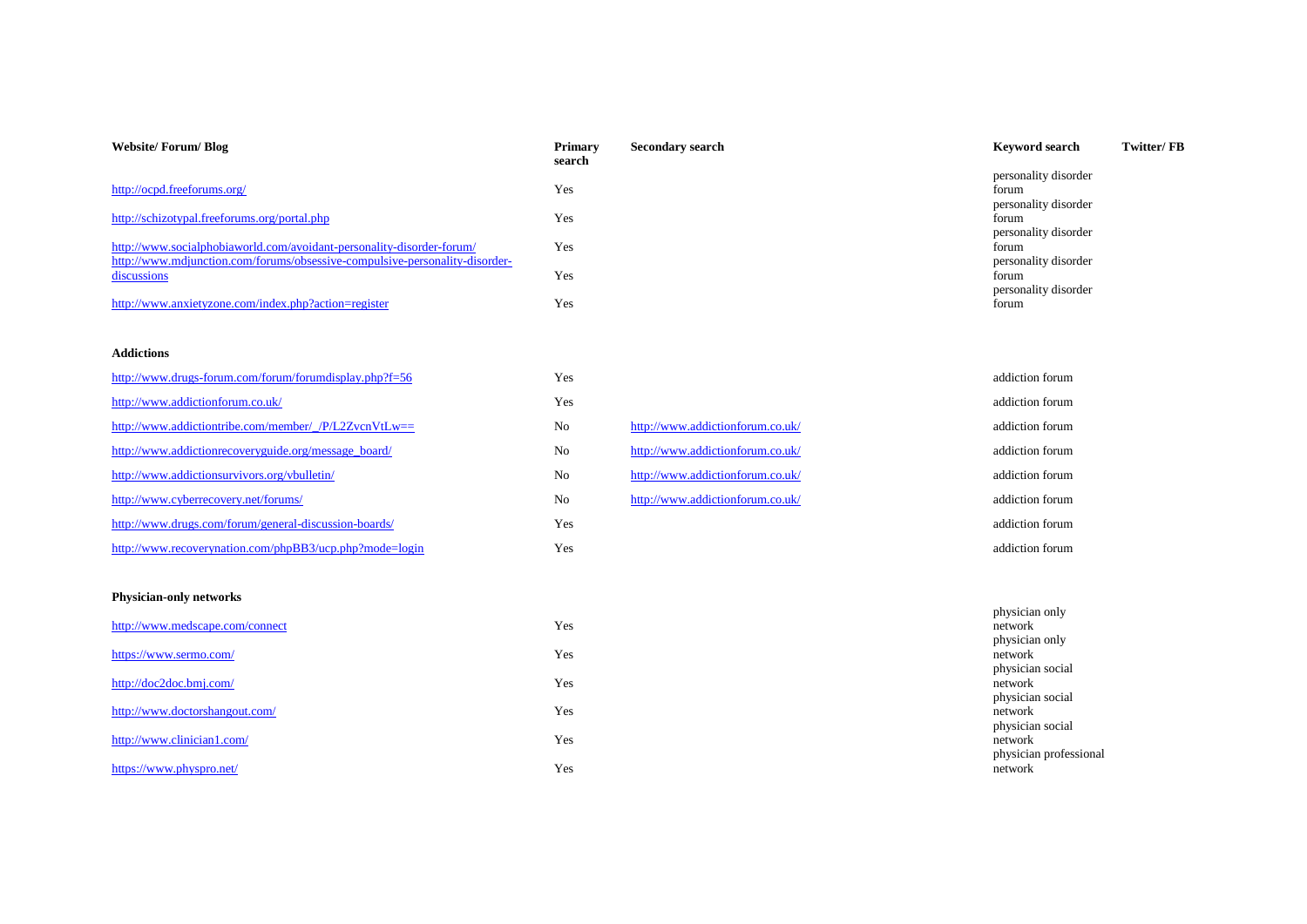| Website/ Forum/ Blog | Primary search | Secondary search | Keyword search | Twitter/ FB |
|---|---|---|---|---|
| http://ocpd.freeforums.org/ | Yes | | personality disorder forum | |
| http://schizotypal.freeforums.org/portal.php | Yes | | personality disorder forum | |
| http://www.socialphobiaworld.com/avoidant-personality-disorder-forum/ | Yes | | personality disorder forum | |
| http://www.mdjunction.com/forums/obsessive-compulsive-personality-disorder-discussions | Yes | | personality disorder forum | |
| http://www.anxietyzone.com/index.php?action=register | Yes | | personality disorder forum | |
| **Addictions** | | | | |
| http://www.drugs-forum.com/forum/forumdisplay.php?f=56 | Yes | | addiction forum | |
| http://www.addictionforum.co.uk/ | Yes | | addiction forum | |
| http://www.addictiontribe.com/member/_/P/L2ZvcnVtLw== | No | http://www.addictionforum.co.uk/ | addiction forum | |
| http://www.addictionrecoveryguide.org/message_board/ | No | http://www.addictionforum.co.uk/ | addiction forum | |
| http://www.addictionsurvivors.org/vbulletin/ | No | http://www.addictionforum.co.uk/ | addiction forum | |
| http://www.cyberrecovery.net/forums/ | No | http://www.addictionforum.co.uk/ | addiction forum | |
| http://www.drugs.com/forum/general-discussion-boards/ | Yes | | addiction forum | |
| http://www.recoverynation.com/phpBB3/ucp.php?mode=login | Yes | | addiction forum | |
| **Physician-only networks** | | | | |
| http://www.medscape.com/connect | Yes | | physician only network | |
| https://www.sermo.com/ | Yes | | physician only network | |
| http://doc2doc.bmj.com/ | Yes | | physician social network | |
| http://www.doctorshangout.com/ | Yes | | physician social network | |
| http://www.clinician1.com/ | Yes | | physician social network | |
| https://www.physpro.net/ | Yes | | physician professional network | |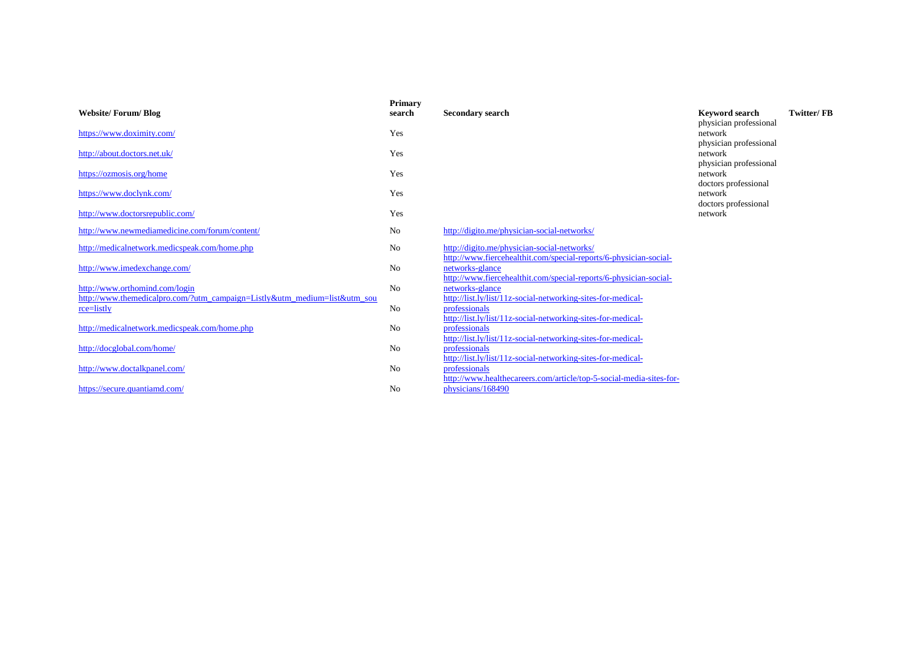| Website/ Forum/ Blog | Primary search | Secondary search | Keyword search | Twitter/ FB |
|---|---|---|---|---|
| https://www.doximity.com/ | Yes | | physician professional network | |
| http://about.doctors.net.uk/ | Yes | | physician professional network | |
| https://ozmosis.org/home | Yes | | physician professional network | |
| https://www.doclynk.com/ | Yes | | doctors professional network | |
| http://www.doctorsrepublic.com/ | Yes | | doctors professional network | |
| http://www.newmediamedicine.com/forum/content/ | No | http://digito.me/physician-social-networks/ | | |
| http://medicalnetwork.medicspeak.com/home.php | No | http://digito.me/physician-social-networks/ | | |
| http://www.imedexchange.com/ | No | http://www.fiercehealthit.com/special-reports/6-physician-social-networks-glance | | |
| http://www.orthomind.com/login | No | http://www.fiercehealthit.com/special-reports/6-physician-social-networks-glance | | |
| http://www.themedicalpro.com/?utm_campaign=Listly&utm_medium=list&utm_source=listly | No | http://list.ly/list/11z-social-networking-sites-for-medical-professionals | | |
| http://medicalnetwork.medicspeak.com/home.php | No | http://list.ly/list/11z-social-networking-sites-for-medical-professionals | | |
| http://docglobal.com/home/ | No | http://list.ly/list/11z-social-networking-sites-for-medical-professionals | | |
| http://www.doctalkpanel.com/ | No | http://list.ly/list/11z-social-networking-sites-for-medical-professionals | | |
| https://secure.quantiamd.com/ | No | http://www.healthecareers.com/article/top-5-social-media-sites-for-physicians/168490 | | |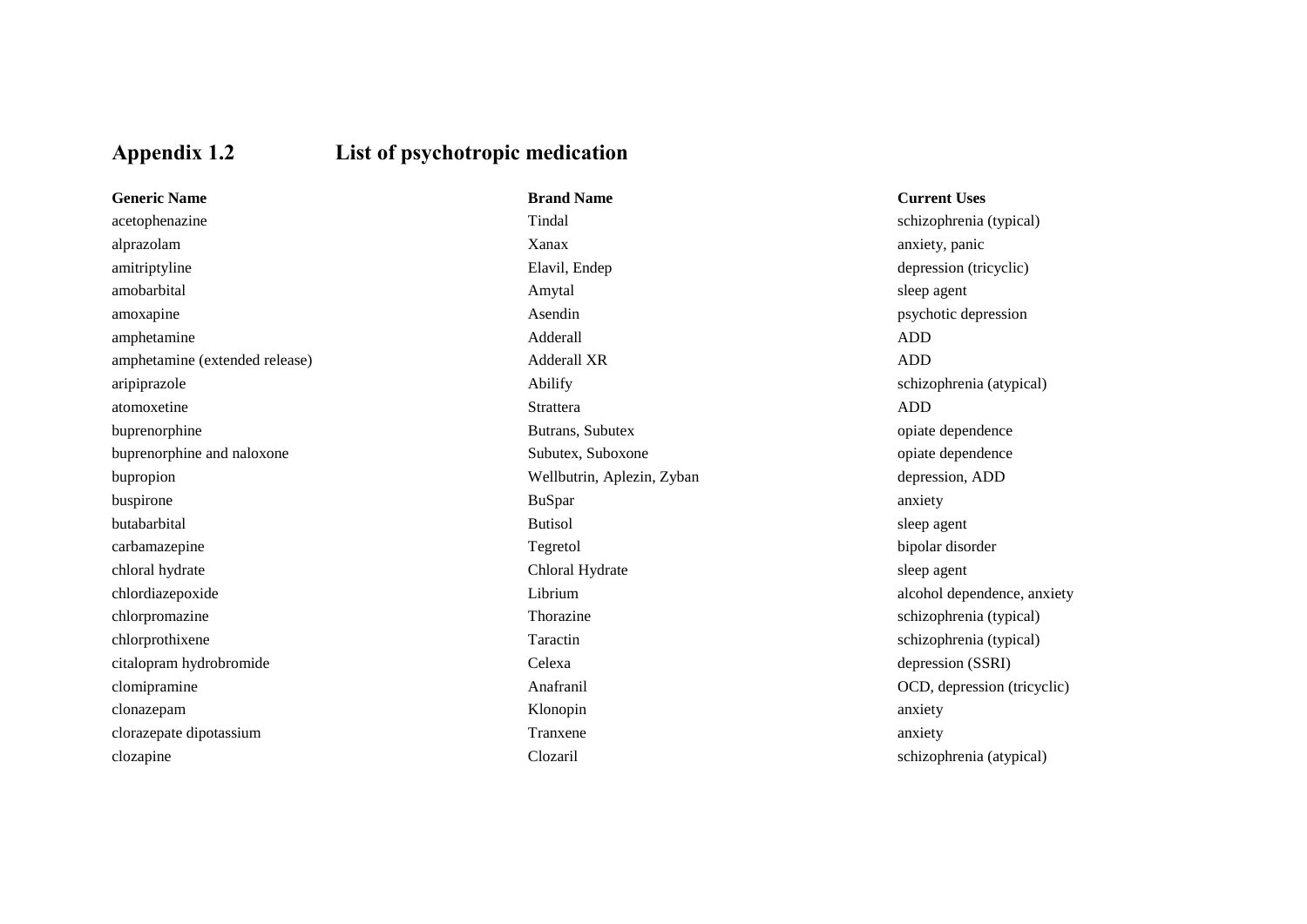## Appendix 1.2 List of psychotropic medication

| Generic Name | Brand Name | Current Uses |
|---|---|---|
| acetophenazine | Tindal | schizophrenia (typical) |
| alprazolam | Xanax | anxiety, panic |
| amitriptyline | Elavil, Endep | depression (tricyclic) |
| amobarbital | Amytal | sleep agent |
| amoxapine | Asendin | psychotic depression |
| amphetamine | Adderall | ADD |
| amphetamine (extended release) | Adderall XR | ADD |
| aripiprazole | Abilify | schizophrenia (atypical) |
| atomoxetine | Strattera | ADD |
| buprenorphine | Butrans, Subutex | opiate dependence |
| buprenorphine and naloxone | Subutex, Suboxone | opiate dependence |
| bupropion | Wellbutrin, Aplezin, Zyban | depression, ADD |
| buspirone | BuSpar | anxiety |
| butabarbital | Butisol | sleep agent |
| carbamazepine | Tegretol | bipolar disorder |
| chloral hydrate | Chloral Hydrate | sleep agent |
| chlordiazepoxide | Librium | alcohol dependence, anxiety |
| chlorpromazine | Thorazine | schizophrenia (typical) |
| chlorprothixene | Taractin | schizophrenia (typical) |
| citalopram hydrobromide | Celexa | depression (SSRI) |
| clomipramine | Anafranil | OCD, depression (tricyclic) |
| clonazepam | Klonopin | anxiety |
| clorazepate dipotassium | Tranxene | anxiety |
| clozapine | Clozaril | schizophrenia (atypical) |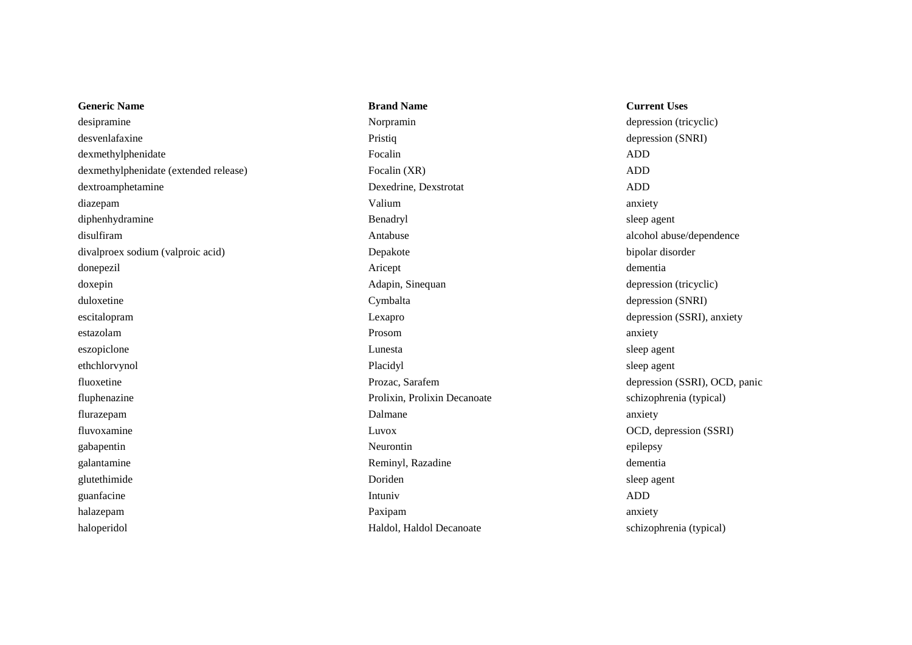| Generic Name | Brand Name | Current Uses |
|---|---|---|
| desipramine | Norpramin | depression (tricyclic) |
| desvenlafaxine | Pristiq | depression (SNRI) |
| dexmethylphenidate | Focalin | ADD |
| dexmethylphenidate (extended release) | Focalin (XR) | ADD |
| dextroamphetamine | Dexedrine, Dexstrotat | ADD |
| diazepam | Valium | anxiety |
| diphenhydramine | Benadryl | sleep agent |
| disulfiram | Antabuse | alcohol abuse/dependence |
| divalproex sodium (valproic acid) | Depakote | bipolar disorder |
| donepezil | Aricept | dementia |
| doxepin | Adapin, Sinequan | depression (tricyclic) |
| duloxetine | Cymbalta | depression (SNRI) |
| escitalopram | Lexapro | depression (SSRI), anxiety |
| estazolam | Prosom | anxiety |
| eszopiclone | Lunesta | sleep agent |
| ethchlorvynol | Placidyl | sleep agent |
| fluoxetine | Prozac, Sarafem | depression (SSRI), OCD, panic |
| fluphenazine | Prolixin, Prolixin Decanoate | schizophrenia (typical) |
| flurazepam | Dalmane | anxiety |
| fluvoxamine | Luvox | OCD, depression (SSRI) |
| gabapentin | Neurontin | epilepsy |
| galantamine | Reminyl, Razadine | dementia |
| glutethimide | Doriden | sleep agent |
| guanfacine | Intuniv | ADD |
| halazepam | Paxipam | anxiety |
| haloperidol | Haldol, Haldol Decanoate | schizophrenia (typical) |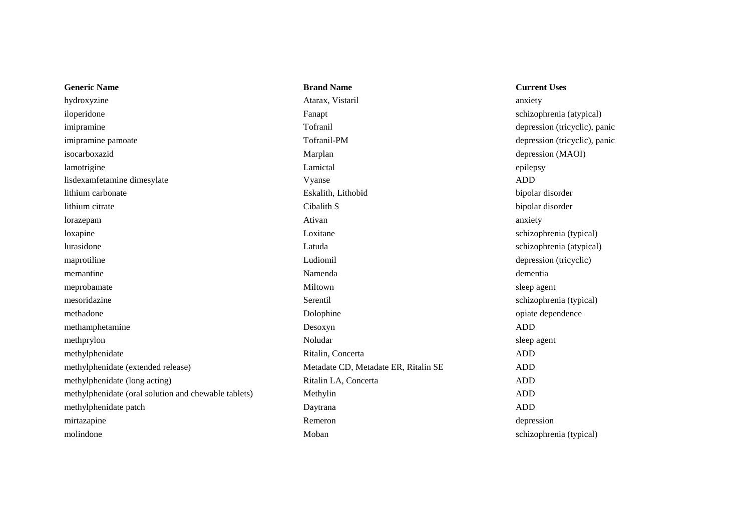| Generic Name | Brand Name | Current Uses |
| --- | --- | --- |
| hydroxyzine | Atarax, Vistaril | anxiety |
| iloperidone | Fanapt | schizophrenia (atypical) |
| imipramine | Tofranil | depression (tricyclic), panic |
| imipramine pamoate | Tofranil-PM | depression (tricyclic), panic |
| isocarboxazid | Marplan | depression (MAOI) |
| lamotrigine | Lamictal | epilepsy |
| lisdexamfetamine dimesylate | Vyanse | ADD |
| lithium carbonate | Eskalith, Lithobid | bipolar disorder |
| lithium citrate | Cibalith S | bipolar disorder |
| lorazepam | Ativan | anxiety |
| loxapine | Loxitane | schizophrenia (typical) |
| lurasidone | Latuda | schizophrenia (atypical) |
| maprotiline | Ludiomil | depression (tricyclic) |
| memantine | Namenda | dementia |
| meprobamate | Miltown | sleep agent |
| mesoridazine | Serentil | schizophrenia (typical) |
| methadone | Dolophine | opiate dependence |
| methamphetamine | Desoxyn | ADD |
| methprylon | Noludar | sleep agent |
| methylphenidate | Ritalin, Concerta | ADD |
| methylphenidate (extended release) | Metadate CD, Metadate ER, Ritalin SE | ADD |
| methylphenidate (long acting) | Ritalin LA, Concerta | ADD |
| methylphenidate (oral solution and chewable tablets) | Methylin | ADD |
| methylphenidate patch | Daytrana | ADD |
| mirtazapine | Remeron | depression |
| molindone | Moban | schizophrenia (typical) |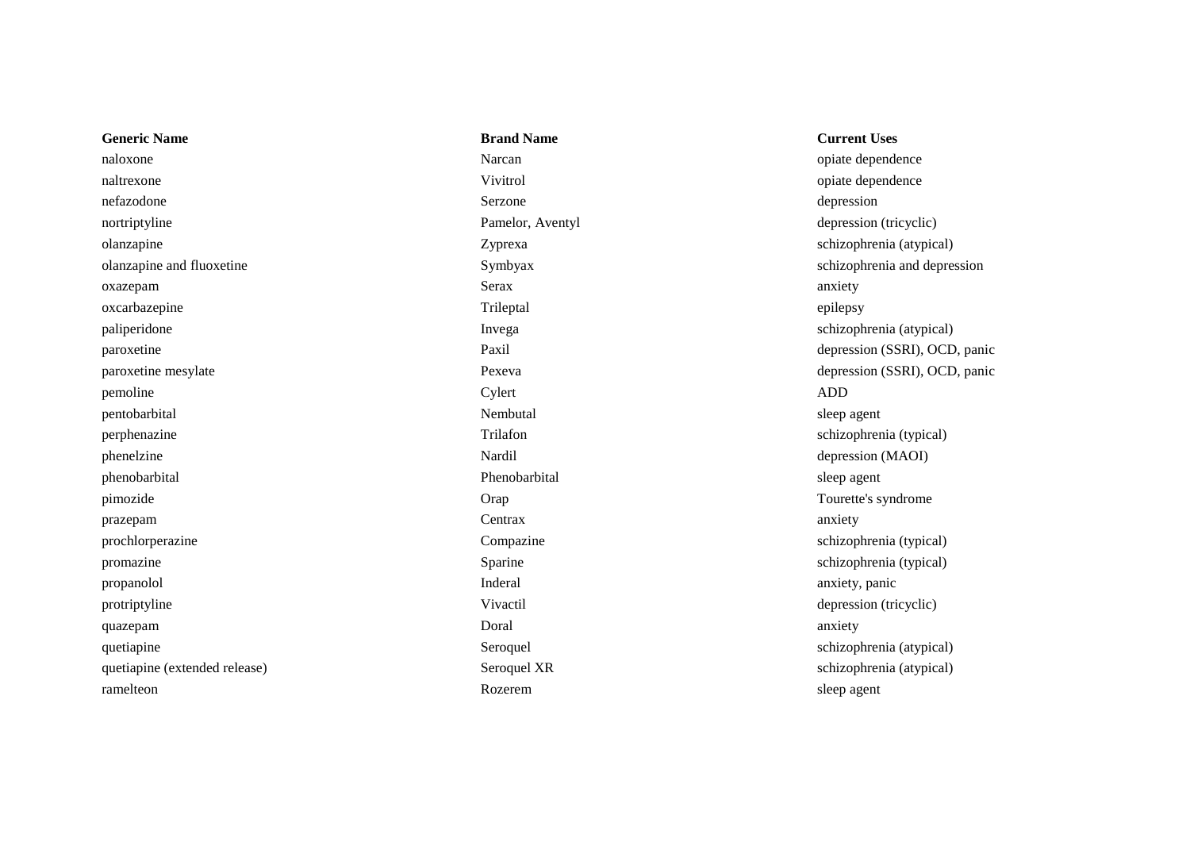| Generic Name | Brand Name | Current Uses |
| --- | --- | --- |
| naloxone | Narcan | opiate dependence |
| naltrexone | Vivitrol | opiate dependence |
| nefazodone | Serzone | depression |
| nortriptyline | Pamelor, Aventyl | depression (tricyclic) |
| olanzapine | Zyprexa | schizophrenia (atypical) |
| olanzapine and fluoxetine | Symbyax | schizophrenia and depression |
| oxazepam | Serax | anxiety |
| oxcarbazepine | Trileptal | epilepsy |
| paliperidone | Invega | schizophrenia (atypical) |
| paroxetine | Paxil | depression (SSRI), OCD, panic |
| paroxetine mesylate | Pexeva | depression (SSRI), OCD, panic |
| pemoline | Cylert | ADD |
| pentobarbital | Nembutal | sleep agent |
| perphenazine | Trilafon | schizophrenia (typical) |
| phenelzine | Nardil | depression (MAOI) |
| phenobarbital | Phenobarbital | sleep agent |
| pimozide | Orap | Tourette's syndrome |
| prazepam | Centrax | anxiety |
| prochlorperazine | Compazine | schizophrenia (typical) |
| promazine | Sparine | schizophrenia (typical) |
| propanolol | Inderal | anxiety, panic |
| protriptyline | Vivactil | depression (tricyclic) |
| quazepam | Doral | anxiety |
| quetiapine | Seroquel | schizophrenia (atypical) |
| quetiapine (extended release) | Seroquel XR | schizophrenia (atypical) |
| ramelteon | Rozerem | sleep agent |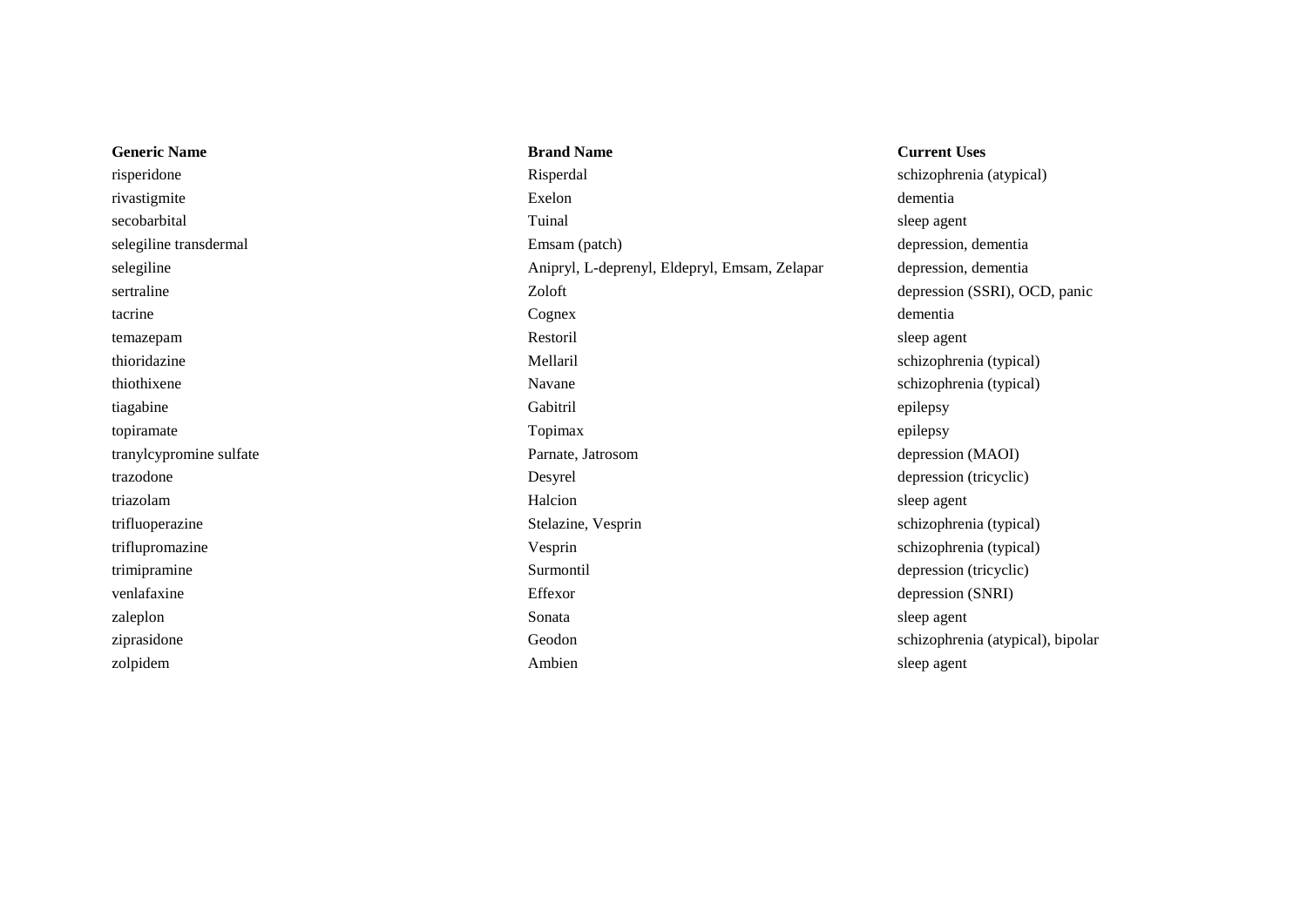| Generic Name | Brand Name | Current Uses |
| --- | --- | --- |
| risperidone | Risperdal | schizophrenia (atypical) |
| rivastigmite | Exelon | dementia |
| secobarbital | Tuinal | sleep agent |
| selegiline transdermal | Emsam (patch) | depression, dementia |
| selegiline | Anipryl, L-deprenyl, Eldepryl, Emsam, Zelapar | depression, dementia |
| sertraline | Zoloft | depression (SSRI), OCD, panic |
| tacrine | Cognex | dementia |
| temazepam | Restoril | sleep agent |
| thioridazine | Mellaril | schizophrenia (typical) |
| thiothixene | Navane | schizophrenia (typical) |
| tiagabine | Gabitril | epilepsy |
| topiramate | Topimax | epilepsy |
| tranylcypromine sulfate | Parnate, Jatrosom | depression (MAOI) |
| trazodone | Desyrel | depression (tricyclic) |
| triazolam | Halcion | sleep agent |
| trifluoperazine | Stelazine, Vesprin | schizophrenia (typical) |
| triflupromazine | Vesprin | schizophrenia (typical) |
| trimipramine | Surmontil | depression (tricyclic) |
| venlafaxine | Effexor | depression (SNRI) |
| zaleplon | Sonata | sleep agent |
| ziprasidone | Geodon | schizophrenia (atypical), bipolar |
| zolpidem | Ambien | sleep agent |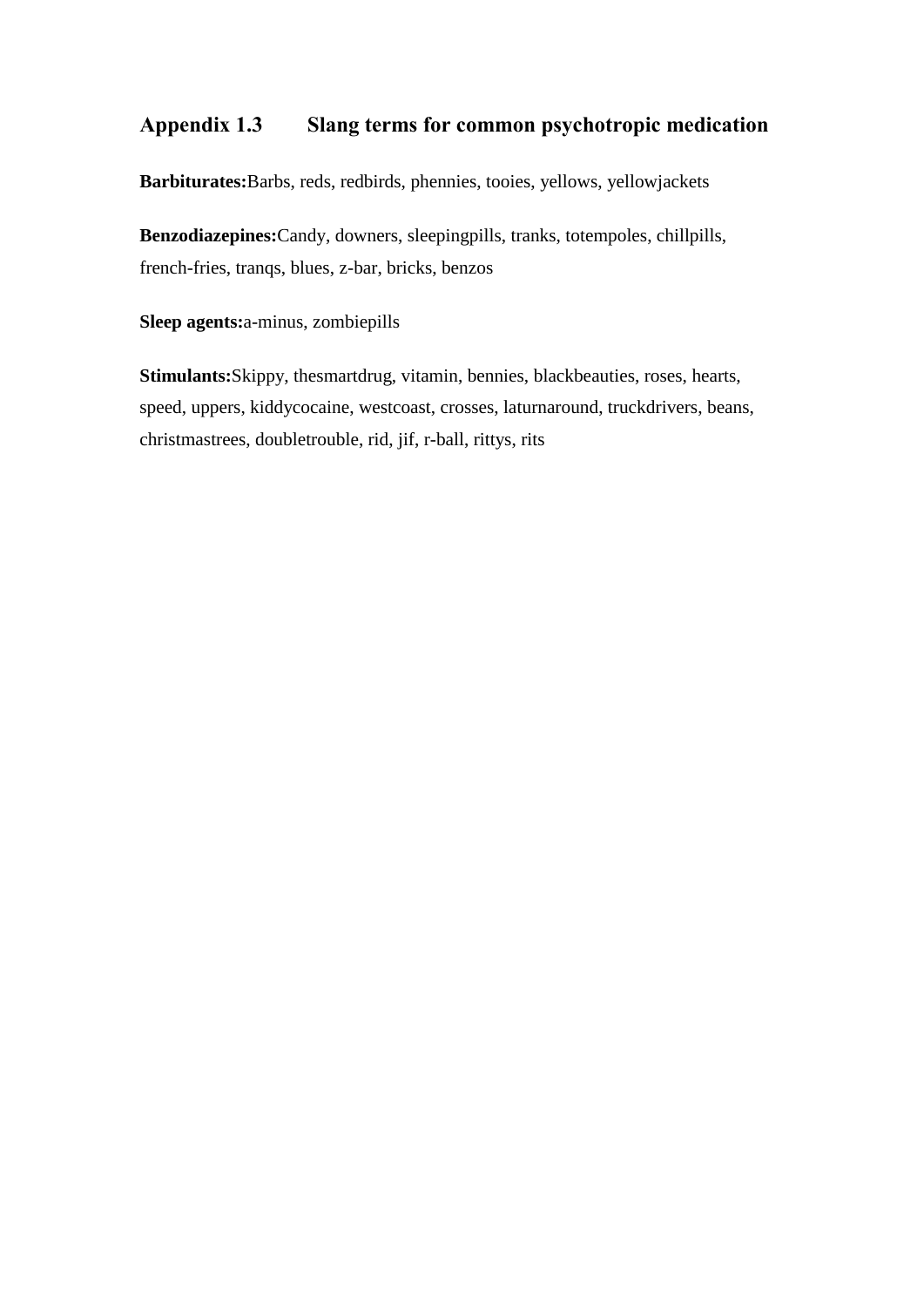## Appendix 1.3 Slang terms for common psychotropic medication

**Barbiturates:**Barbs, reds, redbirds, phennies, tooies, yellows, yellowjackets

**Benzodiazepines:**Candy, downers, sleepingpills, tranks, totempoles, chillpills, french-fries, tranqs, blues, z-bar, bricks, benzos

**Sleep agents:**a-minus, zombiepills

**Stimulants:**Skippy, thesmartdrug, vitamin, bennies, blackbeauties, roses, hearts, speed, uppers, kiddycocaine, westcoast, crosses, laturnaround, truckdrivers, beans, christmastrees, doubletrouble, rid, jif, r-ball, rittys, rits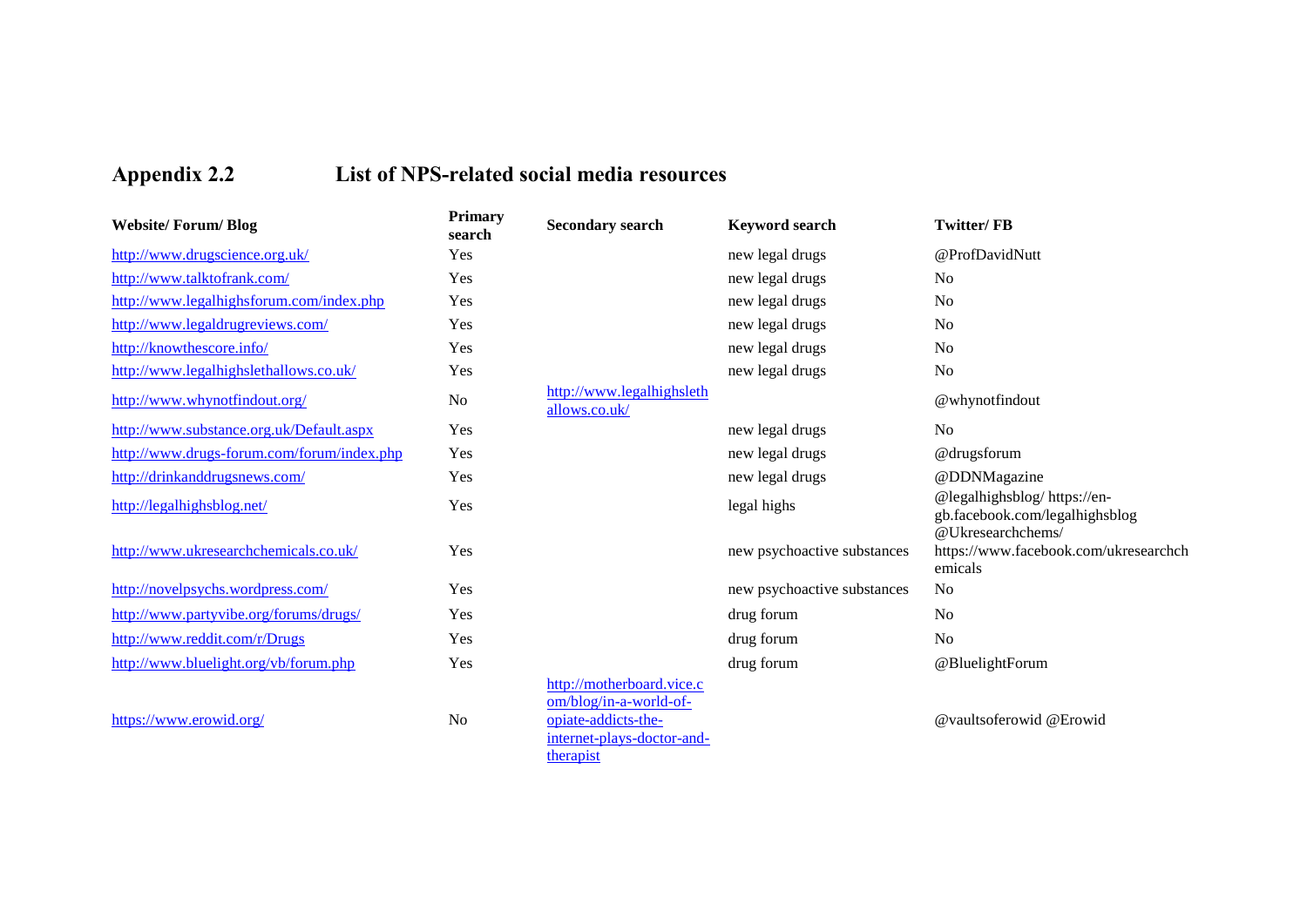## Appendix 2.2 List of NPS-related social media resources

| Website/ Forum/ Blog | Primary search | Secondary search | Keyword search | Twitter/ FB |
|---|---|---|---|---|
| http://www.drugscience.org.uk/ | Yes | | new legal drugs | @ProfDavidNutt |
| http://www.talktofrank.com/ | Yes | | new legal drugs | No |
| http://www.legalhighsforum.com/index.php | Yes | | new legal drugs | No |
| http://www.legaldrugreviews.com/ | Yes | | new legal drugs | No |
| http://knowthescore.info/ | Yes | | new legal drugs | No |
| http://www.legalhighslethallows.co.uk/ | Yes | | new legal drugs | No |
| http://www.whynotfindout.org/ | No | http://www.legalhighslethallows.co.uk/ | | @whynotfindout |
| http://www.substance.org.uk/Default.aspx | Yes | | new legal drugs | No |
| http://www.drugs-forum.com/forum/index.php | Yes | | new legal drugs | @drugsforum |
| http://drinkanddrugsnews.com/ | Yes | | new legal drugs | @DDNMagazine |
| http://legalhighsblog.net/ | Yes | | legal highs | @legalhighsblog/ https://en-gb.facebook.com/legalhighsblog |
| http://www.ukresearchchemicals.co.uk/ | Yes | | new psychoactive substances | @Ukresearchchems/ https://www.facebook.com/ukresearchchemicals |
| http://novelpsychs.wordpress.com/ | Yes | | new psychoactive substances | No |
| http://www.partyvibe.org/forums/drugs/ | Yes | | drug forum | No |
| http://www.reddit.com/r/Drugs | Yes | | drug forum | No |
| http://www.bluelight.org/vb/forum.php | Yes | | drug forum | @BluelightForum |
| https://www.erowid.org/ | No | http://motherboard.vice.com/blog/in-a-world-of-opiate-addicts-the-internet-plays-doctor-and-therapist | | @vaultsoferowid @Erowid |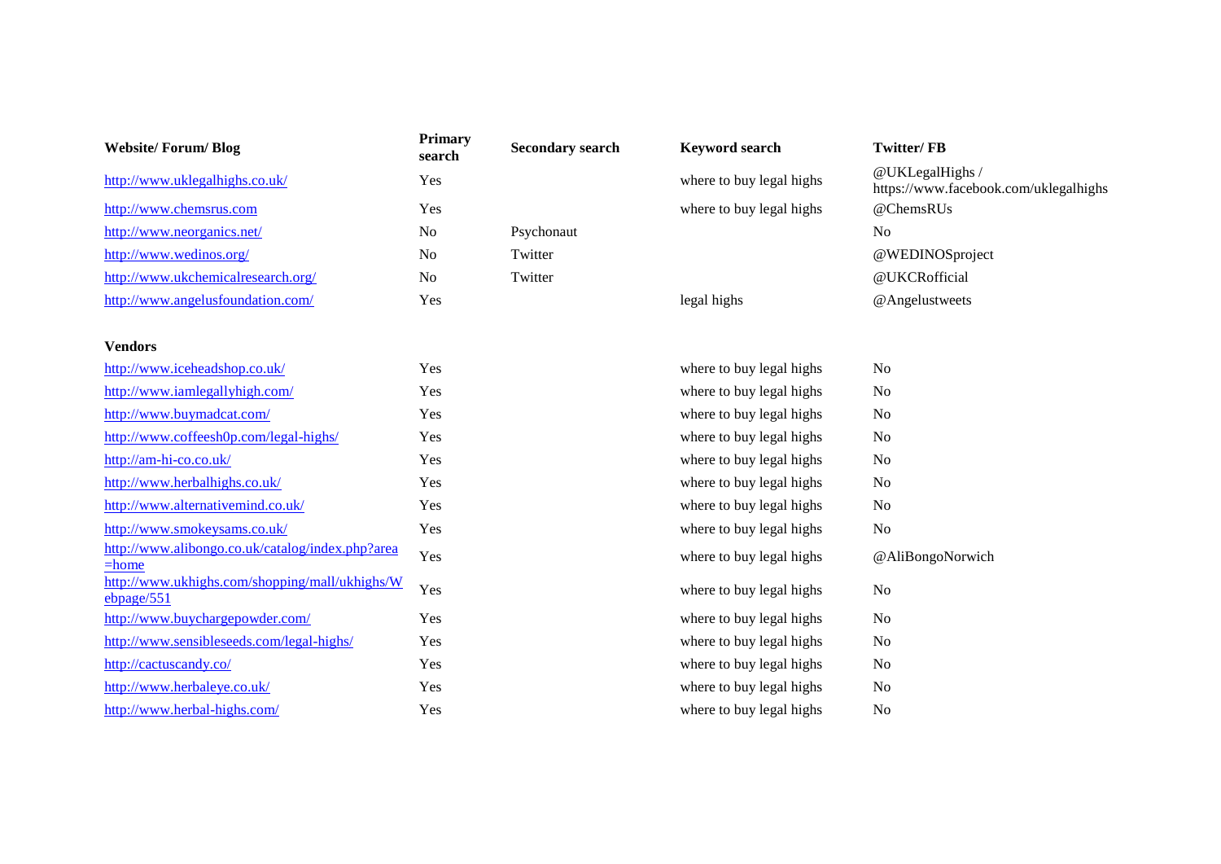| Website/ Forum/ Blog | Primary search | Secondary search | Keyword search | Twitter/ FB |
|---|---|---|---|---|
| http://www.uklegalhighs.co.uk/ | Yes | | where to buy legal highs | @UKLegalHighs / https://www.facebook.com/uklegalhighs |
| http://www.chemsrus.com | Yes | | where to buy legal highs | @ChemsRUs |
| http://www.neorganics.net/ | No | Psychonaut | | No |
| http://www.wedinos.org/ | No | Twitter | | @WEDINOSproject |
| http://www.ukchemicalresearch.org/ | No | Twitter | | @UKCRofficial |
| http://www.angelusfoundation.com/ | Yes | | legal highs | @Angelustweets |
| | | | | |
| **Vendors** | | | | |
| http://www.iceheadshop.co.uk/ | Yes | | where to buy legal highs | No |
| http://www.iamlegallyhigh.com/ | Yes | | where to buy legal highs | No |
| http://www.buymadcat.com/ | Yes | | where to buy legal highs | No |
| http://www.coffeesh0p.com/legal-highs/ | Yes | | where to buy legal highs | No |
| http://am-hi-co.co.uk/ | Yes | | where to buy legal highs | No |
| http://www.herbalhighs.co.uk/ | Yes | | where to buy legal highs | No |
| http://www.alternativemind.co.uk/ | Yes | | where to buy legal highs | No |
| http://www.smokeysams.co.uk/ | Yes | | where to buy legal highs | No |
| http://www.alibongo.co.uk/catalog/index.php?area=home | Yes | | where to buy legal highs | @AliBongoNorwich |
| http://www.ukhighs.com/shopping/mall/ukhighs/Webpage/551 | Yes | | where to buy legal highs | No |
| http://www.buychargepowder.com/ | Yes | | where to buy legal highs | No |
| http://www.sensibleseeds.com/legal-highs/ | Yes | | where to buy legal highs | No |
| http://cactuscandy.co/ | Yes | | where to buy legal highs | No |
| http://www.herbaleye.co.uk/ | Yes | | where to buy legal highs | No |
| http://www.herbal-highs.com/ | Yes | | where to buy legal highs | No |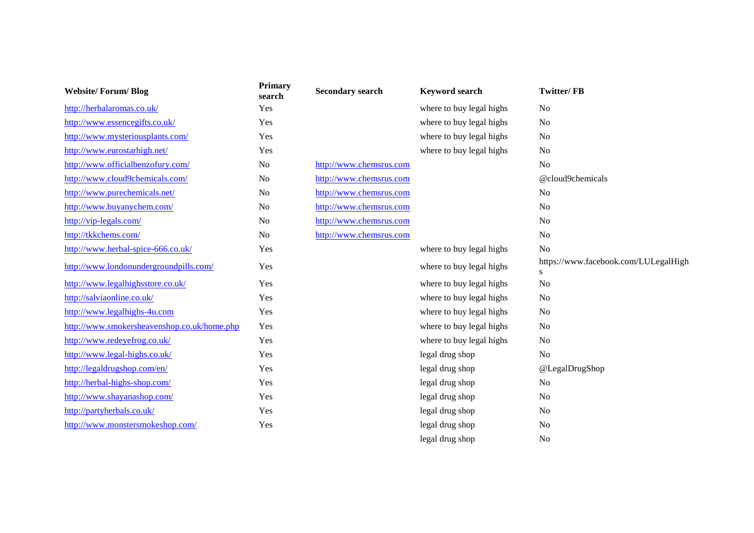| Website/ Forum/ Blog | Primary search | Secondary search | Keyword search | Twitter/ FB |
|---|---|---|---|---|
| http://herbalaromas.co.uk/ | Yes | | where to buy legal highs | No |
| http://www.essencegifts.co.uk/ | Yes | | where to buy legal highs | No |
| http://www.mysteriousplants.com/ | Yes | | where to buy legal highs | No |
| http://www.eurostarhigh.net/ | Yes | | where to buy legal highs | No |
| http://www.officialbenzofury.com/ | No | http://www.chemsrus.com | | No |
| http://www.cloud9chemicals.com/ | No | http://www.chemsrus.com | | @cloud9chemicals |
| http://www.purechemicals.net/ | No | http://www.chemsrus.com | | No |
| http://www.buyanychem.com/ | No | http://www.chemsrus.com | | No |
| http://vip-legals.com/ | No | http://www.chemsrus.com | | No |
| http://tkkchems.com/ | No | http://www.chemsrus.com | | No |
| http://www.herbal-spice-666.co.uk/ | Yes | | where to buy legal highs | No |
| http://www.londonundergroundpills.com/ | Yes | | where to buy legal highs | https://www.facebook.com/LULegalHighs |
| http://www.legalhighsstore.co.uk/ | Yes | | where to buy legal highs | No |
| http://salviaonline.co.uk/ | Yes | | where to buy legal highs | No |
| http://www.legalhighs-4u.com | Yes | | where to buy legal highs | No |
| http://www.smokersheavenshop.co.uk/home.php | Yes | | where to buy legal highs | No |
| http://www.redeyefrog.co.uk/ | Yes | | where to buy legal highs | No |
| http://www.legal-highs.co.uk/ | Yes | | legal drug shop | No |
| http://legaldrugshop.com/en/ | Yes | | legal drug shop | @LegalDrugShop |
| http://herbal-highs-shop.com/ | Yes | | legal drug shop | No |
| http://www.shayanashop.com/ | Yes | | legal drug shop | No |
| http://partyherbals.co.uk/ | Yes | | legal drug shop | No |
| http://www.monstersmokeshop.com/ | Yes | | legal drug shop | No |
| | | | legal drug shop | No |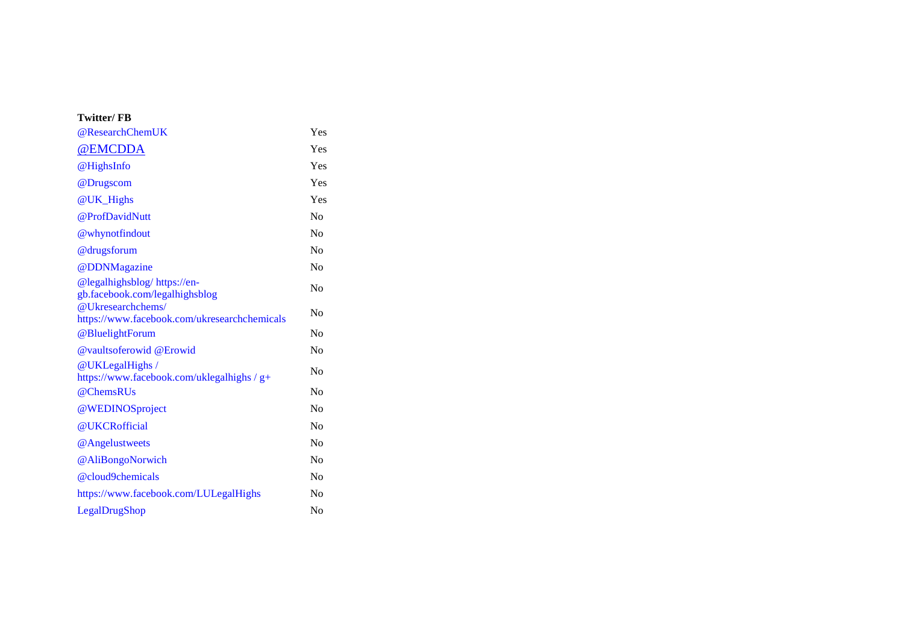**Twitter/ FB**

| | |
|---|---|
| @ResearchChemUK | Yes |
| @EMCDDA | Yes |
| @HighsInfo | Yes |
| @Drugscom | Yes |
| @UK_Highs | Yes |
| @ProfDavidNutt | No |
| @whynotfindout | No |
| @drugsforum | No |
| @DDNMagazine | No |
| @legalhighsblog/ https://en-gb.facebook.com/legalhighsblog | No |
| @Ukresearchchems/ https://www.facebook.com/ukresearchchemicals | No |
| @BluelightForum | No |
| @vaultsoferowid @Erowid | No |
| @UKLegalHighs / https://www.facebook.com/uklegalhighs / g+ | No |
| @ChemsRUs | No |
| @WEDINOSproject | No |
| @UKCRofficial | No |
| @Angelustweets | No |
| @AliBongoNorwich | No |
| @cloud9chemicals | No |
| https://www.facebook.com/LULegalHighs | No |
| LegalDrugShop | No |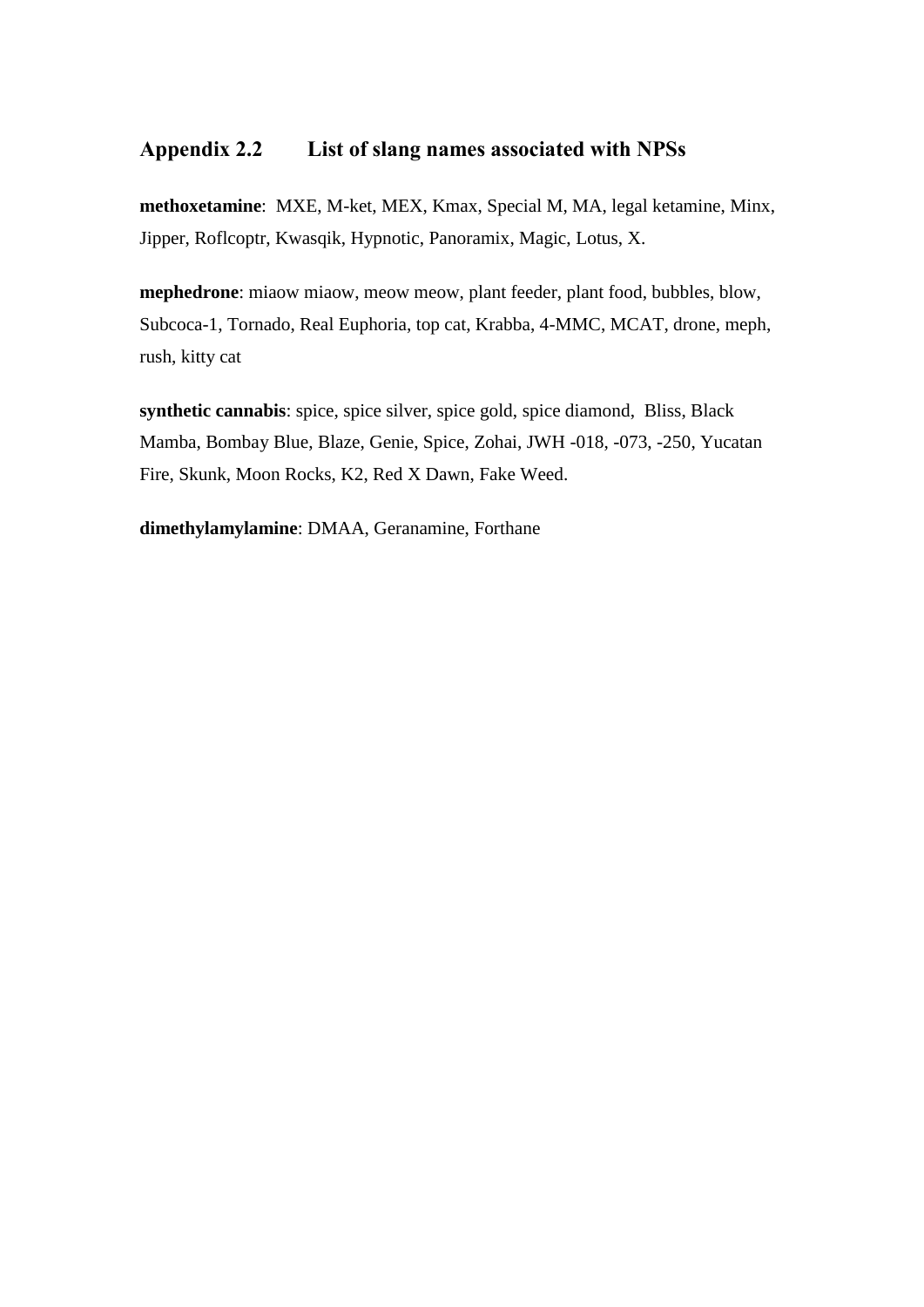## Appendix 2.2 List of slang names associated with NPSs

**methoxetamine**: MXE, M-ket, MEX, Kmax, Special M, MA, legal ketamine, Minx, Jipper, Roflcoptr, Kwasqik, Hypnotic, Panoramix, Magic, Lotus, X.

**mephedrone**: miaow miaow, meow meow, plant feeder, plant food, bubbles, blow, Subcoca-1, Tornado, Real Euphoria, top cat, Krabba, 4-MMC, MCAT, drone, meph, rush, kitty cat

**synthetic cannabis**: spice, spice silver, spice gold, spice diamond, Bliss, Black Mamba, Bombay Blue, Blaze, Genie, Spice, Zohai, JWH -018, -073, -250, Yucatan Fire, Skunk, Moon Rocks, K2, Red X Dawn, Fake Weed.

**dimethylamylamine**: DMAA, Geranamine, Forthane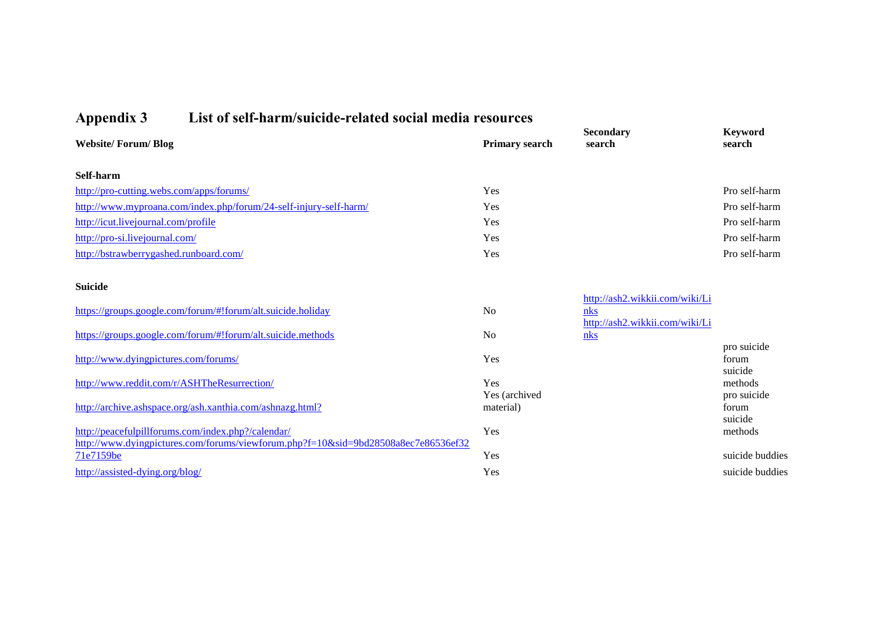## Appendix 3 List of self-harm/suicide-related social media resources

| Website/ Forum/ Blog | Primary search | Secondary search | Keyword search |
|---|---|---|---|
| **Self-harm** | | | |
| http://pro-cutting.webs.com/apps/forums/ | Yes | | Pro self-harm |
| http://www.myproana.com/index.php/forum/24-self-injury-self-harm/ | Yes | | Pro self-harm |
| http://icut.livejournal.com/profile | Yes | | Pro self-harm |
| http://pro-si.livejournal.com/ | Yes | | Pro self-harm |
| http://bstrawberrygashed.runboard.com/ | Yes | | Pro self-harm |
| **Suicide** | | | |
| https://groups.google.com/forum/#!forum/alt.suicide.holiday | No | http://ash2.wikkii.com/wiki/Links | |
| https://groups.google.com/forum/#!forum/alt.suicide.methods | No | http://ash2.wikkii.com/wiki/Links | |
| http://www.dyingpictures.com/forums/ | Yes | | pro suicide forum |
| http://www.reddit.com/r/ASHTheResurrection/ | Yes | | suicide methods |
| http://archive.ashspace.org/ash.xanthia.com/ashnazg.html? | Yes (archived material) | | pro suicide forum |
| http://peacefulpillforums.com/index.php?/calendar/ | Yes | | suicide methods |
| http://www.dyingpictures.com/forums/viewforum.php?f=10&sid=9bd28508a8ec7e86536ef3271e7159be | Yes | | suicide buddies |
| http://assisted-dying.org/blog/ | Yes | | suicide buddies |